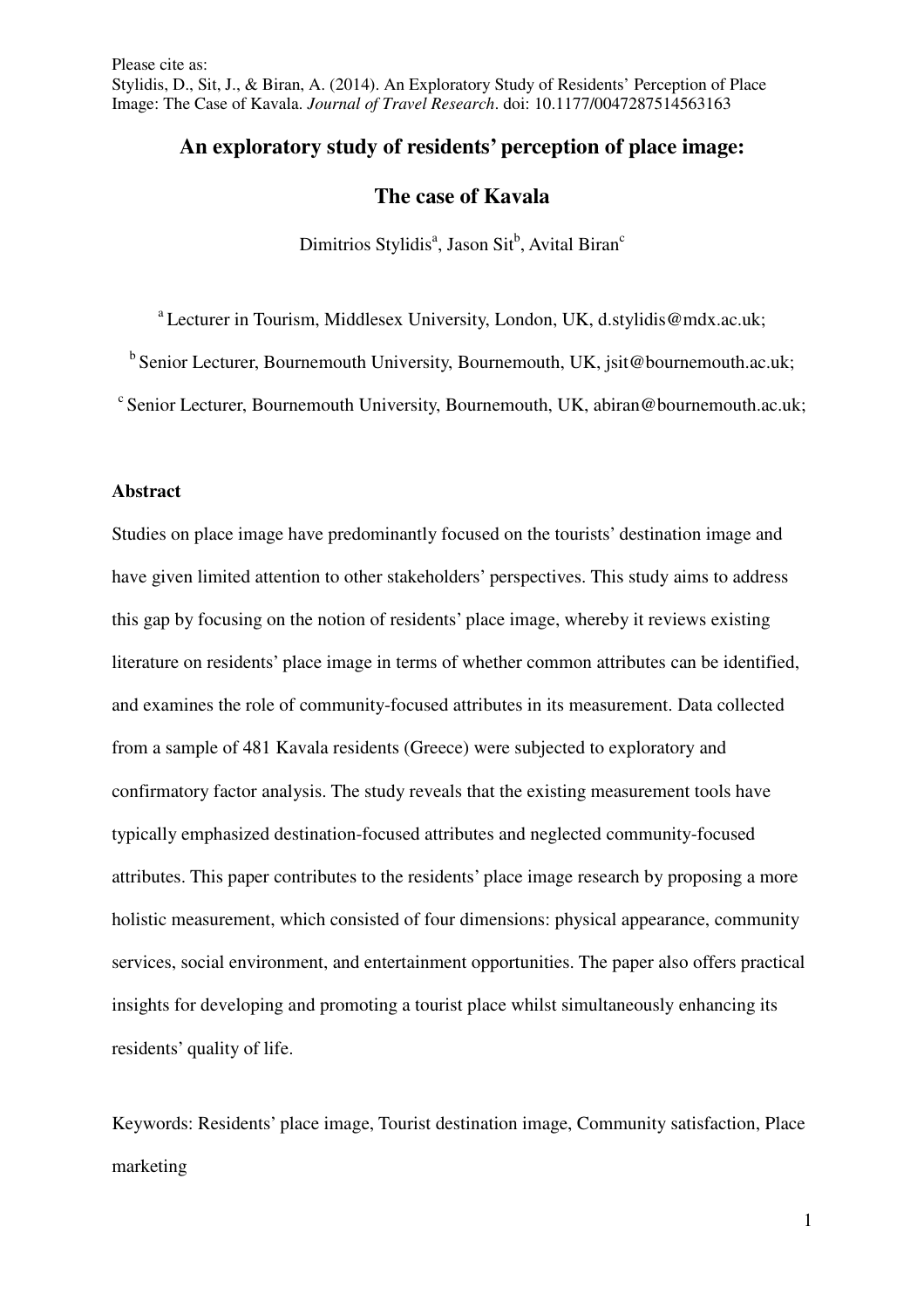Please cite as:
Stylidis, D., Sit, J., & Biran, A. (2014). An Exploratory Study of Residents' Perception of Place Image: The Case of Kavala. *Journal of Travel Research*. doi: 10.1177/0047287514563163

# An exploratory study of residents' perception of place image: The case of Kavala

Dimitrios Stylidis[a], Jason Sit[b], Avital Biran[c]

[a] Lecturer in Tourism, Middlesex University, London, UK, d.stylidis@mdx.ac.uk;

[b] Senior Lecturer, Bournemouth University, Bournemouth, UK, jsit@bournemouth.ac.uk;

[c] Senior Lecturer, Bournemouth University, Bournemouth, UK, abiran@bournemouth.ac.uk;

## Abstract

Studies on place image have predominantly focused on the tourists' destination image and have given limited attention to other stakeholders' perspectives. This study aims to address this gap by focusing on the notion of residents' place image, whereby it reviews existing literature on residents' place image in terms of whether common attributes can be identified, and examines the role of community-focused attributes in its measurement. Data collected from a sample of 481 Kavala residents (Greece) were subjected to exploratory and confirmatory factor analysis. The study reveals that the existing measurement tools have typically emphasized destination-focused attributes and neglected community-focused attributes. This paper contributes to the residents' place image research by proposing a more holistic measurement, which consisted of four dimensions: physical appearance, community services, social environment, and entertainment opportunities. The paper also offers practical insights for developing and promoting a tourist place whilst simultaneously enhancing its residents' quality of life.

Keywords: Residents' place image, Tourist destination image, Community satisfaction, Place marketing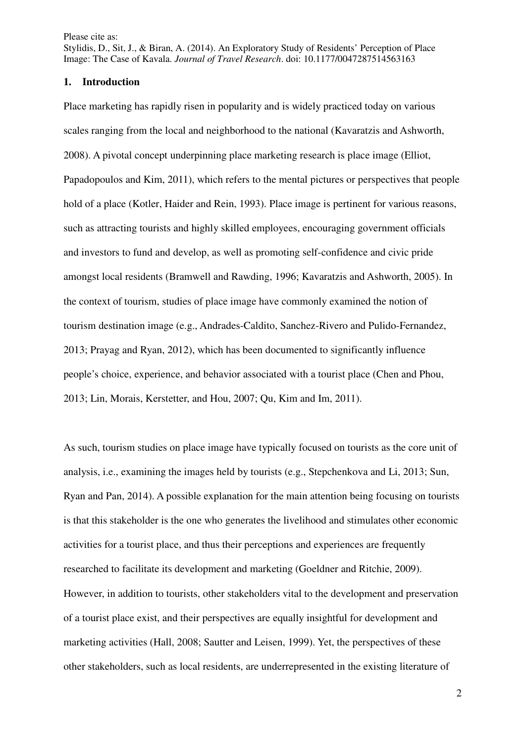## 1. Introduction

Place marketing has rapidly risen in popularity and is widely practiced today on various scales ranging from the local and neighborhood to the national (Kavaratzis and Ashworth, 2008). A pivotal concept underpinning place marketing research is place image (Elliot, Papadopoulos and Kim, 2011), which refers to the mental pictures or perspectives that people hold of a place (Kotler, Haider and Rein, 1993). Place image is pertinent for various reasons, such as attracting tourists and highly skilled employees, encouraging government officials and investors to fund and develop, as well as promoting self-confidence and civic pride amongst local residents (Bramwell and Rawding, 1996; Kavaratzis and Ashworth, 2005). In the context of tourism, studies of place image have commonly examined the notion of tourism destination image (e.g., Andrades-Caldito, Sanchez-Rivero and Pulido-Fernandez, 2013; Prayag and Ryan, 2012), which has been documented to significantly influence people's choice, experience, and behavior associated with a tourist place (Chen and Phou, 2013; Lin, Morais, Kerstetter, and Hou, 2007; Qu, Kim and Im, 2011).

As such, tourism studies on place image have typically focused on tourists as the core unit of analysis, i.e., examining the images held by tourists (e.g., Stepchenkova and Li, 2013; Sun, Ryan and Pan, 2014). A possible explanation for the main attention being focusing on tourists is that this stakeholder is the one who generates the livelihood and stimulates other economic activities for a tourist place, and thus their perceptions and experiences are frequently researched to facilitate its development and marketing (Goeldner and Ritchie, 2009). However, in addition to tourists, other stakeholders vital to the development and preservation of a tourist place exist, and their perspectives are equally insightful for development and marketing activities (Hall, 2008; Sautter and Leisen, 1999). Yet, the perspectives of these other stakeholders, such as local residents, are underrepresented in the existing literature of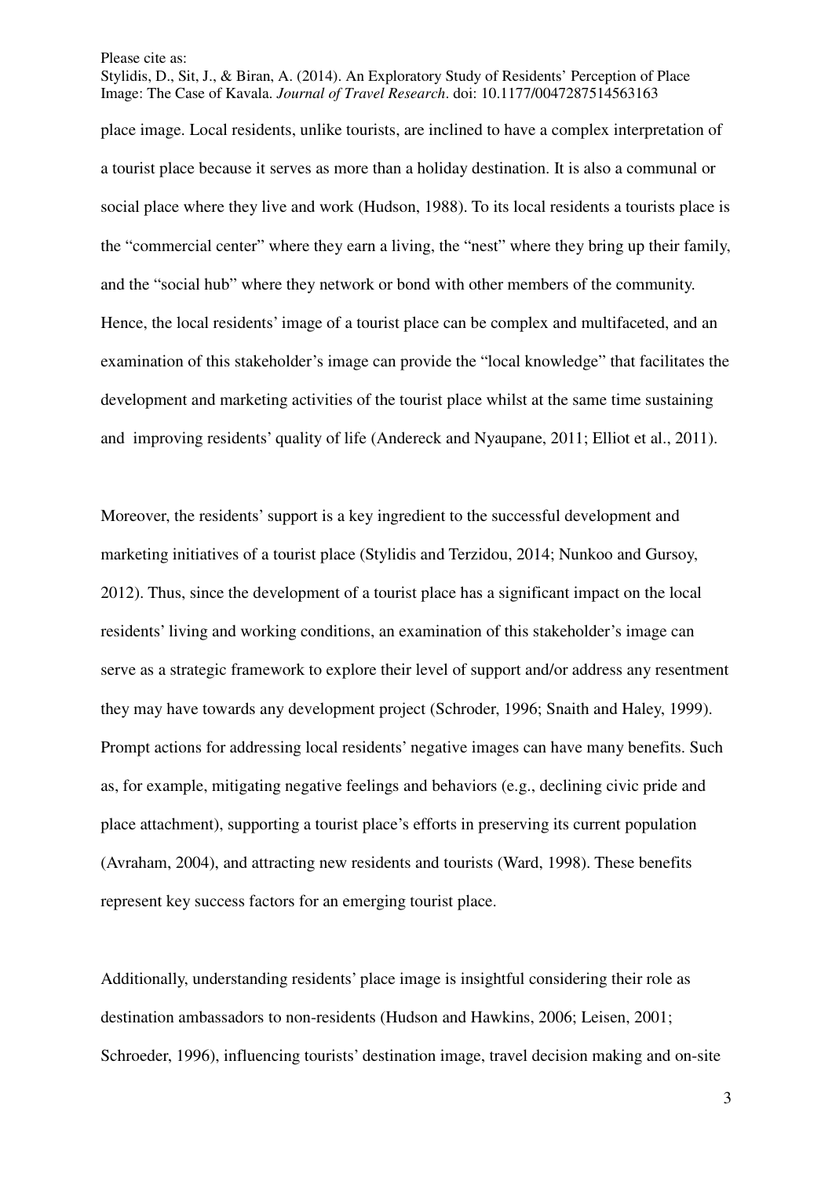place image. Local residents, unlike tourists, are inclined to have a complex interpretation of a tourist place because it serves as more than a holiday destination. It is also a communal or social place where they live and work (Hudson, 1988). To its local residents a tourists place is the "commercial center" where they earn a living, the "nest" where they bring up their family, and the "social hub" where they network or bond with other members of the community. Hence, the local residents' image of a tourist place can be complex and multifaceted, and an examination of this stakeholder's image can provide the "local knowledge" that facilitates the development and marketing activities of the tourist place whilst at the same time sustaining and improving residents' quality of life (Andereck and Nyaupane, 2011; Elliot et al., 2011).

Moreover, the residents' support is a key ingredient to the successful development and marketing initiatives of a tourist place (Stylidis and Terzidou, 2014; Nunkoo and Gursoy, 2012). Thus, since the development of a tourist place has a significant impact on the local residents' living and working conditions, an examination of this stakeholder's image can serve as a strategic framework to explore their level of support and/or address any resentment they may have towards any development project (Schroder, 1996; Snaith and Haley, 1999). Prompt actions for addressing local residents' negative images can have many benefits. Such as, for example, mitigating negative feelings and behaviors (e.g., declining civic pride and place attachment), supporting a tourist place's efforts in preserving its current population (Avraham, 2004), and attracting new residents and tourists (Ward, 1998). These benefits represent key success factors for an emerging tourist place.

Additionally, understanding residents' place image is insightful considering their role as destination ambassadors to non-residents (Hudson and Hawkins, 2006; Leisen, 2001; Schroeder, 1996), influencing tourists' destination image, travel decision making and on-site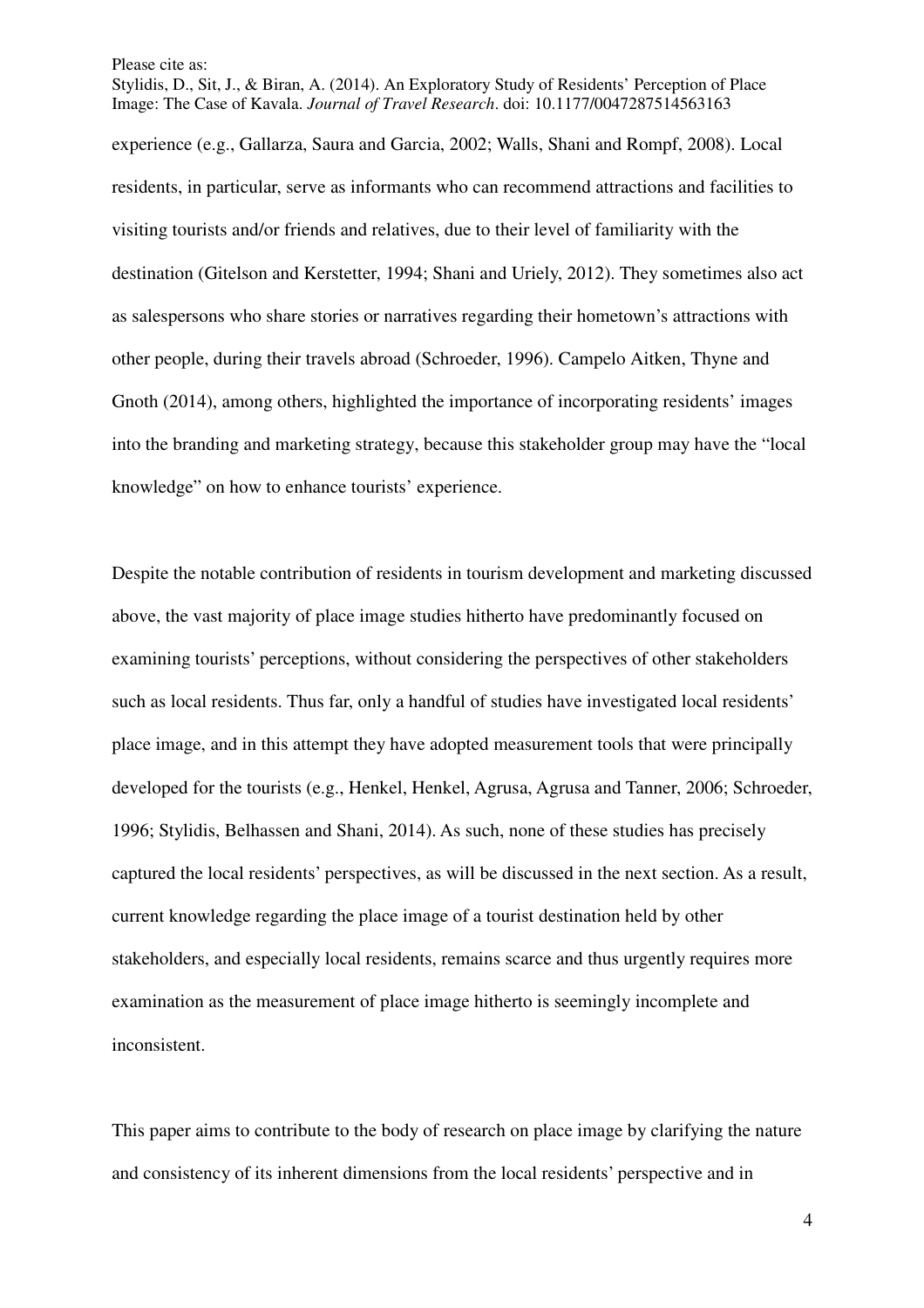experience (e.g., Gallarza, Saura and Garcia, 2002; Walls, Shani and Rompf, 2008). Local residents, in particular, serve as informants who can recommend attractions and facilities to visiting tourists and/or friends and relatives, due to their level of familiarity with the destination (Gitelson and Kerstetter, 1994; Shani and Uriely, 2012). They sometimes also act as salespersons who share stories or narratives regarding their hometown's attractions with other people, during their travels abroad (Schroeder, 1996). Campelo Aitken, Thyne and Gnoth (2014), among others, highlighted the importance of incorporating residents' images into the branding and marketing strategy, because this stakeholder group may have the "local knowledge" on how to enhance tourists' experience.

Despite the notable contribution of residents in tourism development and marketing discussed above, the vast majority of place image studies hitherto have predominantly focused on examining tourists' perceptions, without considering the perspectives of other stakeholders such as local residents. Thus far, only a handful of studies have investigated local residents' place image, and in this attempt they have adopted measurement tools that were principally developed for the tourists (e.g., Henkel, Henkel, Agrusa, Agrusa and Tanner, 2006; Schroeder, 1996; Stylidis, Belhassen and Shani, 2014). As such, none of these studies has precisely captured the local residents' perspectives, as will be discussed in the next section. As a result, current knowledge regarding the place image of a tourist destination held by other stakeholders, and especially local residents, remains scarce and thus urgently requires more examination as the measurement of place image hitherto is seemingly incomplete and inconsistent.

This paper aims to contribute to the body of research on place image by clarifying the nature and consistency of its inherent dimensions from the local residents' perspective and in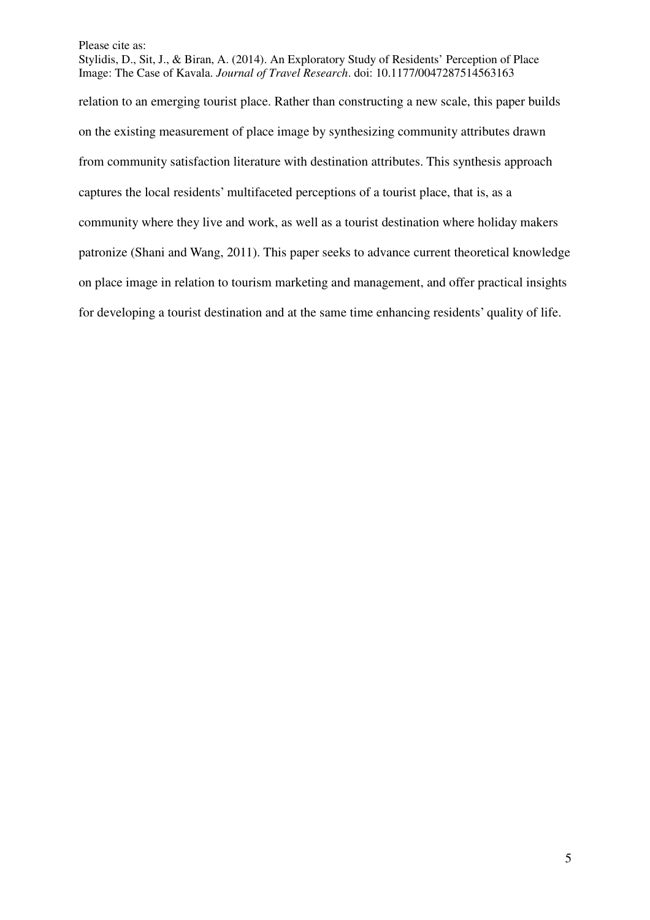relation to an emerging tourist place. Rather than constructing a new scale, this paper builds on the existing measurement of place image by synthesizing community attributes drawn from community satisfaction literature with destination attributes. This synthesis approach captures the local residents' multifaceted perceptions of a tourist place, that is, as a community where they live and work, as well as a tourist destination where holiday makers patronize (Shani and Wang, 2011). This paper seeks to advance current theoretical knowledge on place image in relation to tourism marketing and management, and offer practical insights for developing a tourist destination and at the same time enhancing residents' quality of life.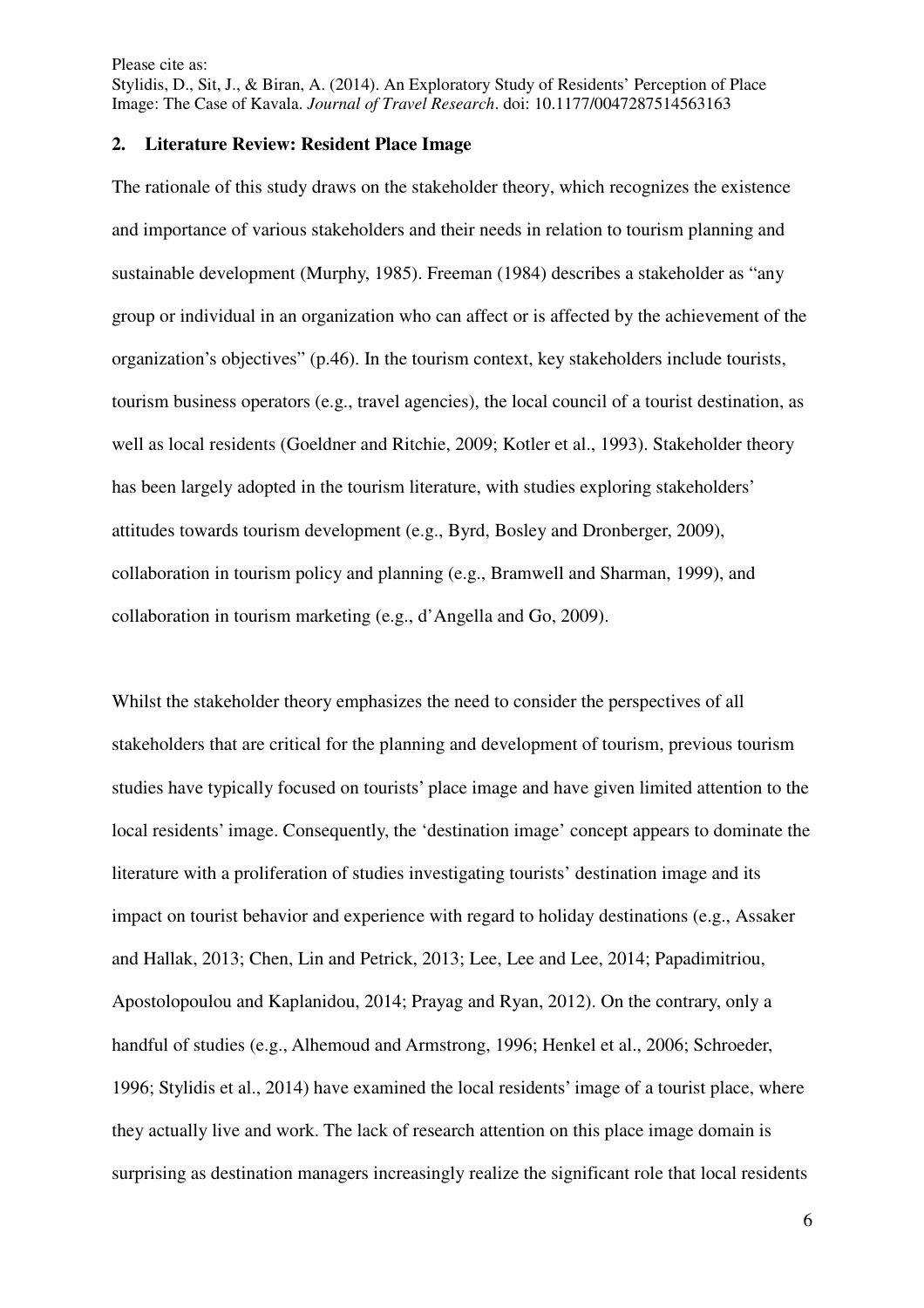## 2. Literature Review: Resident Place Image

The rationale of this study draws on the stakeholder theory, which recognizes the existence and importance of various stakeholders and their needs in relation to tourism planning and sustainable development (Murphy, 1985). Freeman (1984) describes a stakeholder as "any group or individual in an organization who can affect or is affected by the achievement of the organization's objectives" (p.46). In the tourism context, key stakeholders include tourists, tourism business operators (e.g., travel agencies), the local council of a tourist destination, as well as local residents (Goeldner and Ritchie, 2009; Kotler et al., 1993). Stakeholder theory has been largely adopted in the tourism literature, with studies exploring stakeholders' attitudes towards tourism development (e.g., Byrd, Bosley and Dronberger, 2009), collaboration in tourism policy and planning (e.g., Bramwell and Sharman, 1999), and collaboration in tourism marketing (e.g., d'Angella and Go, 2009).

Whilst the stakeholder theory emphasizes the need to consider the perspectives of all stakeholders that are critical for the planning and development of tourism, previous tourism studies have typically focused on tourists' place image and have given limited attention to the local residents' image. Consequently, the 'destination image' concept appears to dominate the literature with a proliferation of studies investigating tourists' destination image and its impact on tourist behavior and experience with regard to holiday destinations (e.g., Assaker and Hallak, 2013; Chen, Lin and Petrick, 2013; Lee, Lee and Lee, 2014; Papadimitriou, Apostolopoulou and Kaplanidou, 2014; Prayag and Ryan, 2012). On the contrary, only a handful of studies (e.g., Alhemoud and Armstrong, 1996; Henkel et al., 2006; Schroeder, 1996; Stylidis et al., 2014) have examined the local residents' image of a tourist place, where they actually live and work. The lack of research attention on this place image domain is surprising as destination managers increasingly realize the significant role that local residents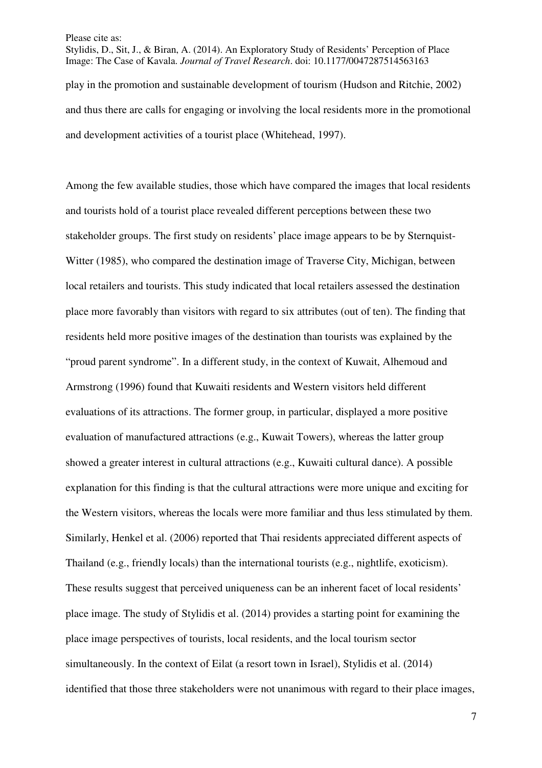play in the promotion and sustainable development of tourism (Hudson and Ritchie, 2002) and thus there are calls for engaging or involving the local residents more in the promotional and development activities of a tourist place (Whitehead, 1997).

Among the few available studies, those which have compared the images that local residents and tourists hold of a tourist place revealed different perceptions between these two stakeholder groups. The first study on residents' place image appears to be by Sternquist-Witter (1985), who compared the destination image of Traverse City, Michigan, between local retailers and tourists. This study indicated that local retailers assessed the destination place more favorably than visitors with regard to six attributes (out of ten). The finding that residents held more positive images of the destination than tourists was explained by the "proud parent syndrome". In a different study, in the context of Kuwait, Alhemoud and Armstrong (1996) found that Kuwaiti residents and Western visitors held different evaluations of its attractions. The former group, in particular, displayed a more positive evaluation of manufactured attractions (e.g., Kuwait Towers), whereas the latter group showed a greater interest in cultural attractions (e.g., Kuwaiti cultural dance). A possible explanation for this finding is that the cultural attractions were more unique and exciting for the Western visitors, whereas the locals were more familiar and thus less stimulated by them. Similarly, Henkel et al. (2006) reported that Thai residents appreciated different aspects of Thailand (e.g., friendly locals) than the international tourists (e.g., nightlife, exoticism). These results suggest that perceived uniqueness can be an inherent facet of local residents' place image. The study of Stylidis et al. (2014) provides a starting point for examining the place image perspectives of tourists, local residents, and the local tourism sector simultaneously. In the context of Eilat (a resort town in Israel), Stylidis et al. (2014) identified that those three stakeholders were not unanimous with regard to their place images,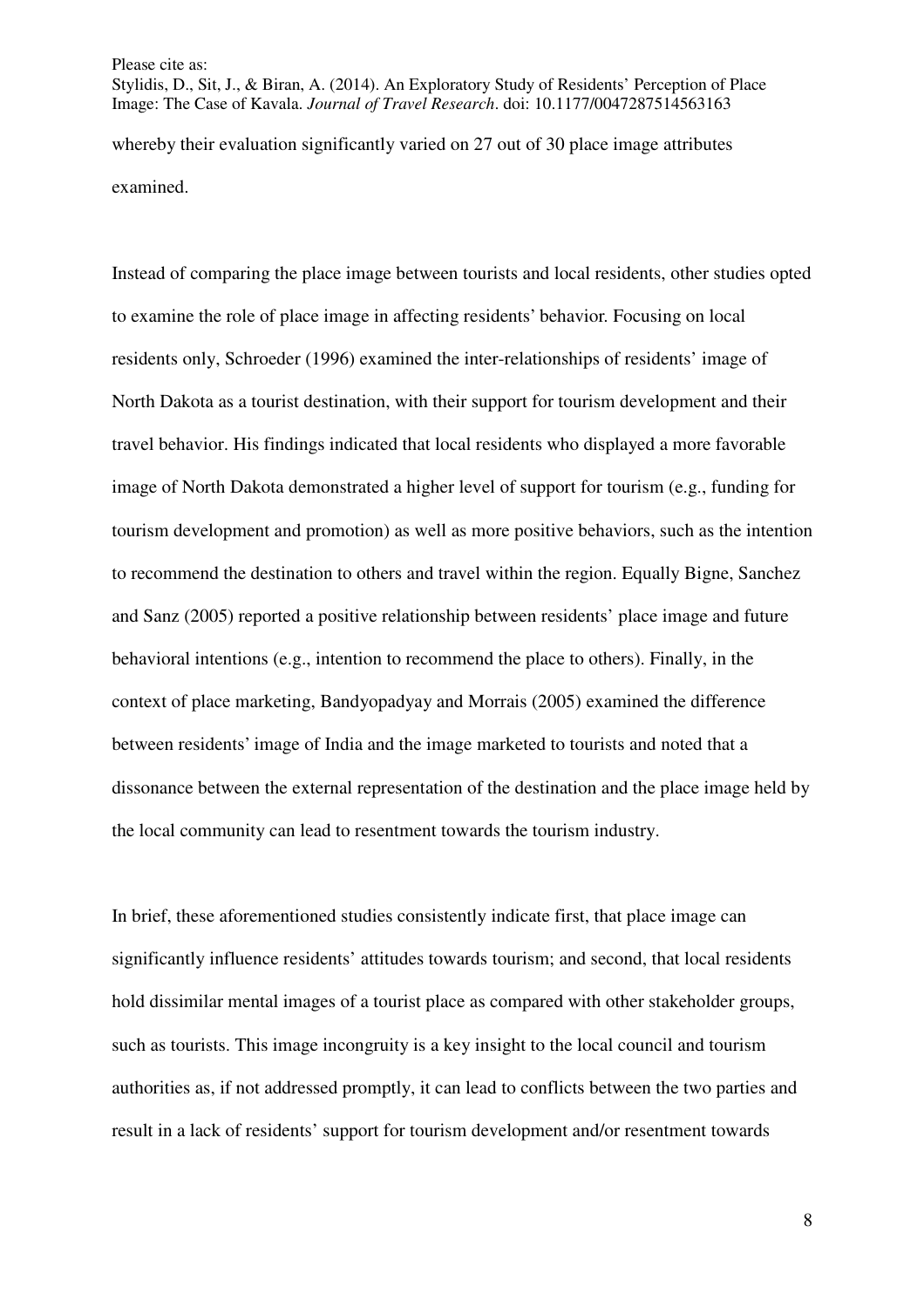whereby their evaluation significantly varied on 27 out of 30 place image attributes examined.

Instead of comparing the place image between tourists and local residents, other studies opted to examine the role of place image in affecting residents' behavior. Focusing on local residents only, Schroeder (1996) examined the inter-relationships of residents' image of North Dakota as a tourist destination, with their support for tourism development and their travel behavior. His findings indicated that local residents who displayed a more favorable image of North Dakota demonstrated a higher level of support for tourism (e.g., funding for tourism development and promotion) as well as more positive behaviors, such as the intention to recommend the destination to others and travel within the region. Equally Bigne, Sanchez and Sanz (2005) reported a positive relationship between residents' place image and future behavioral intentions (e.g., intention to recommend the place to others). Finally, in the context of place marketing, Bandyopadyay and Morrais (2005) examined the difference between residents' image of India and the image marketed to tourists and noted that a dissonance between the external representation of the destination and the place image held by the local community can lead to resentment towards the tourism industry.

In brief, these aforementioned studies consistently indicate first, that place image can significantly influence residents' attitudes towards tourism; and second, that local residents hold dissimilar mental images of a tourist place as compared with other stakeholder groups, such as tourists. This image incongruity is a key insight to the local council and tourism authorities as, if not addressed promptly, it can lead to conflicts between the two parties and result in a lack of residents' support for tourism development and/or resentment towards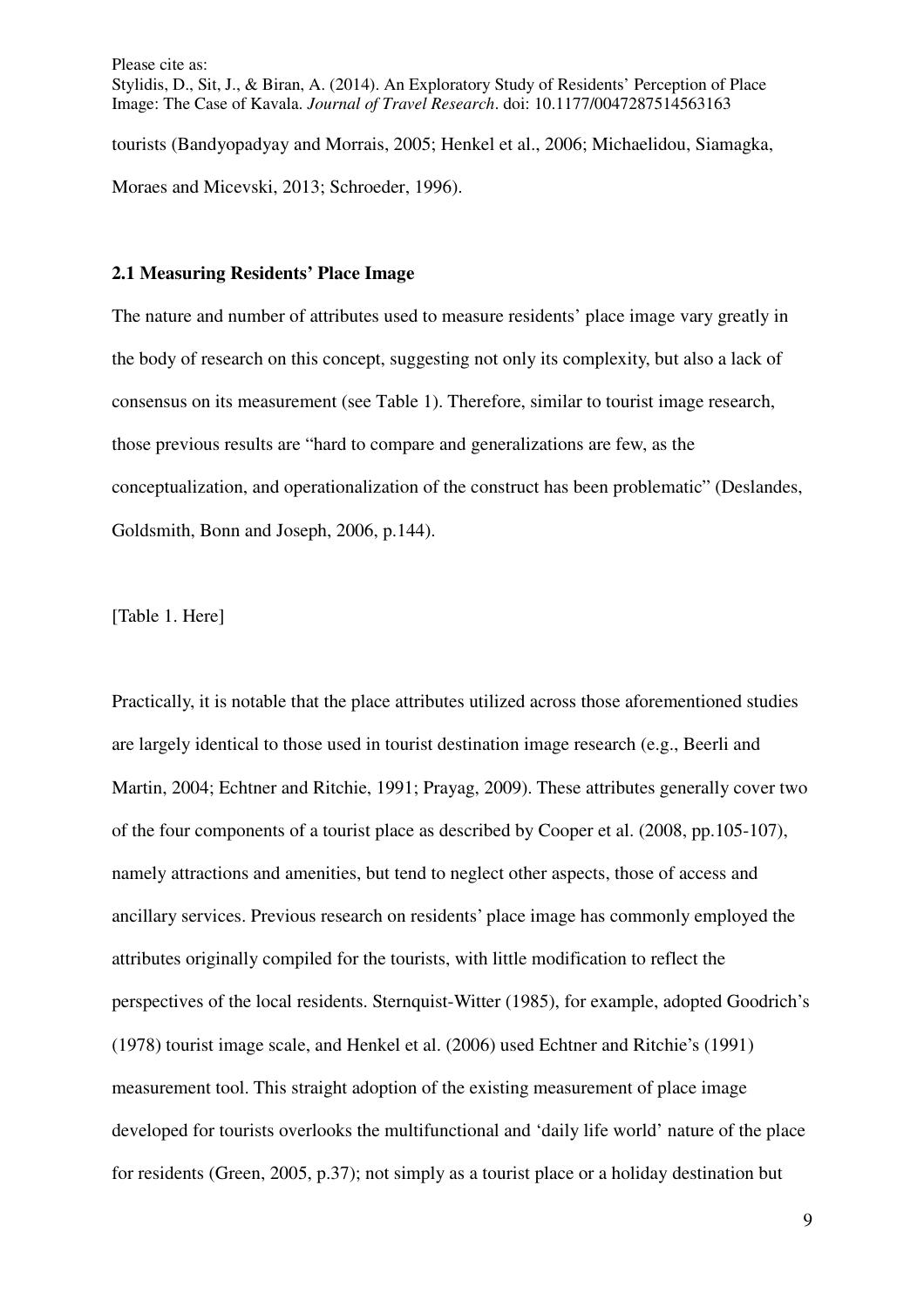tourists (Bandyopadyay and Morrais, 2005; Henkel et al., 2006; Michaelidou, Siamagka, Moraes and Micevski, 2013; Schroeder, 1996).

### 2.1 Measuring Residents' Place Image

The nature and number of attributes used to measure residents' place image vary greatly in the body of research on this concept, suggesting not only its complexity, but also a lack of consensus on its measurement (see Table 1). Therefore, similar to tourist image research, those previous results are "hard to compare and generalizations are few, as the conceptualization, and operationalization of the construct has been problematic" (Deslandes, Goldsmith, Bonn and Joseph, 2006, p.144).

[Table 1. Here]

Practically, it is notable that the place attributes utilized across those aforementioned studies are largely identical to those used in tourist destination image research (e.g., Beerli and Martin, 2004; Echtner and Ritchie, 1991; Prayag, 2009). These attributes generally cover two of the four components of a tourist place as described by Cooper et al. (2008, pp.105-107), namely attractions and amenities, but tend to neglect other aspects, those of access and ancillary services. Previous research on residents' place image has commonly employed the attributes originally compiled for the tourists, with little modification to reflect the perspectives of the local residents. Sternquist-Witter (1985), for example, adopted Goodrich's (1978) tourist image scale, and Henkel et al. (2006) used Echtner and Ritchie's (1991) measurement tool. This straight adoption of the existing measurement of place image developed for tourists overlooks the multifunctional and 'daily life world' nature of the place for residents (Green, 2005, p.37); not simply as a tourist place or a holiday destination but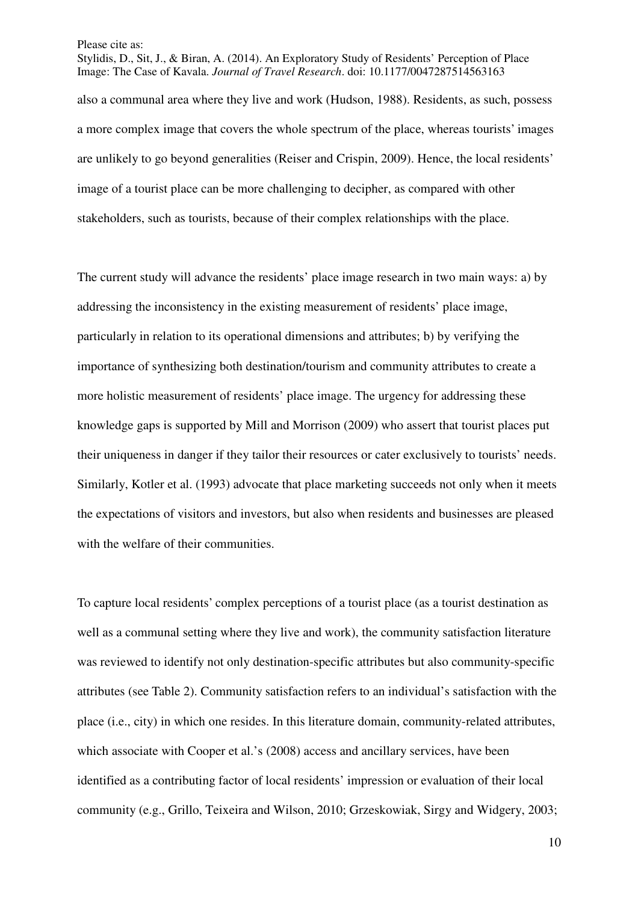also a communal area where they live and work (Hudson, 1988). Residents, as such, possess a more complex image that covers the whole spectrum of the place, whereas tourists' images are unlikely to go beyond generalities (Reiser and Crispin, 2009). Hence, the local residents' image of a tourist place can be more challenging to decipher, as compared with other stakeholders, such as tourists, because of their complex relationships with the place.

The current study will advance the residents' place image research in two main ways: a) by addressing the inconsistency in the existing measurement of residents' place image, particularly in relation to its operational dimensions and attributes; b) by verifying the importance of synthesizing both destination/tourism and community attributes to create a more holistic measurement of residents' place image. The urgency for addressing these knowledge gaps is supported by Mill and Morrison (2009) who assert that tourist places put their uniqueness in danger if they tailor their resources or cater exclusively to tourists' needs. Similarly, Kotler et al. (1993) advocate that place marketing succeeds not only when it meets the expectations of visitors and investors, but also when residents and businesses are pleased with the welfare of their communities.

To capture local residents' complex perceptions of a tourist place (as a tourist destination as well as a communal setting where they live and work), the community satisfaction literature was reviewed to identify not only destination-specific attributes but also community-specific attributes (see Table 2). Community satisfaction refers to an individual's satisfaction with the place (i.e., city) in which one resides. In this literature domain, community-related attributes, which associate with Cooper et al.'s (2008) access and ancillary services, have been identified as a contributing factor of local residents' impression or evaluation of their local community (e.g., Grillo, Teixeira and Wilson, 2010; Grzeskowiak, Sirgy and Widgery, 2003;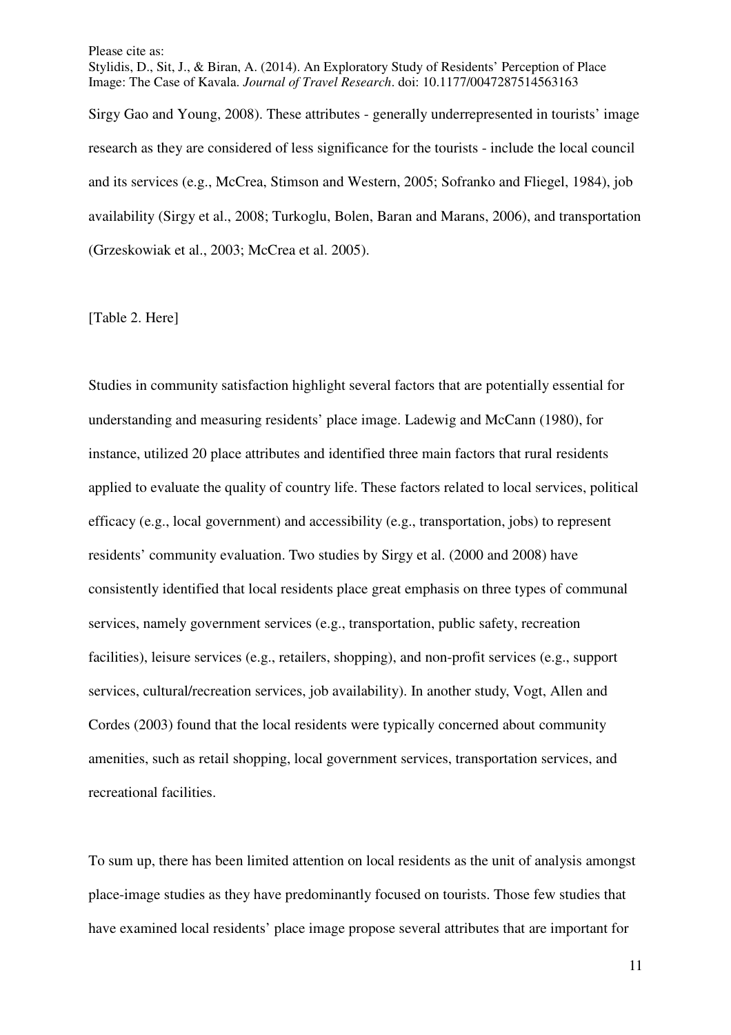Sirgy Gao and Young, 2008). These attributes - generally underrepresented in tourists' image research as they are considered of less significance for the tourists - include the local council and its services (e.g., McCrea, Stimson and Western, 2005; Sofranko and Fliegel, 1984), job availability (Sirgy et al., 2008; Turkoglu, Bolen, Baran and Marans, 2006), and transportation (Grzeskowiak et al., 2003; McCrea et al. 2005).

[Table 2. Here]

Studies in community satisfaction highlight several factors that are potentially essential for understanding and measuring residents' place image. Ladewig and McCann (1980), for instance, utilized 20 place attributes and identified three main factors that rural residents applied to evaluate the quality of country life. These factors related to local services, political efficacy (e.g., local government) and accessibility (e.g., transportation, jobs) to represent residents' community evaluation. Two studies by Sirgy et al. (2000 and 2008) have consistently identified that local residents place great emphasis on three types of communal services, namely government services (e.g., transportation, public safety, recreation facilities), leisure services (e.g., retailers, shopping), and non-profit services (e.g., support services, cultural/recreation services, job availability). In another study, Vogt, Allen and Cordes (2003) found that the local residents were typically concerned about community amenities, such as retail shopping, local government services, transportation services, and recreational facilities.

To sum up, there has been limited attention on local residents as the unit of analysis amongst place-image studies as they have predominantly focused on tourists. Those few studies that have examined local residents' place image propose several attributes that are important for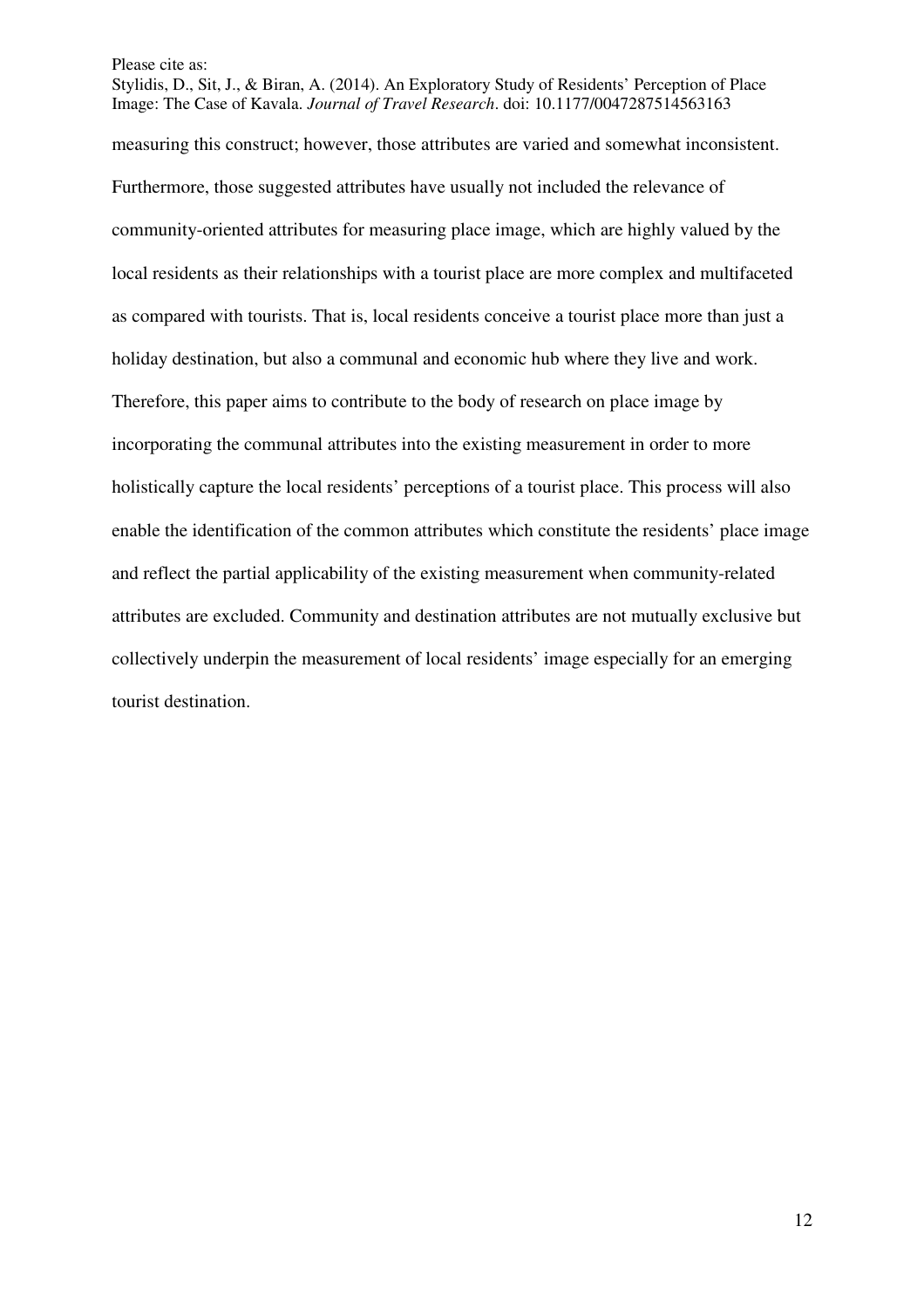measuring this construct; however, those attributes are varied and somewhat inconsistent. Furthermore, those suggested attributes have usually not included the relevance of community-oriented attributes for measuring place image, which are highly valued by the local residents as their relationships with a tourist place are more complex and multifaceted as compared with tourists. That is, local residents conceive a tourist place more than just a holiday destination, but also a communal and economic hub where they live and work. Therefore, this paper aims to contribute to the body of research on place image by incorporating the communal attributes into the existing measurement in order to more holistically capture the local residents' perceptions of a tourist place. This process will also enable the identification of the common attributes which constitute the residents' place image and reflect the partial applicability of the existing measurement when community-related attributes are excluded. Community and destination attributes are not mutually exclusive but collectively underpin the measurement of local residents' image especially for an emerging tourist destination.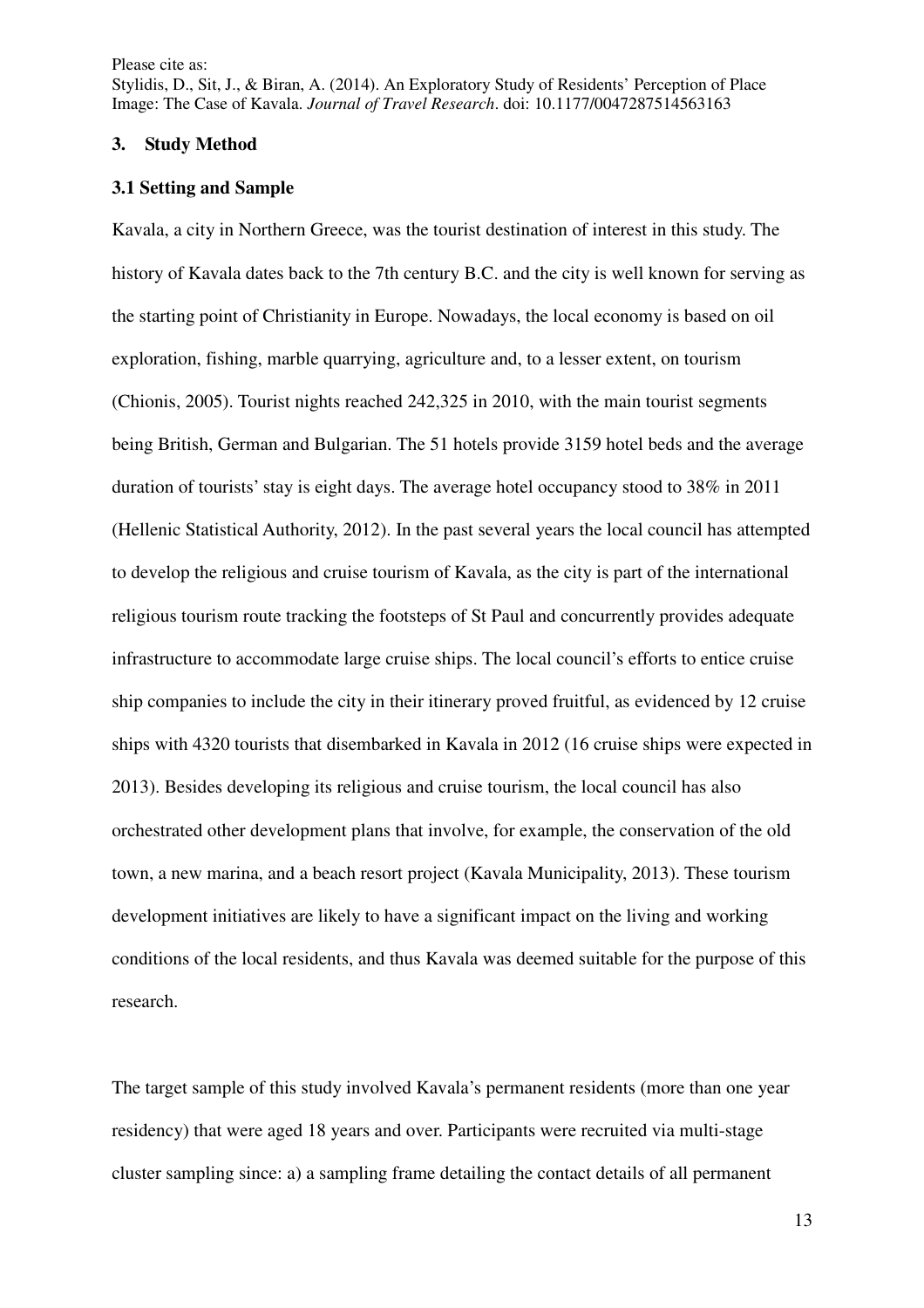## 3. Study Method

### 3.1 Setting and Sample

Kavala, a city in Northern Greece, was the tourist destination of interest in this study. The history of Kavala dates back to the 7th century B.C. and the city is well known for serving as the starting point of Christianity in Europe. Nowadays, the local economy is based on oil exploration, fishing, marble quarrying, agriculture and, to a lesser extent, on tourism (Chionis, 2005). Tourist nights reached 242,325 in 2010, with the main tourist segments being British, German and Bulgarian. The 51 hotels provide 3159 hotel beds and the average duration of tourists' stay is eight days. The average hotel occupancy stood to 38% in 2011 (Hellenic Statistical Authority, 2012). In the past several years the local council has attempted to develop the religious and cruise tourism of Kavala, as the city is part of the international religious tourism route tracking the footsteps of St Paul and concurrently provides adequate infrastructure to accommodate large cruise ships. The local council's efforts to entice cruise ship companies to include the city in their itinerary proved fruitful, as evidenced by 12 cruise ships with 4320 tourists that disembarked in Kavala in 2012 (16 cruise ships were expected in 2013). Besides developing its religious and cruise tourism, the local council has also orchestrated other development plans that involve, for example, the conservation of the old town, a new marina, and a beach resort project (Kavala Municipality, 2013). These tourism development initiatives are likely to have a significant impact on the living and working conditions of the local residents, and thus Kavala was deemed suitable for the purpose of this research.

The target sample of this study involved Kavala's permanent residents (more than one year residency) that were aged 18 years and over. Participants were recruited via multi-stage cluster sampling since: a) a sampling frame detailing the contact details of all permanent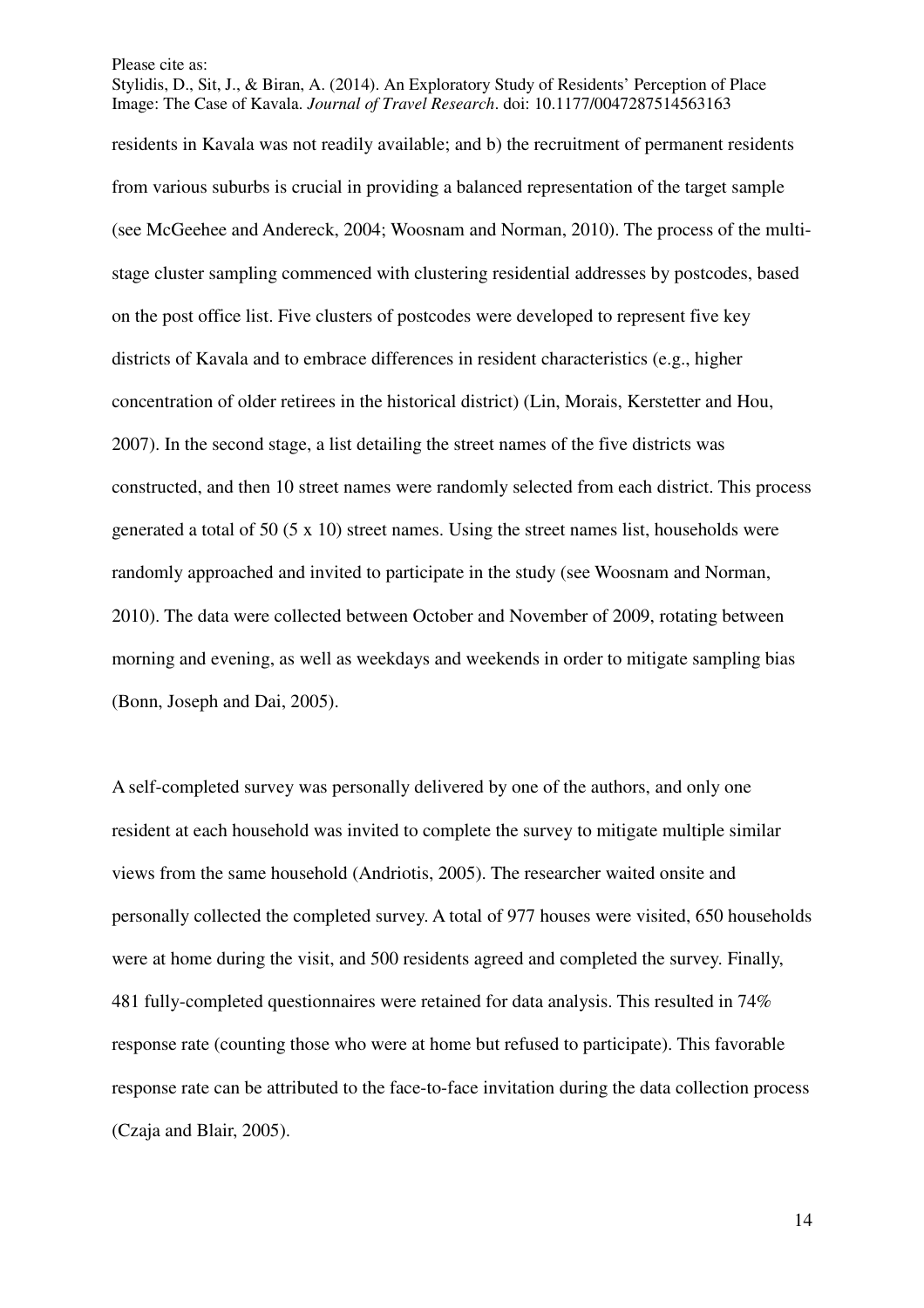residents in Kavala was not readily available; and b) the recruitment of permanent residents from various suburbs is crucial in providing a balanced representation of the target sample (see McGeehee and Andereck, 2004; Woosnam and Norman, 2010). The process of the multi-stage cluster sampling commenced with clustering residential addresses by postcodes, based on the post office list. Five clusters of postcodes were developed to represent five key districts of Kavala and to embrace differences in resident characteristics (e.g., higher concentration of older retirees in the historical district) (Lin, Morais, Kerstetter and Hou, 2007). In the second stage, a list detailing the street names of the five districts was constructed, and then 10 street names were randomly selected from each district. This process generated a total of 50 (5 x 10) street names. Using the street names list, households were randomly approached and invited to participate in the study (see Woosnam and Norman, 2010). The data were collected between October and November of 2009, rotating between morning and evening, as well as weekdays and weekends in order to mitigate sampling bias (Bonn, Joseph and Dai, 2005).

A self-completed survey was personally delivered by one of the authors, and only one resident at each household was invited to complete the survey to mitigate multiple similar views from the same household (Andriotis, 2005). The researcher waited onsite and personally collected the completed survey. A total of 977 houses were visited, 650 households were at home during the visit, and 500 residents agreed and completed the survey. Finally, 481 fully-completed questionnaires were retained for data analysis. This resulted in 74% response rate (counting those who were at home but refused to participate). This favorable response rate can be attributed to the face-to-face invitation during the data collection process (Czaja and Blair, 2005).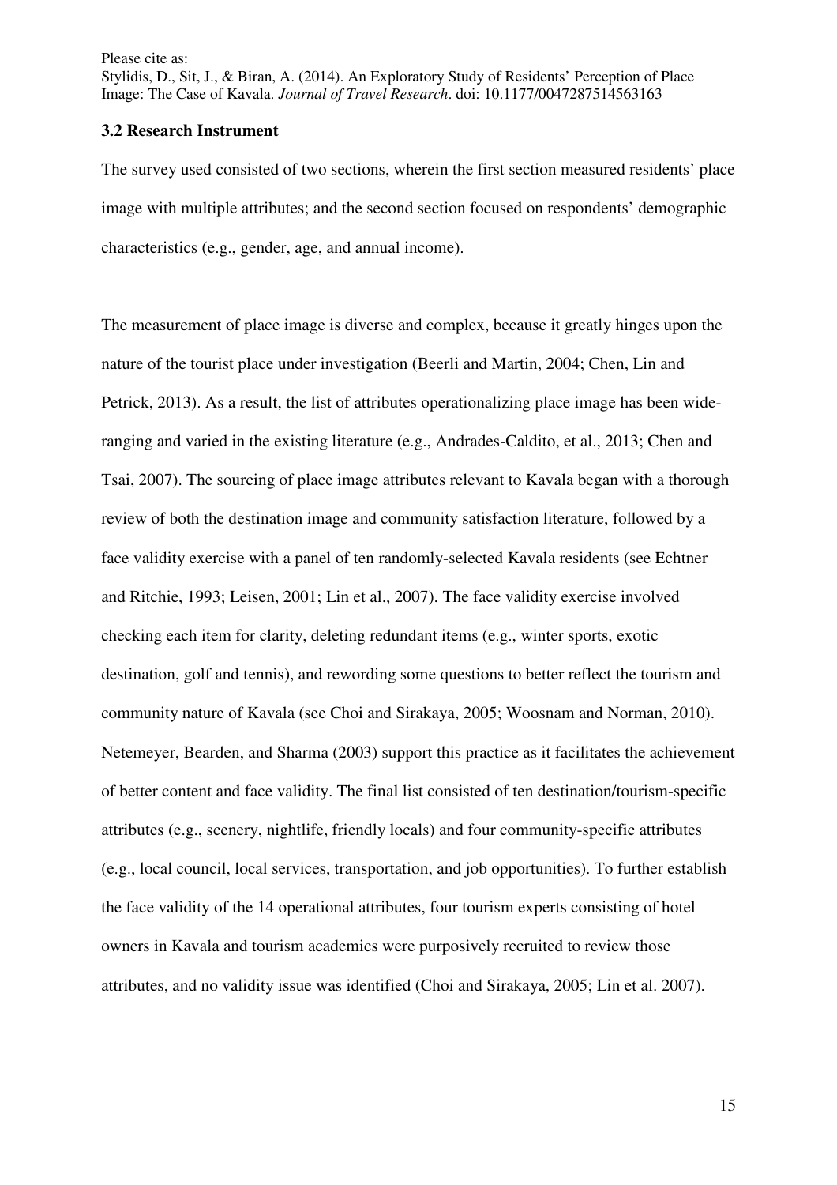### 3.2 Research Instrument

The survey used consisted of two sections, wherein the first section measured residents' place image with multiple attributes; and the second section focused on respondents' demographic characteristics (e.g., gender, age, and annual income).

The measurement of place image is diverse and complex, because it greatly hinges upon the nature of the tourist place under investigation (Beerli and Martin, 2004; Chen, Lin and Petrick, 2013). As a result, the list of attributes operationalizing place image has been wide-ranging and varied in the existing literature (e.g., Andrades-Caldito, et al., 2013; Chen and Tsai, 2007). The sourcing of place image attributes relevant to Kavala began with a thorough review of both the destination image and community satisfaction literature, followed by a face validity exercise with a panel of ten randomly-selected Kavala residents (see Echtner and Ritchie, 1993; Leisen, 2001; Lin et al., 2007). The face validity exercise involved checking each item for clarity, deleting redundant items (e.g., winter sports, exotic destination, golf and tennis), and rewording some questions to better reflect the tourism and community nature of Kavala (see Choi and Sirakaya, 2005; Woosnam and Norman, 2010). Netemeyer, Bearden, and Sharma (2003) support this practice as it facilitates the achievement of better content and face validity. The final list consisted of ten destination/tourism-specific attributes (e.g., scenery, nightlife, friendly locals) and four community-specific attributes (e.g., local council, local services, transportation, and job opportunities). To further establish the face validity of the 14 operational attributes, four tourism experts consisting of hotel owners in Kavala and tourism academics were purposively recruited to review those attributes, and no validity issue was identified (Choi and Sirakaya, 2005; Lin et al. 2007).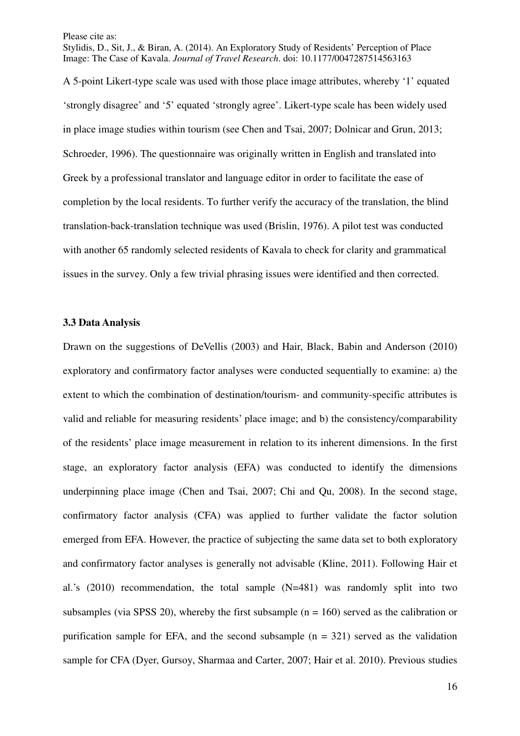A 5-point Likert-type scale was used with those place image attributes, whereby '1' equated 'strongly disagree' and '5' equated 'strongly agree'. Likert-type scale has been widely used in place image studies within tourism (see Chen and Tsai, 2007; Dolnicar and Grun, 2013; Schroeder, 1996). The questionnaire was originally written in English and translated into Greek by a professional translator and language editor in order to facilitate the ease of completion by the local residents. To further verify the accuracy of the translation, the blind translation-back-translation technique was used (Brislin, 1976). A pilot test was conducted with another 65 randomly selected residents of Kavala to check for clarity and grammatical issues in the survey. Only a few trivial phrasing issues were identified and then corrected.

### 3.3 Data Analysis

Drawn on the suggestions of DeVellis (2003) and Hair, Black, Babin and Anderson (2010) exploratory and confirmatory factor analyses were conducted sequentially to examine: a) the extent to which the combination of destination/tourism- and community-specific attributes is valid and reliable for measuring residents' place image; and b) the consistency/comparability of the residents' place image measurement in relation to its inherent dimensions. In the first stage, an exploratory factor analysis (EFA) was conducted to identify the dimensions underpinning place image (Chen and Tsai, 2007; Chi and Qu, 2008). In the second stage, confirmatory factor analysis (CFA) was applied to further validate the factor solution emerged from EFA. However, the practice of subjecting the same data set to both exploratory and confirmatory factor analyses is generally not advisable (Kline, 2011). Following Hair et al.'s (2010) recommendation, the total sample (N=481) was randomly split into two subsamples (via SPSS 20), whereby the first subsample (n = 160) served as the calibration or purification sample for EFA, and the second subsample (n = 321) served as the validation sample for CFA (Dyer, Gursoy, Sharmaa and Carter, 2007; Hair et al. 2010). Previous studies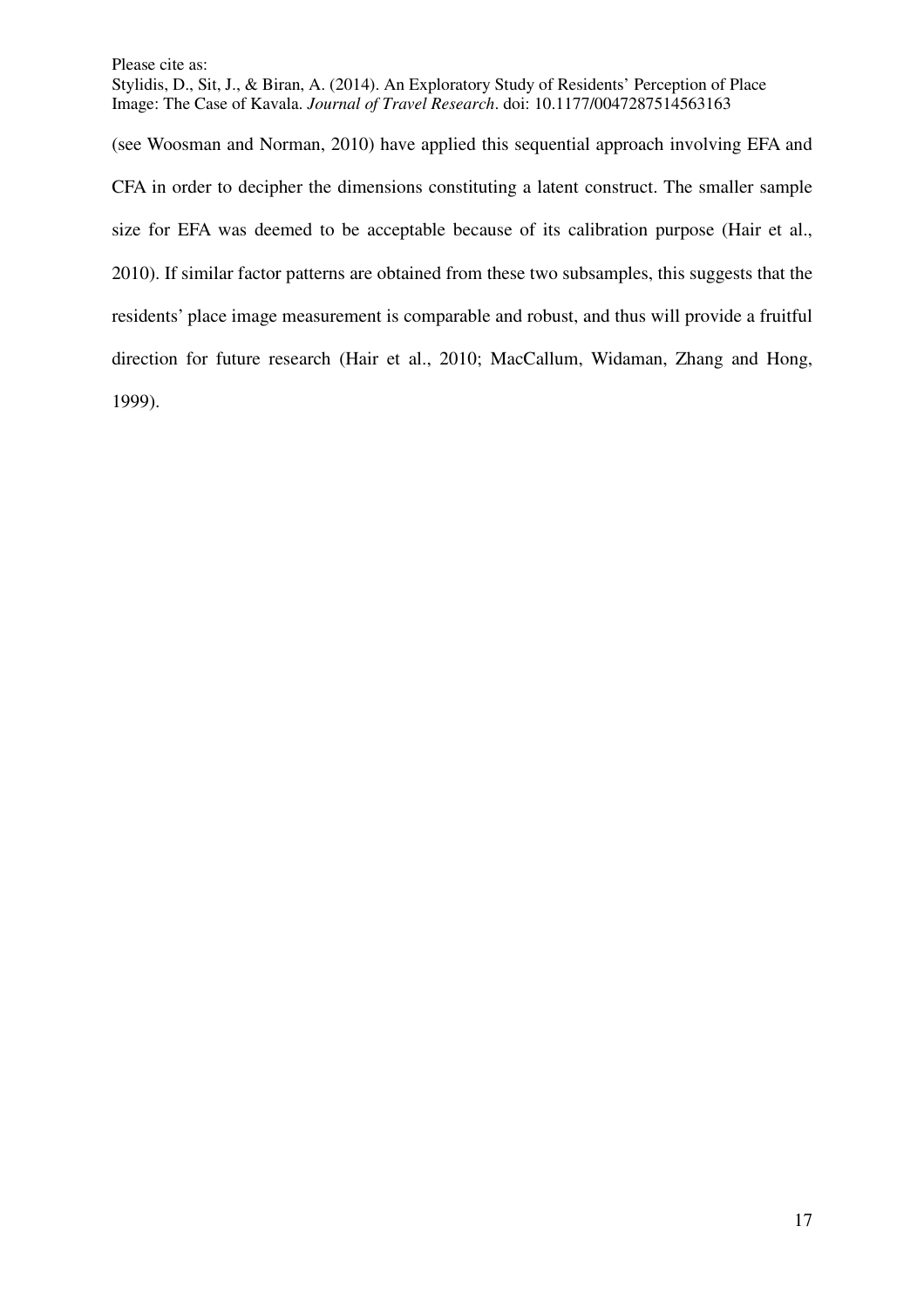(see Woosman and Norman, 2010) have applied this sequential approach involving EFA and CFA in order to decipher the dimensions constituting a latent construct. The smaller sample size for EFA was deemed to be acceptable because of its calibration purpose (Hair et al., 2010). If similar factor patterns are obtained from these two subsamples, this suggests that the residents' place image measurement is comparable and robust, and thus will provide a fruitful direction for future research (Hair et al., 2010; MacCallum, Widaman, Zhang and Hong, 1999).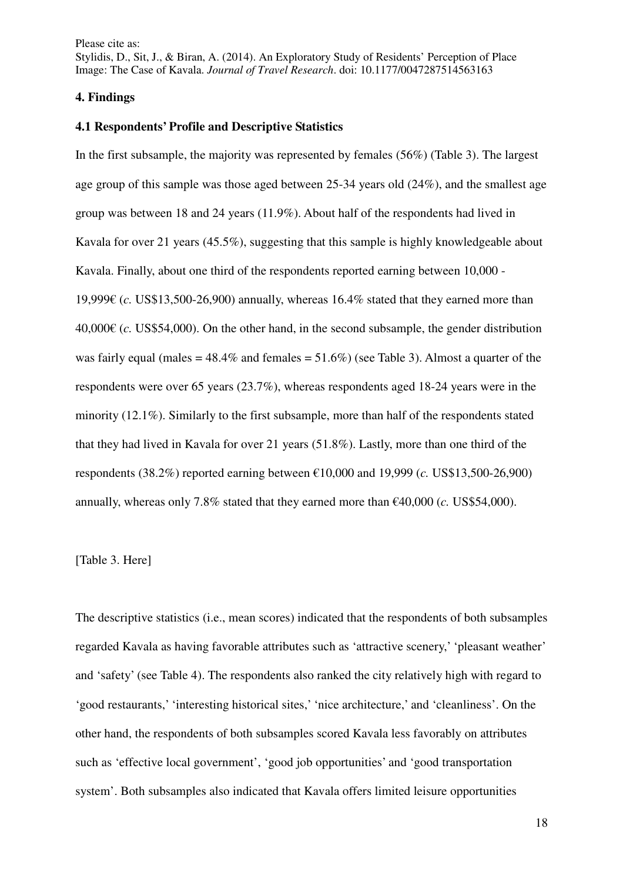## 4. Findings

### 4.1 Respondents' Profile and Descriptive Statistics

In the first subsample, the majority was represented by females (56%) (Table 3). The largest age group of this sample was those aged between 25-34 years old (24%), and the smallest age group was between 18 and 24 years (11.9%). About half of the respondents had lived in Kavala for over 21 years (45.5%), suggesting that this sample is highly knowledgeable about Kavala. Finally, about one third of the respondents reported earning between 10,000 - 19,999€ (*c.* US$13,500-26,900) annually, whereas 16.4% stated that they earned more than 40,000€ (*c.* US$54,000). On the other hand, in the second subsample, the gender distribution was fairly equal (males = 48.4% and females = 51.6%) (see Table 3). Almost a quarter of the respondents were over 65 years (23.7%), whereas respondents aged 18-24 years were in the minority (12.1%). Similarly to the first subsample, more than half of the respondents stated that they had lived in Kavala for over 21 years (51.8%). Lastly, more than one third of the respondents (38.2%) reported earning between €10,000 and 19,999 (*c.* US$13,500-26,900) annually, whereas only 7.8% stated that they earned more than €40,000 (*c.* US$54,000).

[Table 3. Here]

The descriptive statistics (i.e., mean scores) indicated that the respondents of both subsamples regarded Kavala as having favorable attributes such as 'attractive scenery,' 'pleasant weather' and 'safety' (see Table 4). The respondents also ranked the city relatively high with regard to 'good restaurants,' 'interesting historical sites,' 'nice architecture,' and 'cleanliness'. On the other hand, the respondents of both subsamples scored Kavala less favorably on attributes such as 'effective local government', 'good job opportunities' and 'good transportation system'. Both subsamples also indicated that Kavala offers limited leisure opportunities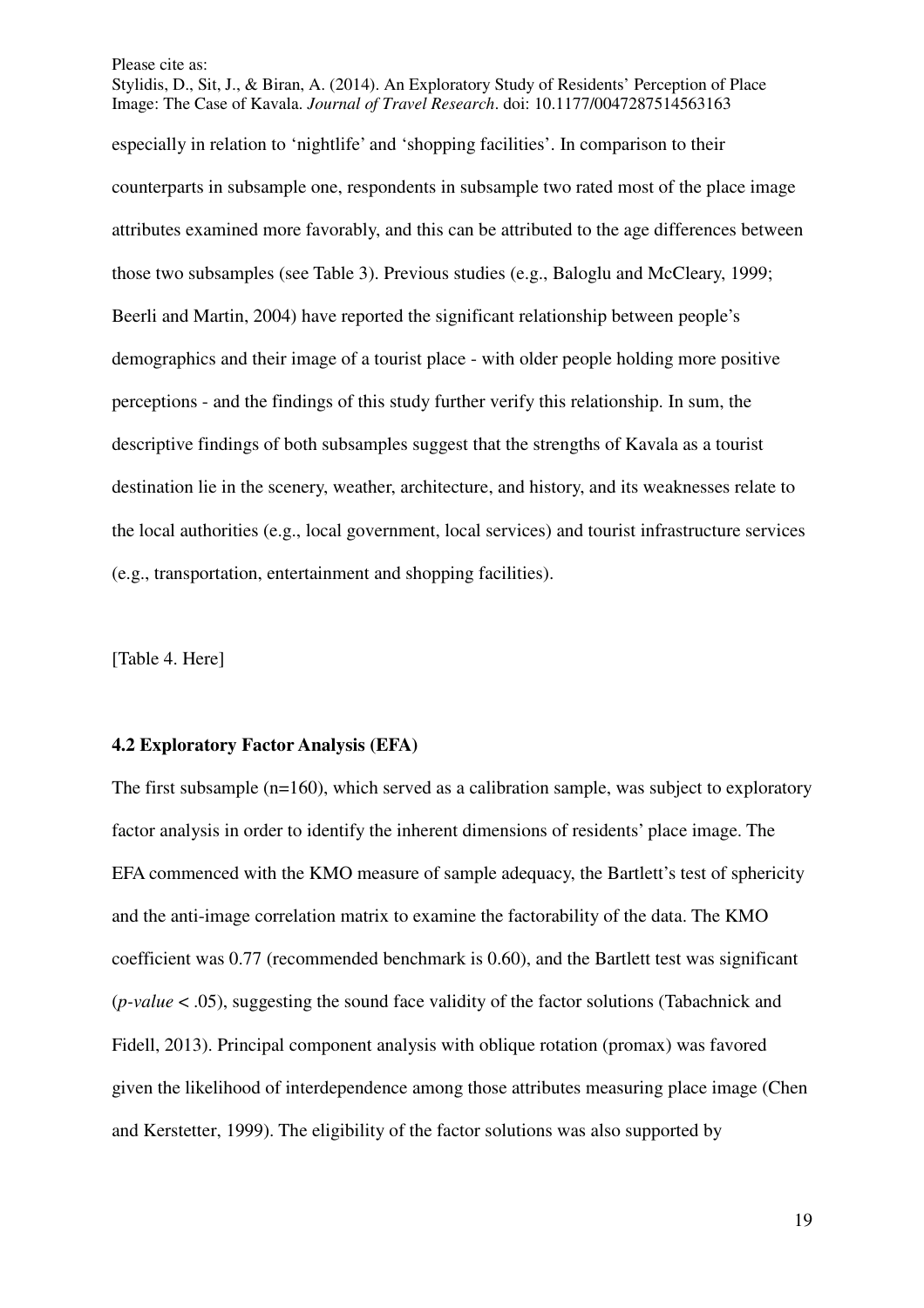especially in relation to 'nightlife' and 'shopping facilities'. In comparison to their counterparts in subsample one, respondents in subsample two rated most of the place image attributes examined more favorably, and this can be attributed to the age differences between those two subsamples (see Table 3). Previous studies (e.g., Baloglu and McCleary, 1999; Beerli and Martin, 2004) have reported the significant relationship between people's demographics and their image of a tourist place - with older people holding more positive perceptions - and the findings of this study further verify this relationship. In sum, the descriptive findings of both subsamples suggest that the strengths of Kavala as a tourist destination lie in the scenery, weather, architecture, and history, and its weaknesses relate to the local authorities (e.g., local government, local services) and tourist infrastructure services (e.g., transportation, entertainment and shopping facilities).

[Table 4. Here]

### 4.2 Exploratory Factor Analysis (EFA)

The first subsample (n=160), which served as a calibration sample, was subject to exploratory factor analysis in order to identify the inherent dimensions of residents' place image. The EFA commenced with the KMO measure of sample adequacy, the Bartlett's test of sphericity and the anti-image correlation matrix to examine the factorability of the data. The KMO coefficient was 0.77 (recommended benchmark is 0.60), and the Bartlett test was significant (*p-value* < .05), suggesting the sound face validity of the factor solutions (Tabachnick and Fidell, 2013). Principal component analysis with oblique rotation (promax) was favored given the likelihood of interdependence among those attributes measuring place image (Chen and Kerstetter, 1999). The eligibility of the factor solutions was also supported by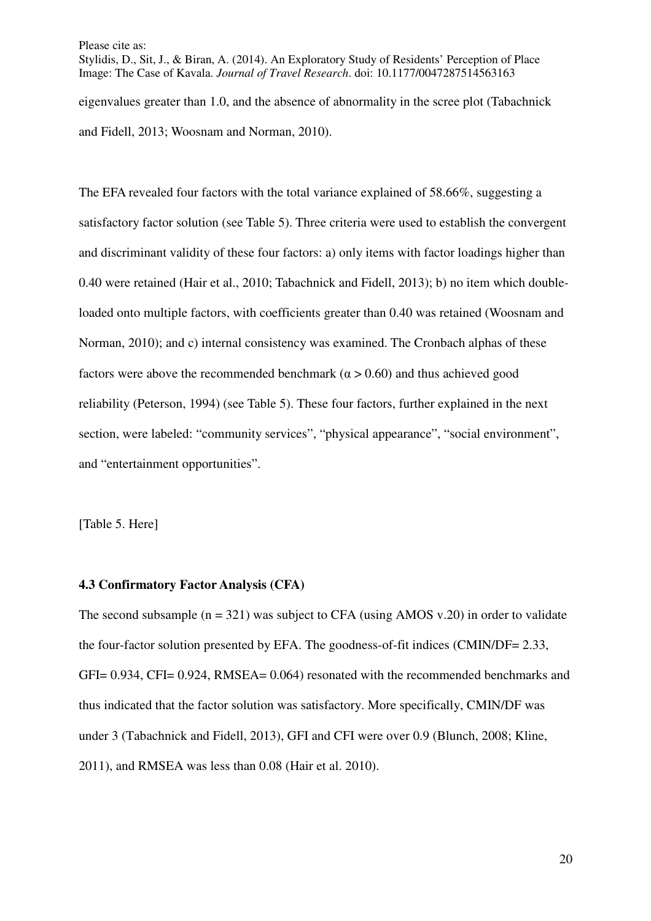eigenvalues greater than 1.0, and the absence of abnormality in the scree plot (Tabachnick and Fidell, 2013; Woosnam and Norman, 2010).

The EFA revealed four factors with the total variance explained of 58.66%, suggesting a satisfactory factor solution (see Table 5). Three criteria were used to establish the convergent and discriminant validity of these four factors: a) only items with factor loadings higher than 0.40 were retained (Hair et al., 2010; Tabachnick and Fidell, 2013); b) no item which double-loaded onto multiple factors, with coefficients greater than 0.40 was retained (Woosnam and Norman, 2010); and c) internal consistency was examined. The Cronbach alphas of these factors were above the recommended benchmark ($\alpha > 0.60$) and thus achieved good reliability (Peterson, 1994) (see Table 5). These four factors, further explained in the next section, were labeled: "community services", "physical appearance", "social environment", and "entertainment opportunities".

[Table 5. Here]

### 4.3 Confirmatory Factor Analysis (CFA)

The second subsample (n = 321) was subject to CFA (using AMOS v.20) in order to validate the four-factor solution presented by EFA. The goodness-of-fit indices (CMIN/DF= 2.33, GFI= 0.934, CFI= 0.924, RMSEA= 0.064) resonated with the recommended benchmarks and thus indicated that the factor solution was satisfactory. More specifically, CMIN/DF was under 3 (Tabachnick and Fidell, 2013), GFI and CFI were over 0.9 (Blunch, 2008; Kline, 2011), and RMSEA was less than 0.08 (Hair et al. 2010).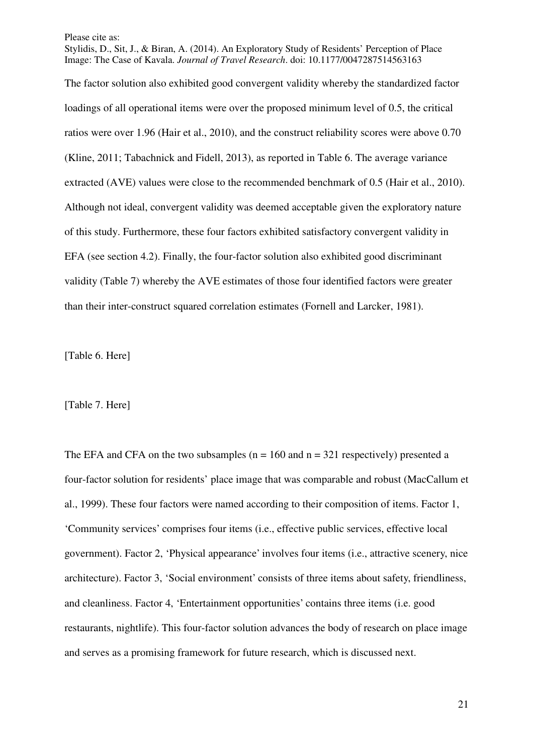The factor solution also exhibited good convergent validity whereby the standardized factor loadings of all operational items were over the proposed minimum level of 0.5, the critical ratios were over 1.96 (Hair et al., 2010), and the construct reliability scores were above 0.70 (Kline, 2011; Tabachnick and Fidell, 2013), as reported in Table 6. The average variance extracted (AVE) values were close to the recommended benchmark of 0.5 (Hair et al., 2010). Although not ideal, convergent validity was deemed acceptable given the exploratory nature of this study. Furthermore, these four factors exhibited satisfactory convergent validity in EFA (see section 4.2). Finally, the four-factor solution also exhibited good discriminant validity (Table 7) whereby the AVE estimates of those four identified factors were greater than their inter-construct squared correlation estimates (Fornell and Larcker, 1981).

[Table 6. Here]

[Table 7. Here]

The EFA and CFA on the two subsamples ($n = 160$ and $n = 321$ respectively) presented a four-factor solution for residents' place image that was comparable and robust (MacCallum et al., 1999). These four factors were named according to their composition of items. Factor 1, 'Community services' comprises four items (i.e., effective public services, effective local government). Factor 2, 'Physical appearance' involves four items (i.e., attractive scenery, nice architecture). Factor 3, 'Social environment' consists of three items about safety, friendliness, and cleanliness. Factor 4, 'Entertainment opportunities' contains three items (i.e. good restaurants, nightlife). This four-factor solution advances the body of research on place image and serves as a promising framework for future research, which is discussed next.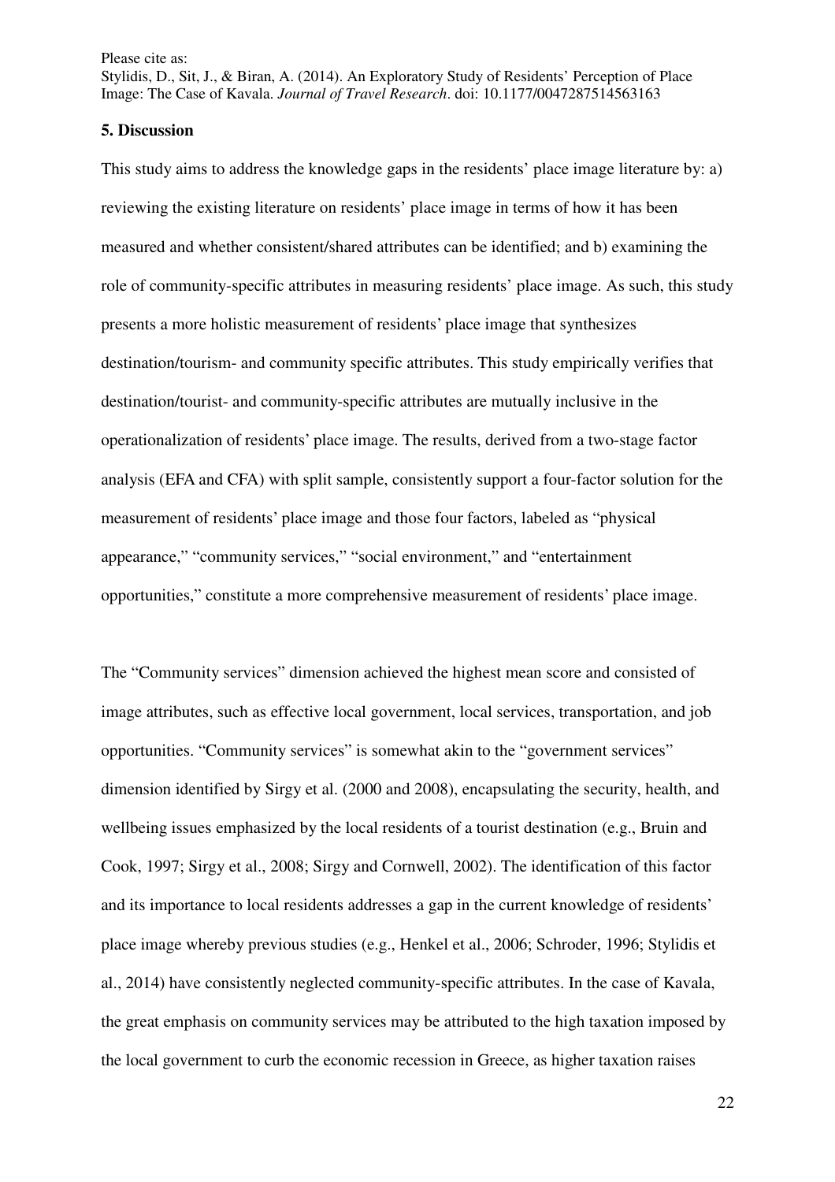## 5. Discussion

This study aims to address the knowledge gaps in the residents' place image literature by: a) reviewing the existing literature on residents' place image in terms of how it has been measured and whether consistent/shared attributes can be identified; and b) examining the role of community-specific attributes in measuring residents' place image. As such, this study presents a more holistic measurement of residents' place image that synthesizes destination/tourism- and community specific attributes. This study empirically verifies that destination/tourist- and community-specific attributes are mutually inclusive in the operationalization of residents' place image. The results, derived from a two-stage factor analysis (EFA and CFA) with split sample, consistently support a four-factor solution for the measurement of residents' place image and those four factors, labeled as "physical appearance," "community services," "social environment," and "entertainment opportunities," constitute a more comprehensive measurement of residents' place image.

The "Community services" dimension achieved the highest mean score and consisted of image attributes, such as effective local government, local services, transportation, and job opportunities. "Community services" is somewhat akin to the "government services" dimension identified by Sirgy et al. (2000 and 2008), encapsulating the security, health, and wellbeing issues emphasized by the local residents of a tourist destination (e.g., Bruin and Cook, 1997; Sirgy et al., 2008; Sirgy and Cornwell, 2002). The identification of this factor and its importance to local residents addresses a gap in the current knowledge of residents' place image whereby previous studies (e.g., Henkel et al., 2006; Schroder, 1996; Stylidis et al., 2014) have consistently neglected community-specific attributes. In the case of Kavala, the great emphasis on community services may be attributed to the high taxation imposed by the local government to curb the economic recession in Greece, as higher taxation raises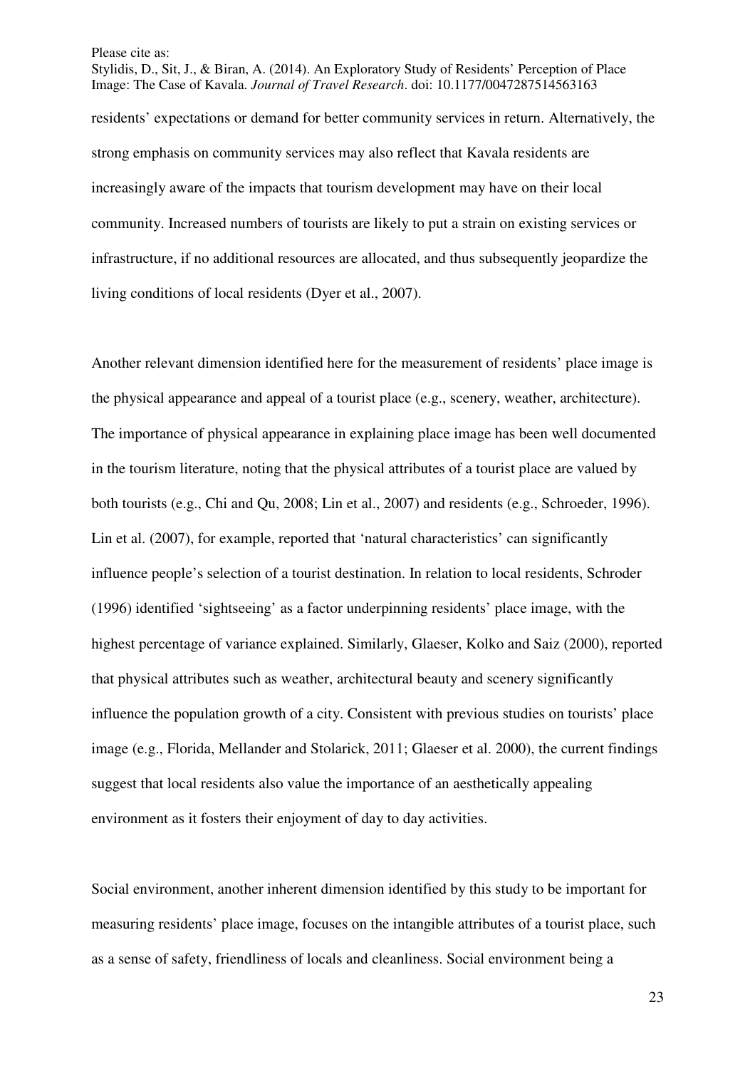residents' expectations or demand for better community services in return. Alternatively, the strong emphasis on community services may also reflect that Kavala residents are increasingly aware of the impacts that tourism development may have on their local community. Increased numbers of tourists are likely to put a strain on existing services or infrastructure, if no additional resources are allocated, and thus subsequently jeopardize the living conditions of local residents (Dyer et al., 2007).

Another relevant dimension identified here for the measurement of residents' place image is the physical appearance and appeal of a tourist place (e.g., scenery, weather, architecture). The importance of physical appearance in explaining place image has been well documented in the tourism literature, noting that the physical attributes of a tourist place are valued by both tourists (e.g., Chi and Qu, 2008; Lin et al., 2007) and residents (e.g., Schroeder, 1996). Lin et al. (2007), for example, reported that 'natural characteristics' can significantly influence people's selection of a tourist destination. In relation to local residents, Schroder (1996) identified 'sightseeing' as a factor underpinning residents' place image, with the highest percentage of variance explained. Similarly, Glaeser, Kolko and Saiz (2000), reported that physical attributes such as weather, architectural beauty and scenery significantly influence the population growth of a city. Consistent with previous studies on tourists' place image (e.g., Florida, Mellander and Stolarick, 2011; Glaeser et al. 2000), the current findings suggest that local residents also value the importance of an aesthetically appealing environment as it fosters their enjoyment of day to day activities.

Social environment, another inherent dimension identified by this study to be important for measuring residents' place image, focuses on the intangible attributes of a tourist place, such as a sense of safety, friendliness of locals and cleanliness. Social environment being a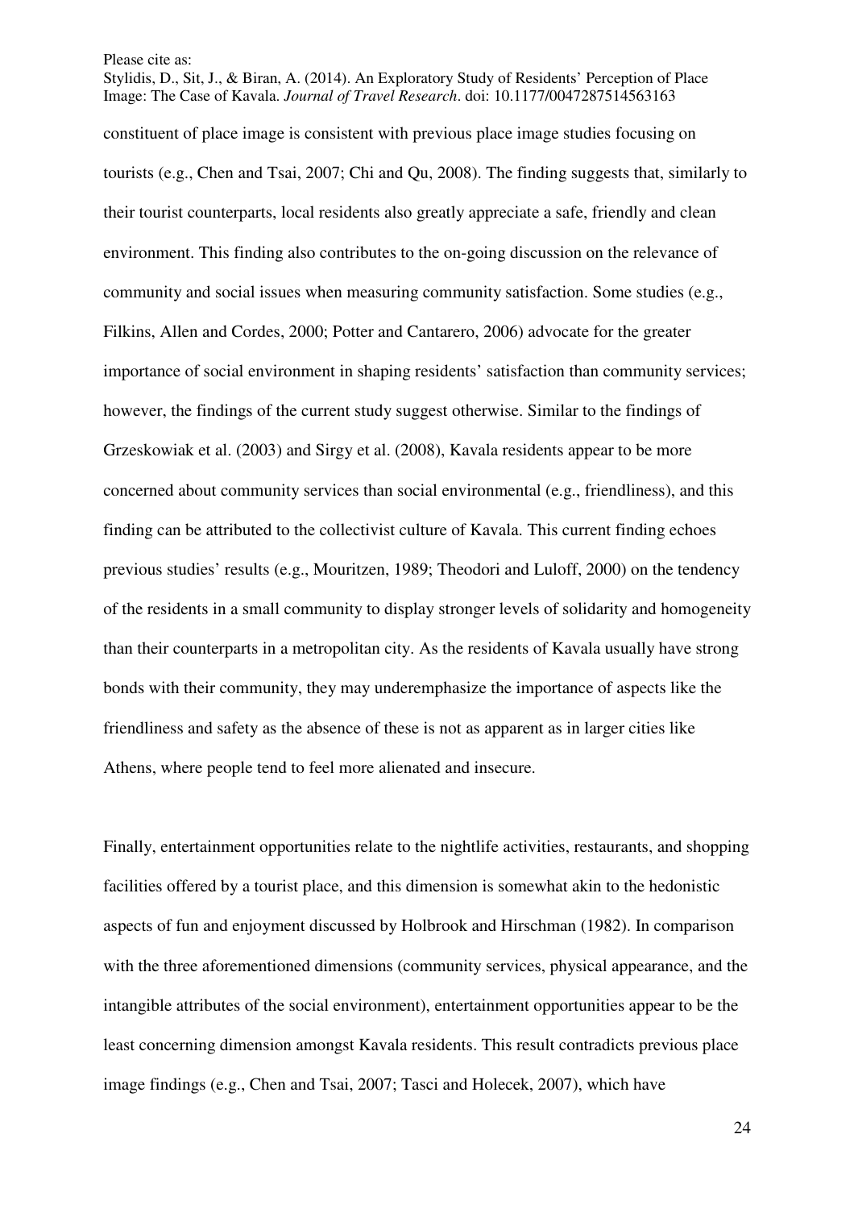constituent of place image is consistent with previous place image studies focusing on tourists (e.g., Chen and Tsai, 2007; Chi and Qu, 2008). The finding suggests that, similarly to their tourist counterparts, local residents also greatly appreciate a safe, friendly and clean environment. This finding also contributes to the on-going discussion on the relevance of community and social issues when measuring community satisfaction. Some studies (e.g., Filkins, Allen and Cordes, 2000; Potter and Cantarero, 2006) advocate for the greater importance of social environment in shaping residents' satisfaction than community services; however, the findings of the current study suggest otherwise. Similar to the findings of Grzeskowiak et al. (2003) and Sirgy et al. (2008), Kavala residents appear to be more concerned about community services than social environmental (e.g., friendliness), and this finding can be attributed to the collectivist culture of Kavala. This current finding echoes previous studies' results (e.g., Mouritzen, 1989; Theodori and Luloff, 2000) on the tendency of the residents in a small community to display stronger levels of solidarity and homogeneity than their counterparts in a metropolitan city. As the residents of Kavala usually have strong bonds with their community, they may underemphasize the importance of aspects like the friendliness and safety as the absence of these is not as apparent as in larger cities like Athens, where people tend to feel more alienated and insecure.

Finally, entertainment opportunities relate to the nightlife activities, restaurants, and shopping facilities offered by a tourist place, and this dimension is somewhat akin to the hedonistic aspects of fun and enjoyment discussed by Holbrook and Hirschman (1982). In comparison with the three aforementioned dimensions (community services, physical appearance, and the intangible attributes of the social environment), entertainment opportunities appear to be the least concerning dimension amongst Kavala residents. This result contradicts previous place image findings (e.g., Chen and Tsai, 2007; Tasci and Holecek, 2007), which have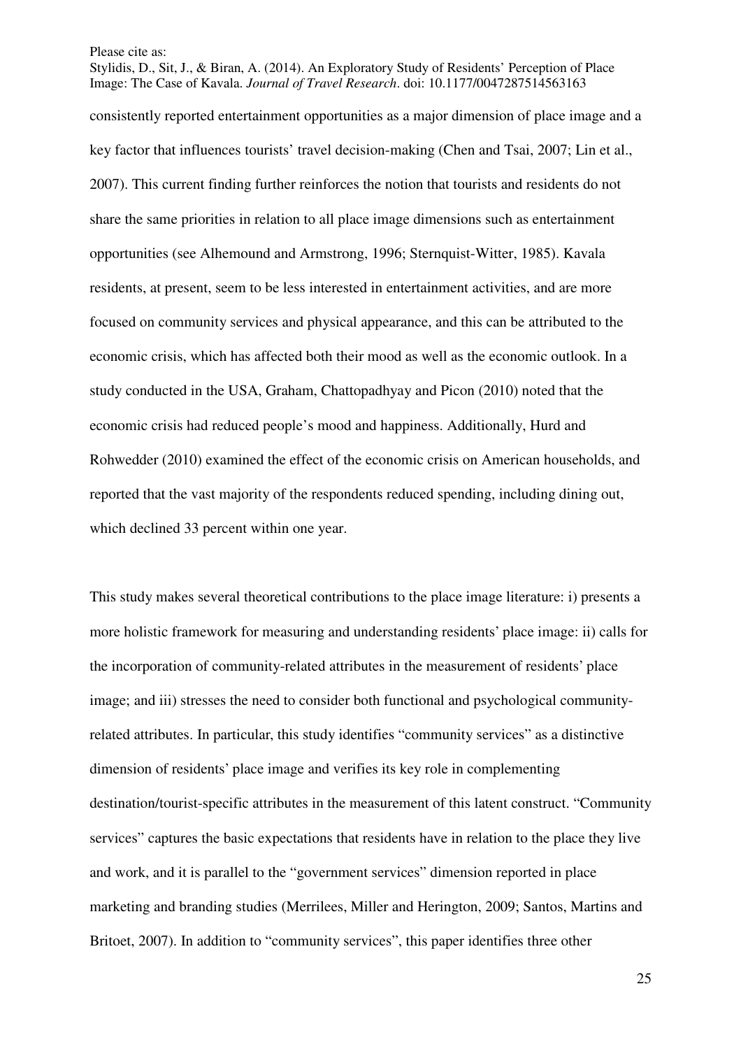consistently reported entertainment opportunities as a major dimension of place image and a key factor that influences tourists' travel decision-making (Chen and Tsai, 2007; Lin et al., 2007). This current finding further reinforces the notion that tourists and residents do not share the same priorities in relation to all place image dimensions such as entertainment opportunities (see Alhemound and Armstrong, 1996; Sternquist-Witter, 1985). Kavala residents, at present, seem to be less interested in entertainment activities, and are more focused on community services and physical appearance, and this can be attributed to the economic crisis, which has affected both their mood as well as the economic outlook. In a study conducted in the USA, Graham, Chattopadhyay and Picon (2010) noted that the economic crisis had reduced people's mood and happiness. Additionally, Hurd and Rohwedder (2010) examined the effect of the economic crisis on American households, and reported that the vast majority of the respondents reduced spending, including dining out, which declined 33 percent within one year.

This study makes several theoretical contributions to the place image literature: i) presents a more holistic framework for measuring and understanding residents' place image: ii) calls for the incorporation of community-related attributes in the measurement of residents' place image; and iii) stresses the need to consider both functional and psychological community-related attributes. In particular, this study identifies "community services" as a distinctive dimension of residents' place image and verifies its key role in complementing destination/tourist-specific attributes in the measurement of this latent construct. "Community services" captures the basic expectations that residents have in relation to the place they live and work, and it is parallel to the "government services" dimension reported in place marketing and branding studies (Merrilees, Miller and Herington, 2009; Santos, Martins and Britoet, 2007). In addition to "community services", this paper identifies three other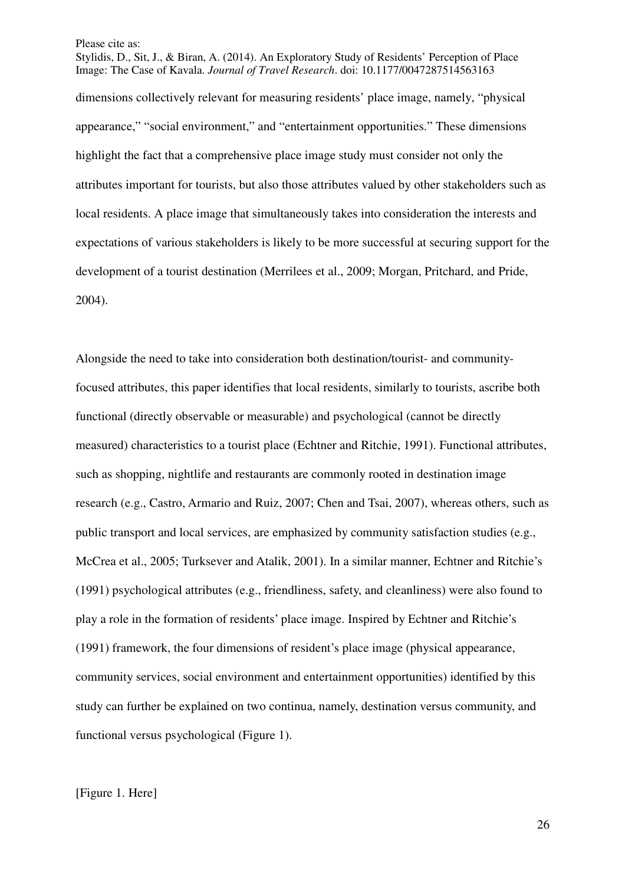dimensions collectively relevant for measuring residents' place image, namely, "physical appearance," "social environment," and "entertainment opportunities." These dimensions highlight the fact that a comprehensive place image study must consider not only the attributes important for tourists, but also those attributes valued by other stakeholders such as local residents. A place image that simultaneously takes into consideration the interests and expectations of various stakeholders is likely to be more successful at securing support for the development of a tourist destination (Merrilees et al., 2009; Morgan, Pritchard, and Pride, 2004).

Alongside the need to take into consideration both destination/tourist- and community-focused attributes, this paper identifies that local residents, similarly to tourists, ascribe both functional (directly observable or measurable) and psychological (cannot be directly measured) characteristics to a tourist place (Echtner and Ritchie, 1991). Functional attributes, such as shopping, nightlife and restaurants are commonly rooted in destination image research (e.g., Castro, Armario and Ruiz, 2007; Chen and Tsai, 2007), whereas others, such as public transport and local services, are emphasized by community satisfaction studies (e.g., McCrea et al., 2005; Turksever and Atalik, 2001). In a similar manner, Echtner and Ritchie's (1991) psychological attributes (e.g., friendliness, safety, and cleanliness) were also found to play a role in the formation of residents' place image. Inspired by Echtner and Ritchie's (1991) framework, the four dimensions of resident's place image (physical appearance, community services, social environment and entertainment opportunities) identified by this study can further be explained on two continua, namely, destination versus community, and functional versus psychological (Figure 1).

[Figure 1. Here]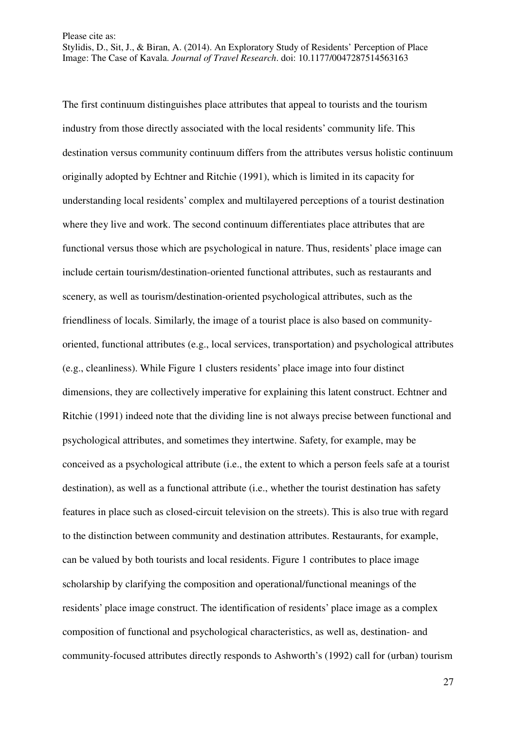The first continuum distinguishes place attributes that appeal to tourists and the tourism industry from those directly associated with the local residents' community life. This destination versus community continuum differs from the attributes versus holistic continuum originally adopted by Echtner and Ritchie (1991), which is limited in its capacity for understanding local residents' complex and multilayered perceptions of a tourist destination where they live and work. The second continuum differentiates place attributes that are functional versus those which are psychological in nature. Thus, residents' place image can include certain tourism/destination-oriented functional attributes, such as restaurants and scenery, as well as tourism/destination-oriented psychological attributes, such as the friendliness of locals. Similarly, the image of a tourist place is also based on community-oriented, functional attributes (e.g., local services, transportation) and psychological attributes (e.g., cleanliness). While Figure 1 clusters residents' place image into four distinct dimensions, they are collectively imperative for explaining this latent construct. Echtner and Ritchie (1991) indeed note that the dividing line is not always precise between functional and psychological attributes, and sometimes they intertwine. Safety, for example, may be conceived as a psychological attribute (i.e., the extent to which a person feels safe at a tourist destination), as well as a functional attribute (i.e., whether the tourist destination has safety features in place such as closed-circuit television on the streets). This is also true with regard to the distinction between community and destination attributes. Restaurants, for example, can be valued by both tourists and local residents. Figure 1 contributes to place image scholarship by clarifying the composition and operational/functional meanings of the residents' place image construct. The identification of residents' place image as a complex composition of functional and psychological characteristics, as well as, destination- and community-focused attributes directly responds to Ashworth's (1992) call for (urban) tourism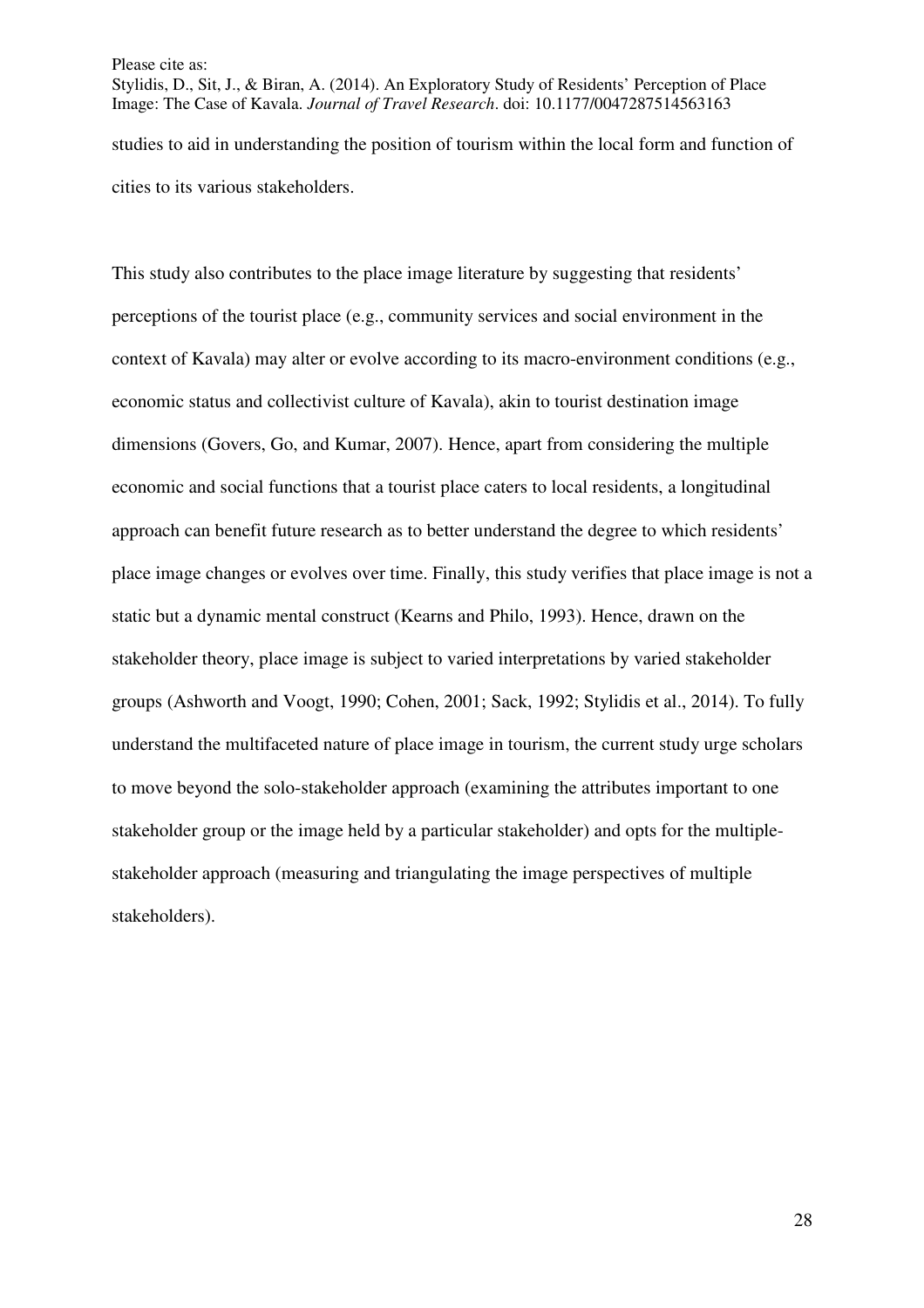studies to aid in understanding the position of tourism within the local form and function of cities to its various stakeholders.

This study also contributes to the place image literature by suggesting that residents' perceptions of the tourist place (e.g., community services and social environment in the context of Kavala) may alter or evolve according to its macro-environment conditions (e.g., economic status and collectivist culture of Kavala), akin to tourist destination image dimensions (Govers, Go, and Kumar, 2007). Hence, apart from considering the multiple economic and social functions that a tourist place caters to local residents, a longitudinal approach can benefit future research as to better understand the degree to which residents' place image changes or evolves over time. Finally, this study verifies that place image is not a static but a dynamic mental construct (Kearns and Philo, 1993). Hence, drawn on the stakeholder theory, place image is subject to varied interpretations by varied stakeholder groups (Ashworth and Voogt, 1990; Cohen, 2001; Sack, 1992; Stylidis et al., 2014). To fully understand the multifaceted nature of place image in tourism, the current study urge scholars to move beyond the solo-stakeholder approach (examining the attributes important to one stakeholder group or the image held by a particular stakeholder) and opts for the multiple-stakeholder approach (measuring and triangulating the image perspectives of multiple stakeholders).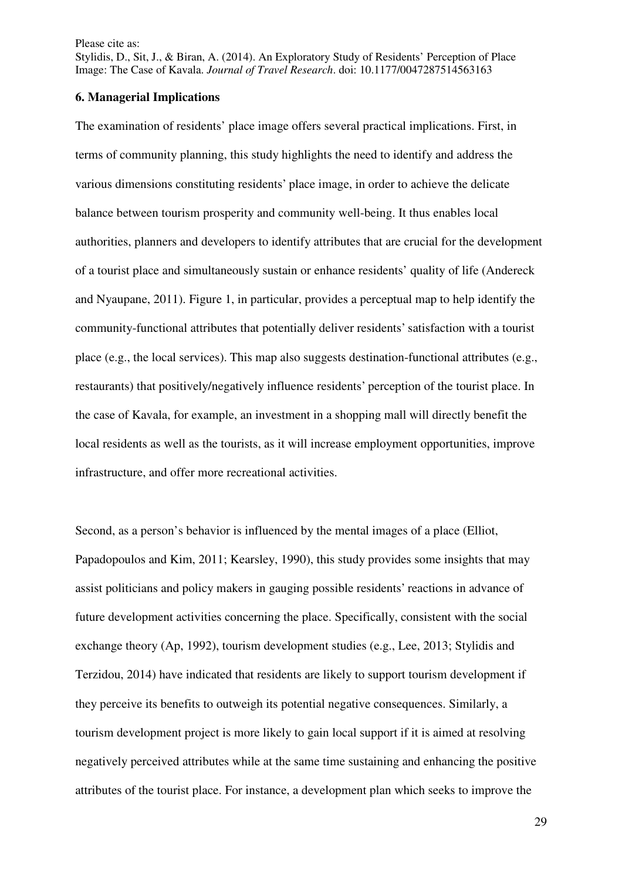### 6. Managerial Implications

The examination of residents' place image offers several practical implications. First, in terms of community planning, this study highlights the need to identify and address the various dimensions constituting residents' place image, in order to achieve the delicate balance between tourism prosperity and community well-being. It thus enables local authorities, planners and developers to identify attributes that are crucial for the development of a tourist place and simultaneously sustain or enhance residents' quality of life (Andereck and Nyaupane, 2011). Figure 1, in particular, provides a perceptual map to help identify the community-functional attributes that potentially deliver residents' satisfaction with a tourist place (e.g., the local services). This map also suggests destination-functional attributes (e.g., restaurants) that positively/negatively influence residents' perception of the tourist place. In the case of Kavala, for example, an investment in a shopping mall will directly benefit the local residents as well as the tourists, as it will increase employment opportunities, improve infrastructure, and offer more recreational activities.

Second, as a person's behavior is influenced by the mental images of a place (Elliot, Papadopoulos and Kim, 2011; Kearsley, 1990), this study provides some insights that may assist politicians and policy makers in gauging possible residents' reactions in advance of future development activities concerning the place. Specifically, consistent with the social exchange theory (Ap, 1992), tourism development studies (e.g., Lee, 2013; Stylidis and Terzidou, 2014) have indicated that residents are likely to support tourism development if they perceive its benefits to outweigh its potential negative consequences. Similarly, a tourism development project is more likely to gain local support if it is aimed at resolving negatively perceived attributes while at the same time sustaining and enhancing the positive attributes of the tourist place. For instance, a development plan which seeks to improve the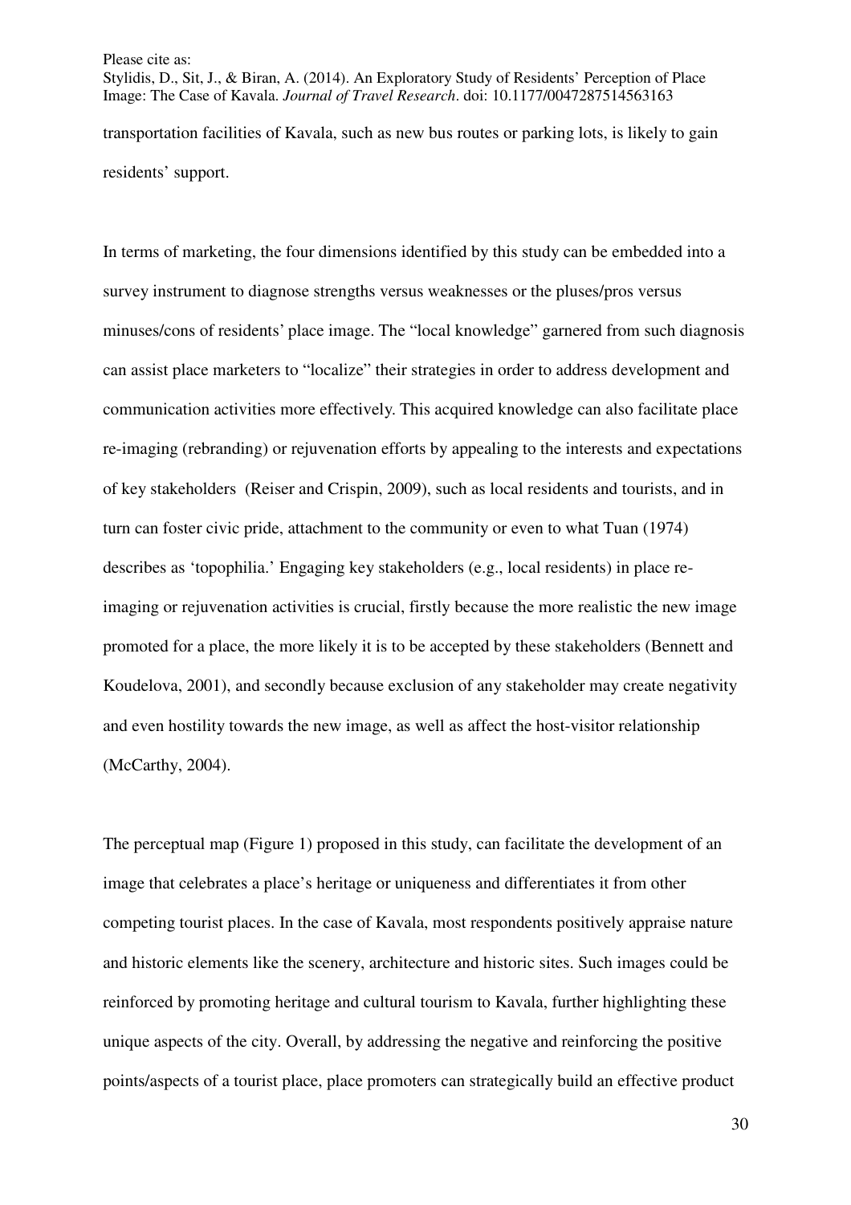transportation facilities of Kavala, such as new bus routes or parking lots, is likely to gain residents' support.

In terms of marketing, the four dimensions identified by this study can be embedded into a survey instrument to diagnose strengths versus weaknesses or the pluses/pros versus minuses/cons of residents' place image. The "local knowledge" garnered from such diagnosis can assist place marketers to "localize" their strategies in order to address development and communication activities more effectively. This acquired knowledge can also facilitate place re-imaging (rebranding) or rejuvenation efforts by appealing to the interests and expectations of key stakeholders (Reiser and Crispin, 2009), such as local residents and tourists, and in turn can foster civic pride, attachment to the community or even to what Tuan (1974) describes as 'topophilia.' Engaging key stakeholders (e.g., local residents) in place re-imaging or rejuvenation activities is crucial, firstly because the more realistic the new image promoted for a place, the more likely it is to be accepted by these stakeholders (Bennett and Koudelova, 2001), and secondly because exclusion of any stakeholder may create negativity and even hostility towards the new image, as well as affect the host-visitor relationship (McCarthy, 2004).

The perceptual map (Figure 1) proposed in this study, can facilitate the development of an image that celebrates a place's heritage or uniqueness and differentiates it from other competing tourist places. In the case of Kavala, most respondents positively appraise nature and historic elements like the scenery, architecture and historic sites. Such images could be reinforced by promoting heritage and cultural tourism to Kavala, further highlighting these unique aspects of the city. Overall, by addressing the negative and reinforcing the positive points/aspects of a tourist place, place promoters can strategically build an effective product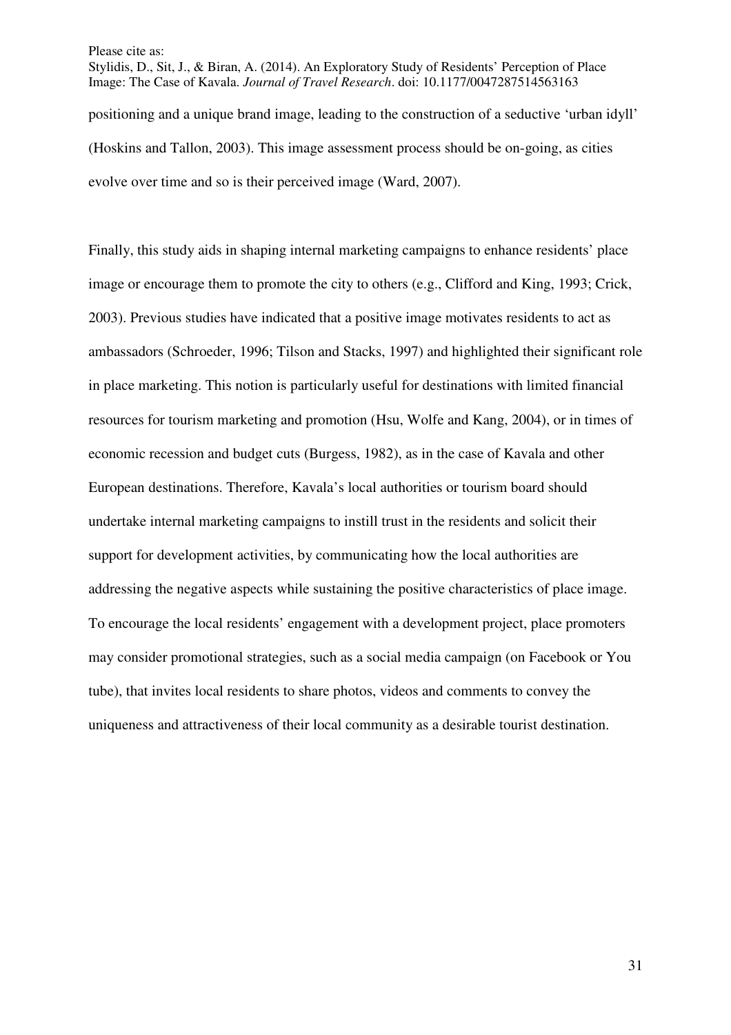positioning and a unique brand image, leading to the construction of a seductive 'urban idyll' (Hoskins and Tallon, 2003). This image assessment process should be on-going, as cities evolve over time and so is their perceived image (Ward, 2007).

Finally, this study aids in shaping internal marketing campaigns to enhance residents' place image or encourage them to promote the city to others (e.g., Clifford and King, 1993; Crick, 2003). Previous studies have indicated that a positive image motivates residents to act as ambassadors (Schroeder, 1996; Tilson and Stacks, 1997) and highlighted their significant role in place marketing. This notion is particularly useful for destinations with limited financial resources for tourism marketing and promotion (Hsu, Wolfe and Kang, 2004), or in times of economic recession and budget cuts (Burgess, 1982), as in the case of Kavala and other European destinations. Therefore, Kavala's local authorities or tourism board should undertake internal marketing campaigns to instill trust in the residents and solicit their support for development activities, by communicating how the local authorities are addressing the negative aspects while sustaining the positive characteristics of place image. To encourage the local residents' engagement with a development project, place promoters may consider promotional strategies, such as a social media campaign (on Facebook or You tube), that invites local residents to share photos, videos and comments to convey the uniqueness and attractiveness of their local community as a desirable tourist destination.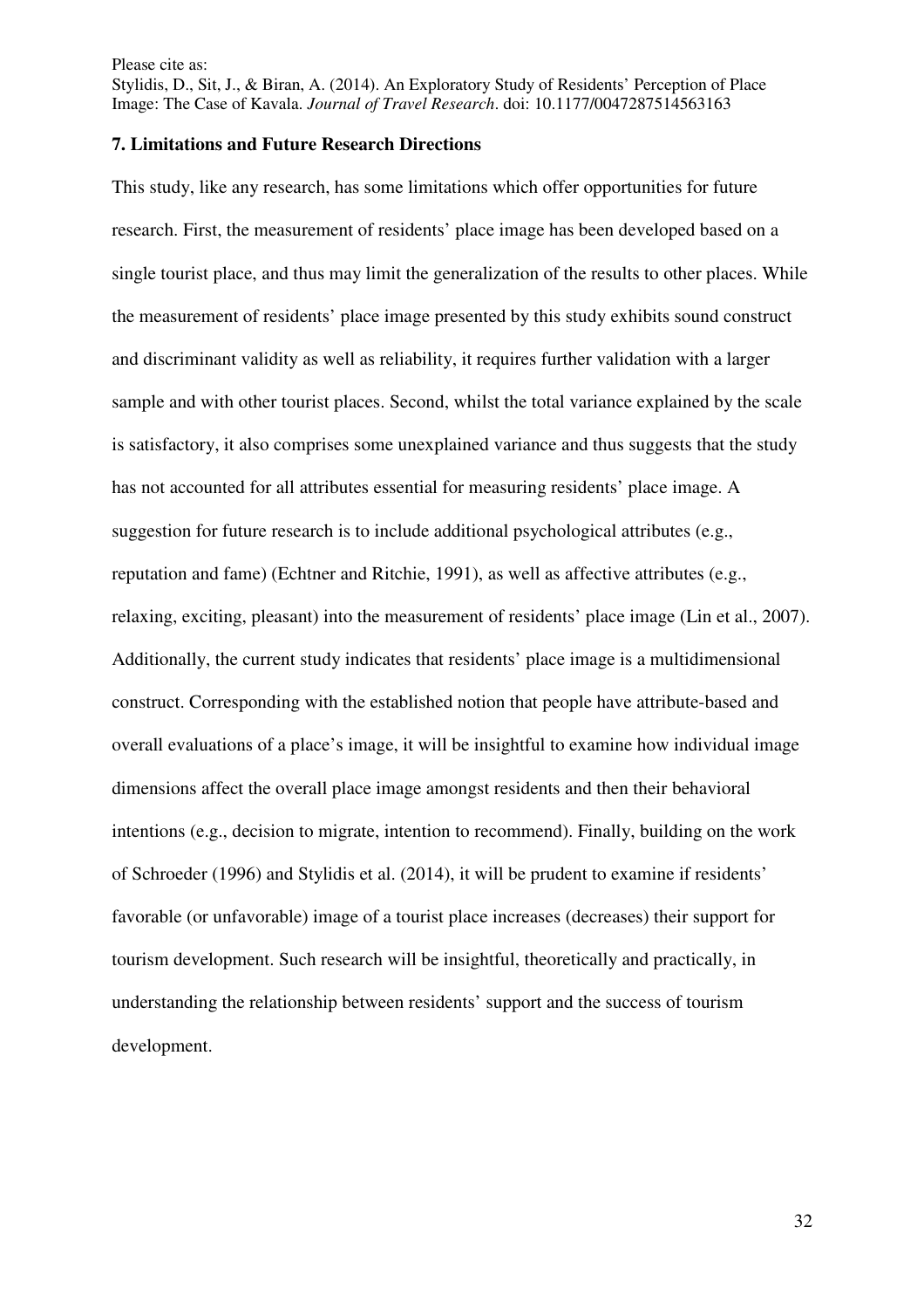## 7. Limitations and Future Research Directions

This study, like any research, has some limitations which offer opportunities for future research. First, the measurement of residents' place image has been developed based on a single tourist place, and thus may limit the generalization of the results to other places. While the measurement of residents' place image presented by this study exhibits sound construct and discriminant validity as well as reliability, it requires further validation with a larger sample and with other tourist places. Second, whilst the total variance explained by the scale is satisfactory, it also comprises some unexplained variance and thus suggests that the study has not accounted for all attributes essential for measuring residents' place image. A suggestion for future research is to include additional psychological attributes (e.g., reputation and fame) (Echtner and Ritchie, 1991), as well as affective attributes (e.g., relaxing, exciting, pleasant) into the measurement of residents' place image (Lin et al., 2007). Additionally, the current study indicates that residents' place image is a multidimensional construct. Corresponding with the established notion that people have attribute-based and overall evaluations of a place's image, it will be insightful to examine how individual image dimensions affect the overall place image amongst residents and then their behavioral intentions (e.g., decision to migrate, intention to recommend). Finally, building on the work of Schroeder (1996) and Stylidis et al. (2014), it will be prudent to examine if residents' favorable (or unfavorable) image of a tourist place increases (decreases) their support for tourism development. Such research will be insightful, theoretically and practically, in understanding the relationship between residents' support and the success of tourism development.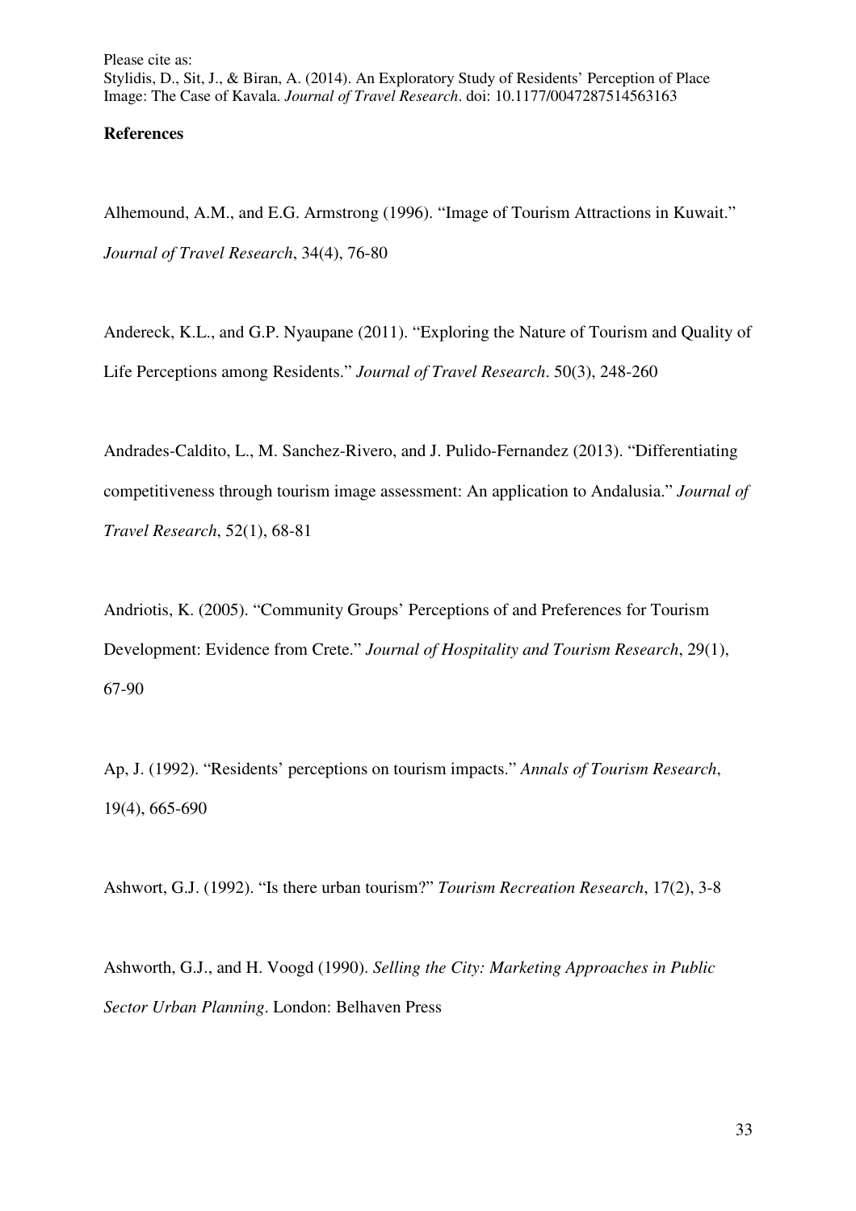**References**

Alhemound, A.M., and E.G. Armstrong (1996). "Image of Tourism Attractions in Kuwait." *Journal of Travel Research*, 34(4), 76-80

Andereck, K.L., and G.P. Nyaupane (2011). "Exploring the Nature of Tourism and Quality of Life Perceptions among Residents." *Journal of Travel Research*. 50(3), 248-260

Andrades-Caldito, L., M. Sanchez-Rivero, and J. Pulido-Fernandez (2013). "Differentiating competitiveness through tourism image assessment: An application to Andalusia." *Journal of Travel Research*, 52(1), 68-81

Andriotis, K. (2005). "Community Groups' Perceptions of and Preferences for Tourism Development: Evidence from Crete." *Journal of Hospitality and Tourism Research*, 29(1), 67-90

Ap, J. (1992). "Residents' perceptions on tourism impacts." *Annals of Tourism Research*, 19(4), 665-690

Ashwort, G.J. (1992). "Is there urban tourism?" *Tourism Recreation Research*, 17(2), 3-8

Ashworth, G.J., and H. Voogd (1990). *Selling the City: Marketing Approaches in Public Sector Urban Planning*. London: Belhaven Press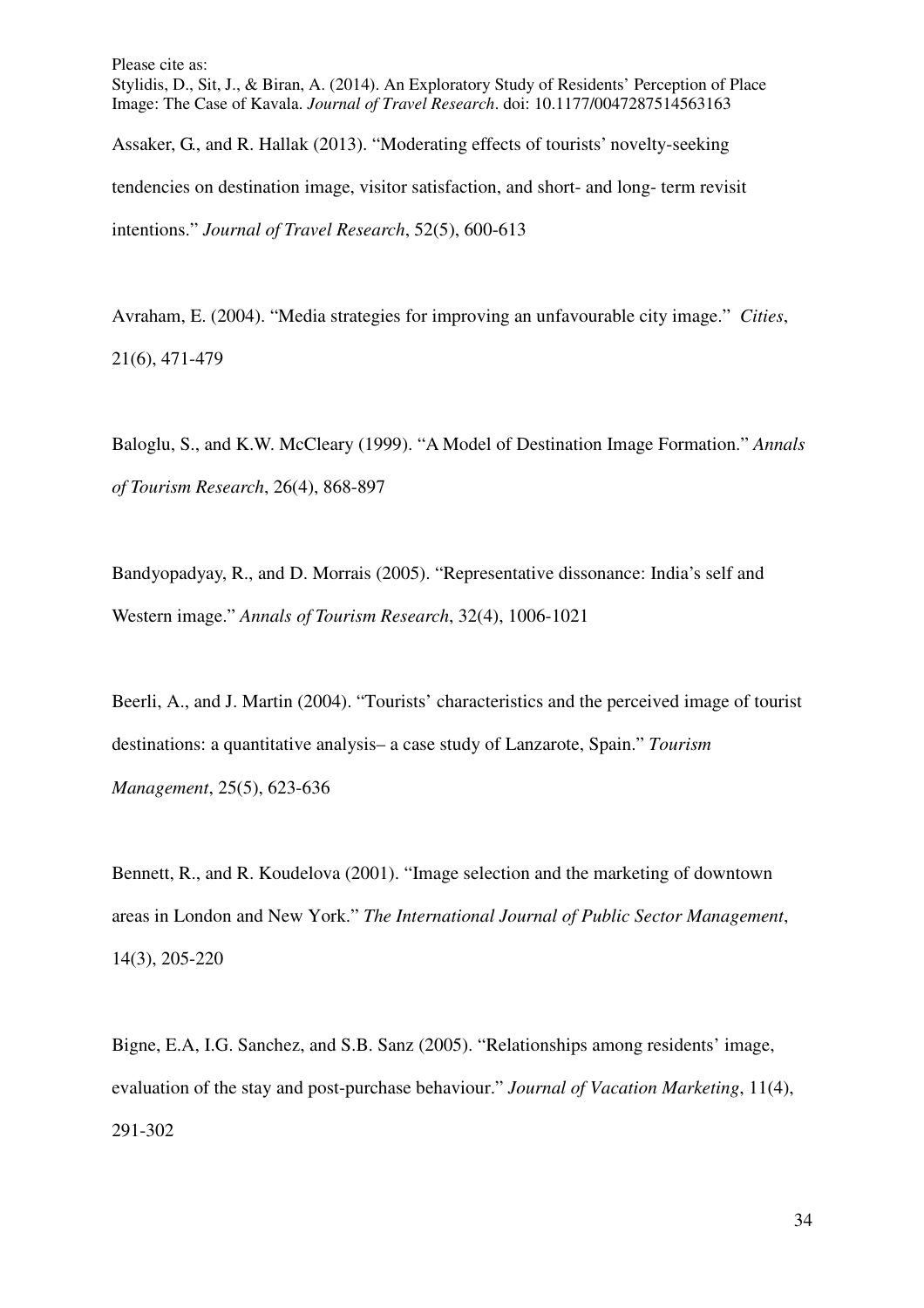Assaker, G., and R. Hallak (2013). "Moderating effects of tourists' novelty-seeking tendencies on destination image, visitor satisfaction, and short- and long- term revisit intentions." *Journal of Travel Research*, 52(5), 600-613

Avraham, E. (2004). "Media strategies for improving an unfavourable city image." *Cities*, 21(6), 471-479

Baloglu, S., and K.W. McCleary (1999). "A Model of Destination Image Formation." *Annals of Tourism Research*, 26(4), 868-897

Bandyopadyay, R., and D. Morrais (2005). "Representative dissonance: India's self and Western image." *Annals of Tourism Research*, 32(4), 1006-1021

Beerli, A., and J. Martin (2004). "Tourists' characteristics and the perceived image of tourist destinations: a quantitative analysis– a case study of Lanzarote, Spain." *Tourism Management*, 25(5), 623-636

Bennett, R., and R. Koudelova (2001). "Image selection and the marketing of downtown areas in London and New York." *The International Journal of Public Sector Management*, 14(3), 205-220

Bigne, E.A, I.G. Sanchez, and S.B. Sanz (2005). "Relationships among residents' image, evaluation of the stay and post-purchase behaviour." *Journal of Vacation Marketing*, 11(4), 291-302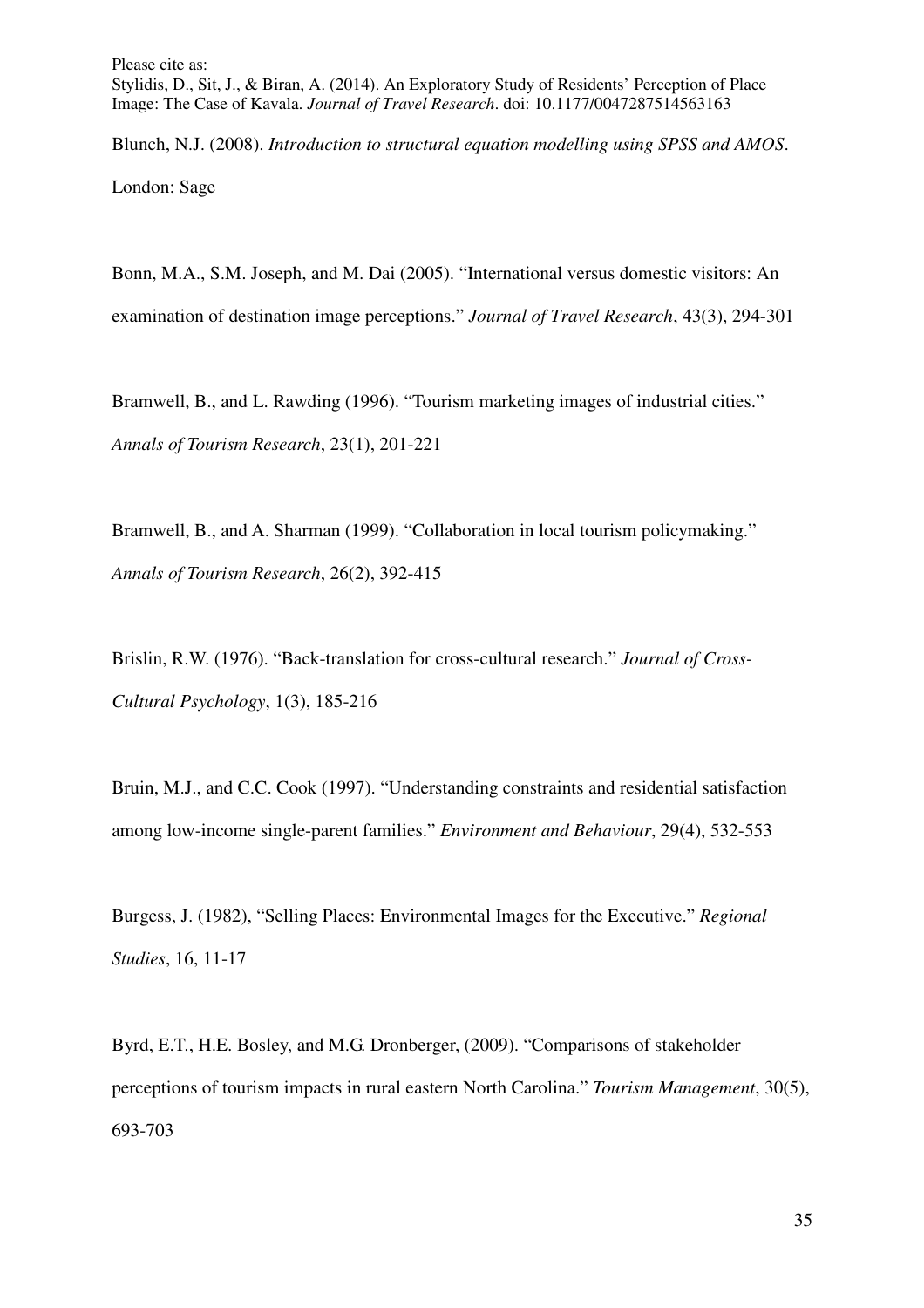Blunch, N.J. (2008). *Introduction to structural equation modelling using SPSS and AMOS*. London: Sage

Bonn, M.A., S.M. Joseph, and M. Dai (2005). "International versus domestic visitors: An examination of destination image perceptions." *Journal of Travel Research*, 43(3), 294-301

Bramwell, B., and L. Rawding (1996). "Tourism marketing images of industrial cities." *Annals of Tourism Research*, 23(1), 201-221

Bramwell, B., and A. Sharman (1999). "Collaboration in local tourism policymaking." *Annals of Tourism Research*, 26(2), 392-415

Brislin, R.W. (1976). "Back-translation for cross-cultural research." *Journal of Cross-Cultural Psychology*, 1(3), 185-216

Bruin, M.J., and C.C. Cook (1997). "Understanding constraints and residential satisfaction among low-income single-parent families." *Environment and Behaviour*, 29(4), 532-553

Burgess, J. (1982), "Selling Places: Environmental Images for the Executive." *Regional Studies*, 16, 11-17

Byrd, E.T., H.E. Bosley, and M.G. Dronberger, (2009). "Comparisons of stakeholder perceptions of tourism impacts in rural eastern North Carolina." *Tourism Management*, 30(5), 693-703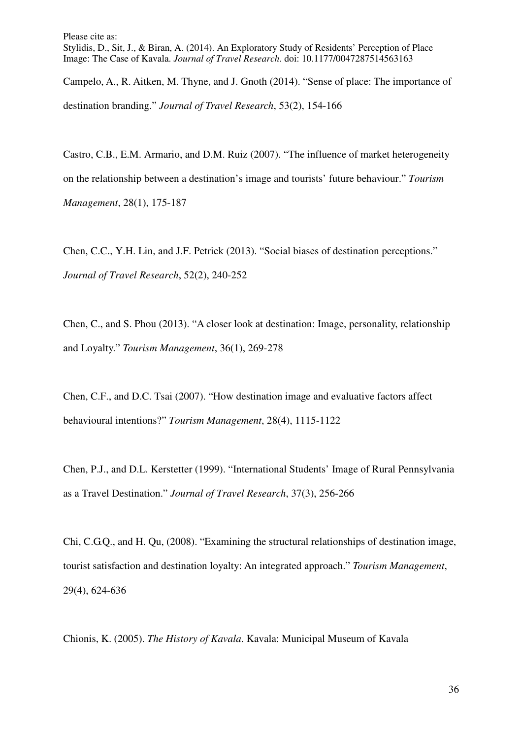Campelo, A., R. Aitken, M. Thyne, and J. Gnoth (2014). "Sense of place: The importance of destination branding." *Journal of Travel Research*, 53(2), 154-166

Castro, C.B., E.M. Armario, and D.M. Ruiz (2007). "The influence of market heterogeneity on the relationship between a destination's image and tourists' future behaviour." *Tourism Management*, 28(1), 175-187

Chen, C.C., Y.H. Lin, and J.F. Petrick (2013). "Social biases of destination perceptions." *Journal of Travel Research*, 52(2), 240-252

Chen, C., and S. Phou (2013). "A closer look at destination: Image, personality, relationship and Loyalty." *Tourism Management*, 36(1), 269-278

Chen, C.F., and D.C. Tsai (2007). "How destination image and evaluative factors affect behavioural intentions?" *Tourism Management*, 28(4), 1115-1122

Chen, P.J., and D.L. Kerstetter (1999). "International Students' Image of Rural Pennsylvania as a Travel Destination." *Journal of Travel Research*, 37(3), 256-266

Chi, C.G.Q., and H. Qu, (2008). "Examining the structural relationships of destination image, tourist satisfaction and destination loyalty: An integrated approach." *Tourism Management*, 29(4), 624-636

Chionis, K. (2005). *The History of Kavala*. Kavala: Municipal Museum of Kavala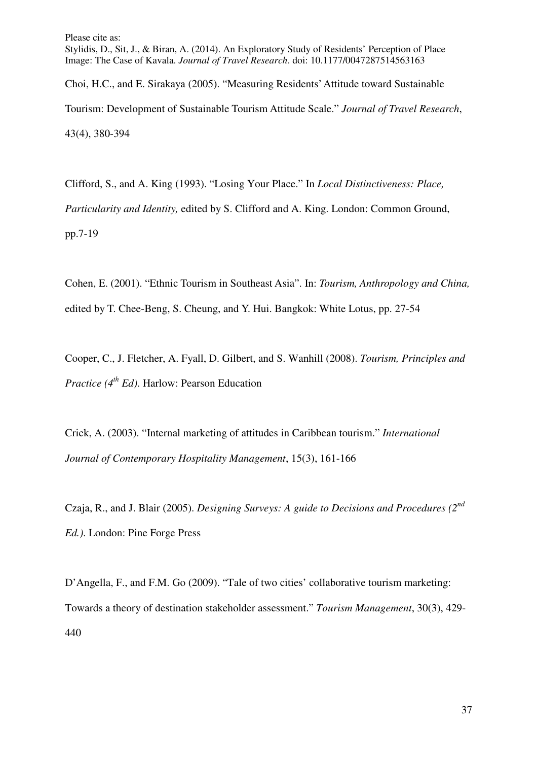Choi, H.C., and E. Sirakaya (2005). "Measuring Residents' Attitude toward Sustainable Tourism: Development of Sustainable Tourism Attitude Scale." *Journal of Travel Research*, 43(4), 380-394

Clifford, S., and A. King (1993). "Losing Your Place." In *Local Distinctiveness: Place, Particularity and Identity,* edited by S. Clifford and A. King. London: Common Ground, pp.7-19

Cohen, E. (2001). "Ethnic Tourism in Southeast Asia". In: *Tourism, Anthropology and China,* edited by T. Chee-Beng, S. Cheung, and Y. Hui. Bangkok: White Lotus, pp. 27-54

Cooper, C., J. Fletcher, A. Fyall, D. Gilbert, and S. Wanhill (2008). *Tourism, Principles and Practice (4th Ed).* Harlow: Pearson Education

Crick, A. (2003). "Internal marketing of attitudes in Caribbean tourism." *International Journal of Contemporary Hospitality Management*, 15(3), 161-166

Czaja, R., and J. Blair (2005). *Designing Surveys: A guide to Decisions and Procedures (2nd Ed.).* London: Pine Forge Press

D'Angella, F., and F.M. Go (2009). "Tale of two cities' collaborative tourism marketing: Towards a theory of destination stakeholder assessment." *Tourism Management*, 30(3), 429-440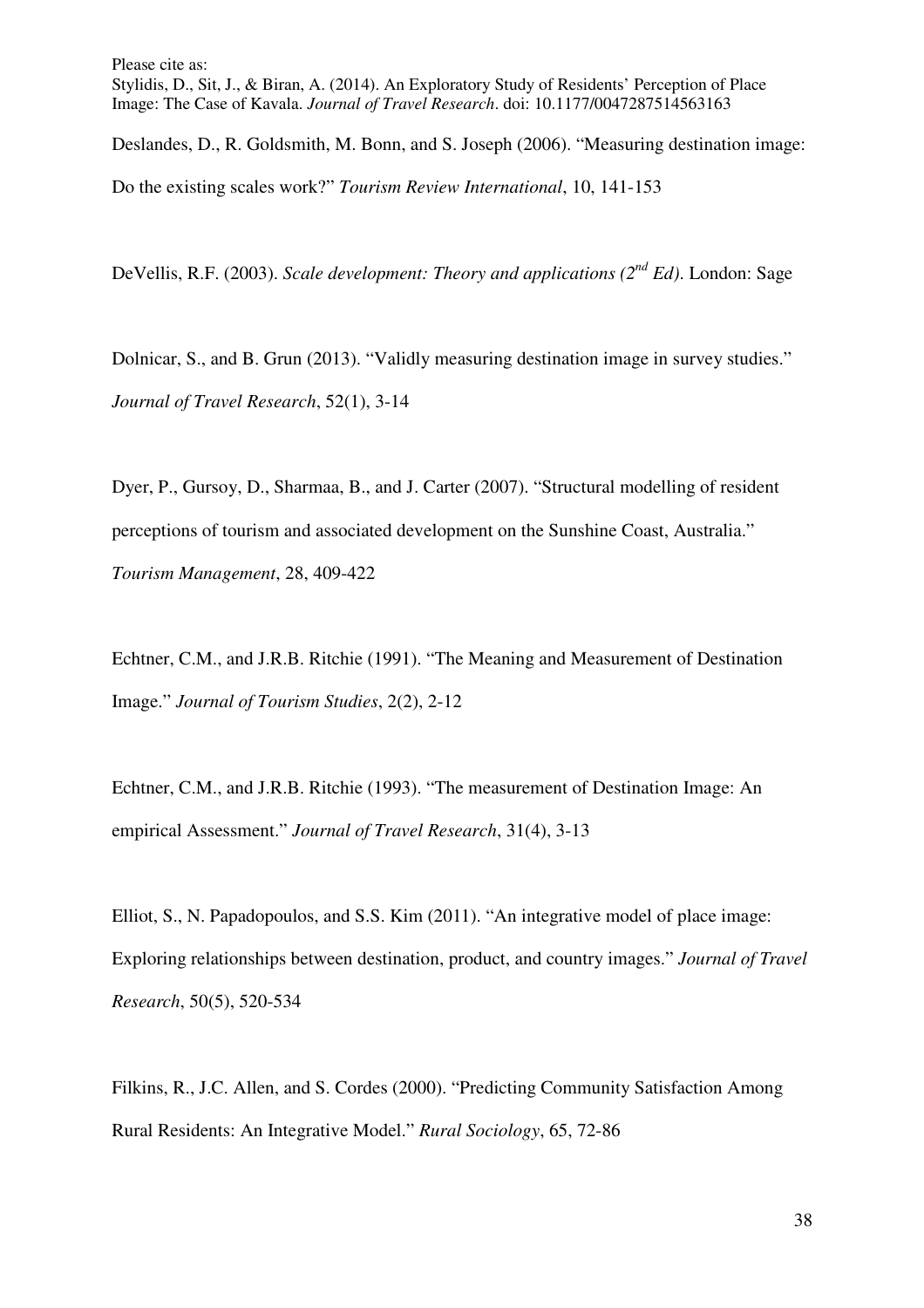Deslandes, D., R. Goldsmith, M. Bonn, and S. Joseph (2006). "Measuring destination image: Do the existing scales work?" *Tourism Review International*, 10, 141-153

DeVellis, R.F. (2003). *Scale development: Theory and applications (2nd Ed)*. London: Sage

Dolnicar, S., and B. Grun (2013). "Validly measuring destination image in survey studies." *Journal of Travel Research*, 52(1), 3-14

Dyer, P., Gursoy, D., Sharmaa, B., and J. Carter (2007). "Structural modelling of resident perceptions of tourism and associated development on the Sunshine Coast, Australia." *Tourism Management*, 28, 409-422

Echtner, C.M., and J.R.B. Ritchie (1991). "The Meaning and Measurement of Destination Image." *Journal of Tourism Studies*, 2(2), 2-12

Echtner, C.M., and J.R.B. Ritchie (1993). "The measurement of Destination Image: An empirical Assessment." *Journal of Travel Research*, 31(4), 3-13

Elliot, S., N. Papadopoulos, and S.S. Kim (2011). "An integrative model of place image: Exploring relationships between destination, product, and country images." *Journal of Travel Research*, 50(5), 520-534

Filkins, R., J.C. Allen, and S. Cordes (2000). "Predicting Community Satisfaction Among Rural Residents: An Integrative Model." *Rural Sociology*, 65, 72-86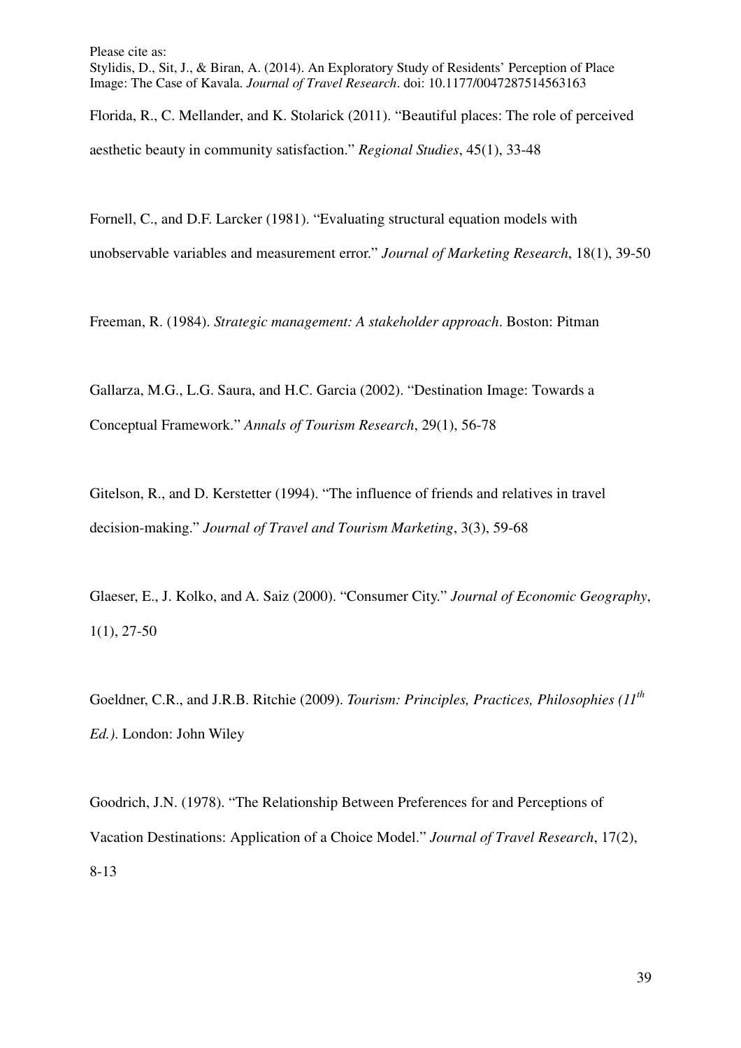Florida, R., C. Mellander, and K. Stolarick (2011). "Beautiful places: The role of perceived aesthetic beauty in community satisfaction." *Regional Studies*, 45(1), 33-48

Fornell, C., and D.F. Larcker (1981). "Evaluating structural equation models with unobservable variables and measurement error." *Journal of Marketing Research*, 18(1), 39-50

Freeman, R. (1984). *Strategic management: A stakeholder approach*. Boston: Pitman

Gallarza, M.G., L.G. Saura, and H.C. Garcia (2002). "Destination Image: Towards a Conceptual Framework." *Annals of Tourism Research*, 29(1), 56-78

Gitelson, R., and D. Kerstetter (1994). "The influence of friends and relatives in travel decision-making." *Journal of Travel and Tourism Marketing*, 3(3), 59-68

Glaeser, E., J. Kolko, and A. Saiz (2000). "Consumer City." *Journal of Economic Geography*, 1(1), 27-50

Goeldner, C.R., and J.R.B. Ritchie (2009). *Tourism: Principles, Practices, Philosophies (11th Ed.)*. London: John Wiley

Goodrich, J.N. (1978). "The Relationship Between Preferences for and Perceptions of Vacation Destinations: Application of a Choice Model." *Journal of Travel Research*, 17(2), 8-13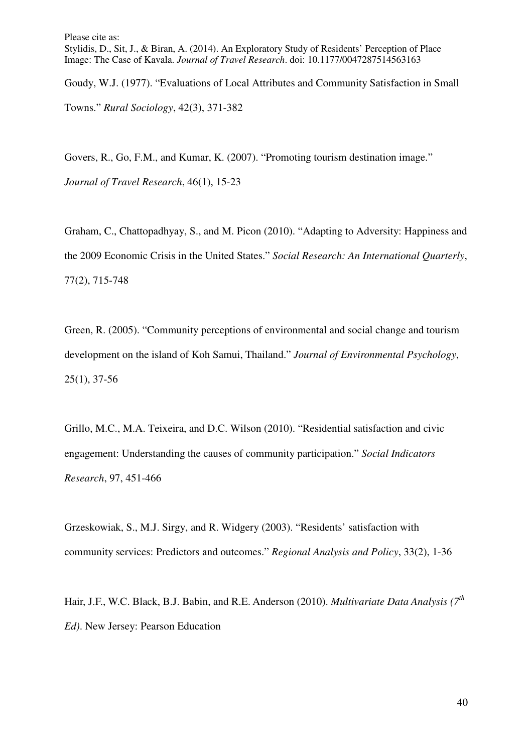Goudy, W.J. (1977). "Evaluations of Local Attributes and Community Satisfaction in Small Towns." *Rural Sociology*, 42(3), 371-382

Govers, R., Go, F.M., and Kumar, K. (2007). "Promoting tourism destination image." *Journal of Travel Research*, 46(1), 15-23

Graham, C., Chattopadhyay, S., and M. Picon (2010). "Adapting to Adversity: Happiness and the 2009 Economic Crisis in the United States." *Social Research: An International Quarterly*, 77(2), 715-748

Green, R. (2005). "Community perceptions of environmental and social change and tourism development on the island of Koh Samui, Thailand." *Journal of Environmental Psychology*, 25(1), 37-56

Grillo, M.C., M.A. Teixeira, and D.C. Wilson (2010). "Residential satisfaction and civic engagement: Understanding the causes of community participation." *Social Indicators Research*, 97, 451-466

Grzeskowiak, S., M.J. Sirgy, and R. Widgery (2003). "Residents' satisfaction with community services: Predictors and outcomes." *Regional Analysis and Policy*, 33(2), 1-36

Hair, J.F., W.C. Black, B.J. Babin, and R.E. Anderson (2010). *Multivariate Data Analysis (7th Ed)*. New Jersey: Pearson Education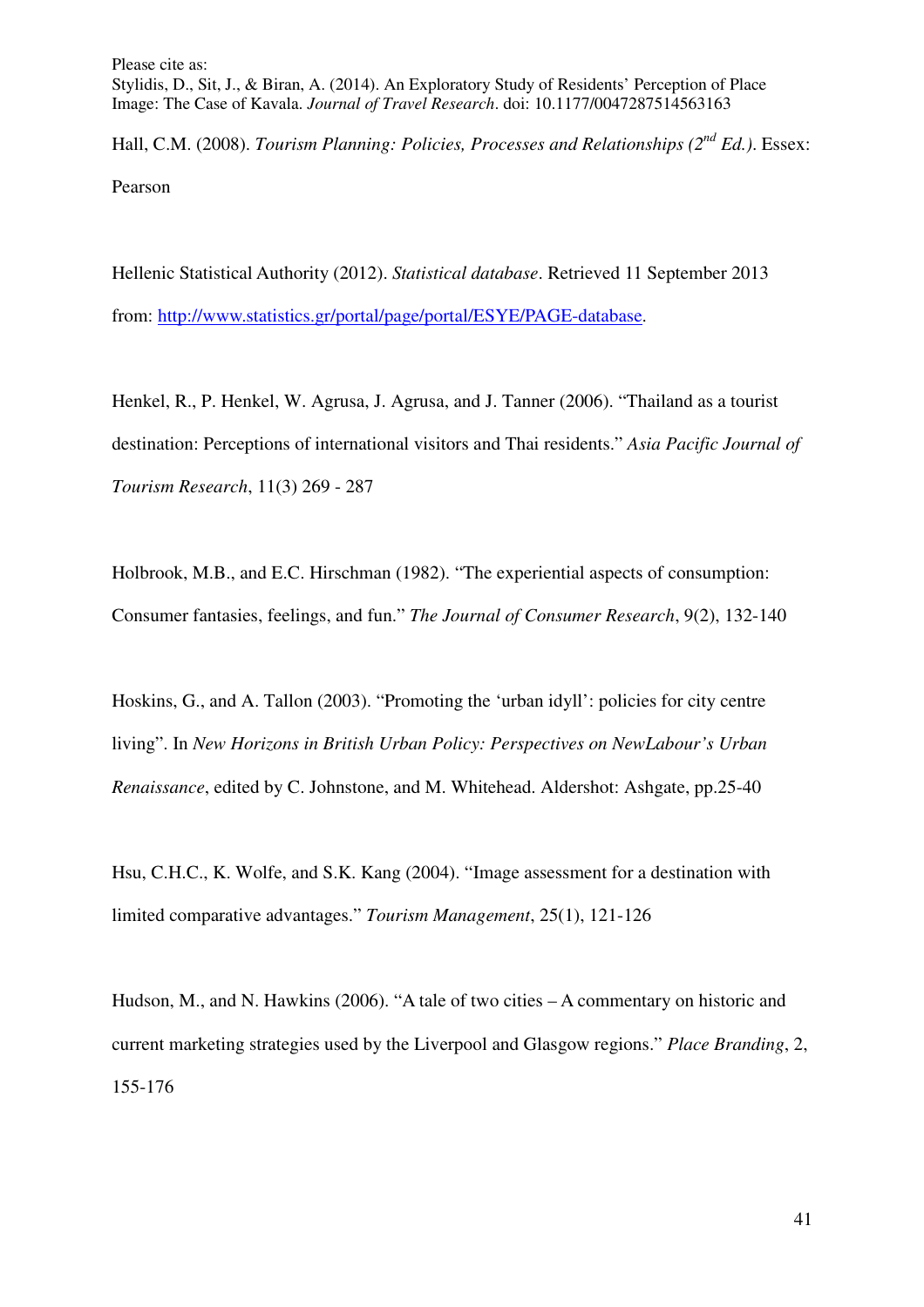Hall, C.M. (2008). *Tourism Planning: Policies, Processes and Relationships (2nd Ed.)*. Essex: Pearson

Hellenic Statistical Authority (2012). *Statistical database*. Retrieved 11 September 2013 from: http://www.statistics.gr/portal/page/portal/ESYE/PAGE-database.

Henkel, R., P. Henkel, W. Agrusa, J. Agrusa, and J. Tanner (2006). "Thailand as a tourist destination: Perceptions of international visitors and Thai residents." *Asia Pacific Journal of Tourism Research*, 11(3) 269 - 287

Holbrook, M.B., and E.C. Hirschman (1982). "The experiential aspects of consumption: Consumer fantasies, feelings, and fun." *The Journal of Consumer Research*, 9(2), 132-140

Hoskins, G., and A. Tallon (2003). "Promoting the 'urban idyll': policies for city centre living". In *New Horizons in British Urban Policy: Perspectives on NewLabour's Urban Renaissance*, edited by C. Johnstone, and M. Whitehead. Aldershot: Ashgate, pp.25-40

Hsu, C.H.C., K. Wolfe, and S.K. Kang (2004). "Image assessment for a destination with limited comparative advantages." *Tourism Management*, 25(1), 121-126

Hudson, M., and N. Hawkins (2006). "A tale of two cities – A commentary on historic and current marketing strategies used by the Liverpool and Glasgow regions." *Place Branding*, 2, 155-176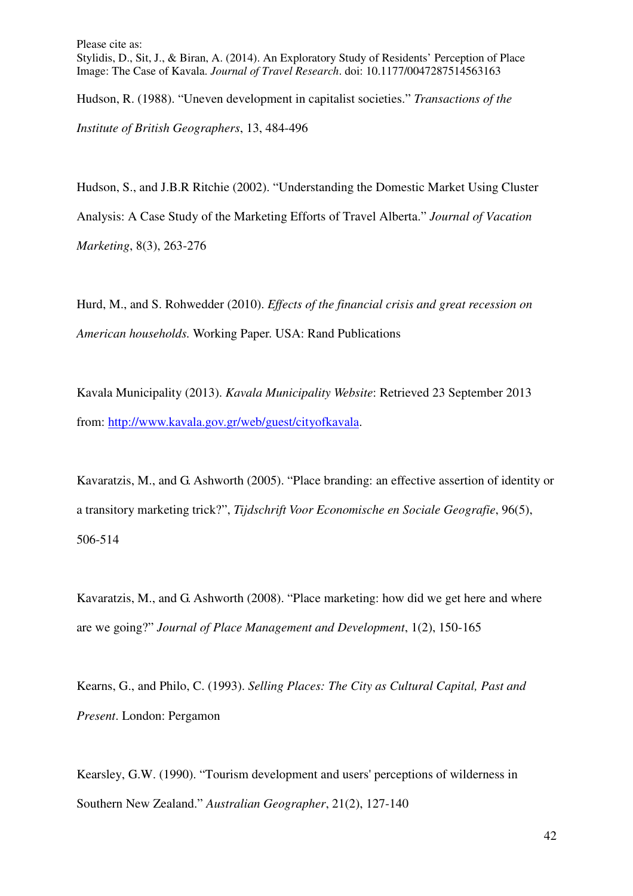Hudson, R. (1988). "Uneven development in capitalist societies." *Transactions of the Institute of British Geographers*, 13, 484-496

Hudson, S., and J.B.R Ritchie (2002). "Understanding the Domestic Market Using Cluster Analysis: A Case Study of the Marketing Efforts of Travel Alberta." *Journal of Vacation Marketing*, 8(3), 263-276

Hurd, M., and S. Rohwedder (2010). *Effects of the financial crisis and great recession on American households.* Working Paper. USA: Rand Publications

Kavala Municipality (2013). *Kavala Municipality Website*: Retrieved 23 September 2013 from: http://www.kavala.gov.gr/web/guest/cityofkavala.

Kavaratzis, M., and G. Ashworth (2005). "Place branding: an effective assertion of identity or a transitory marketing trick?", *Tijdschrift Voor Economische en Sociale Geografie*, 96(5), 506-514

Kavaratzis, M., and G. Ashworth (2008). "Place marketing: how did we get here and where are we going?" *Journal of Place Management and Development*, 1(2), 150-165

Kearns, G., and Philo, C. (1993). *Selling Places: The City as Cultural Capital, Past and Present*. London: Pergamon

Kearsley, G.W. (1990). "Tourism development and users' perceptions of wilderness in Southern New Zealand." *Australian Geographer*, 21(2), 127-140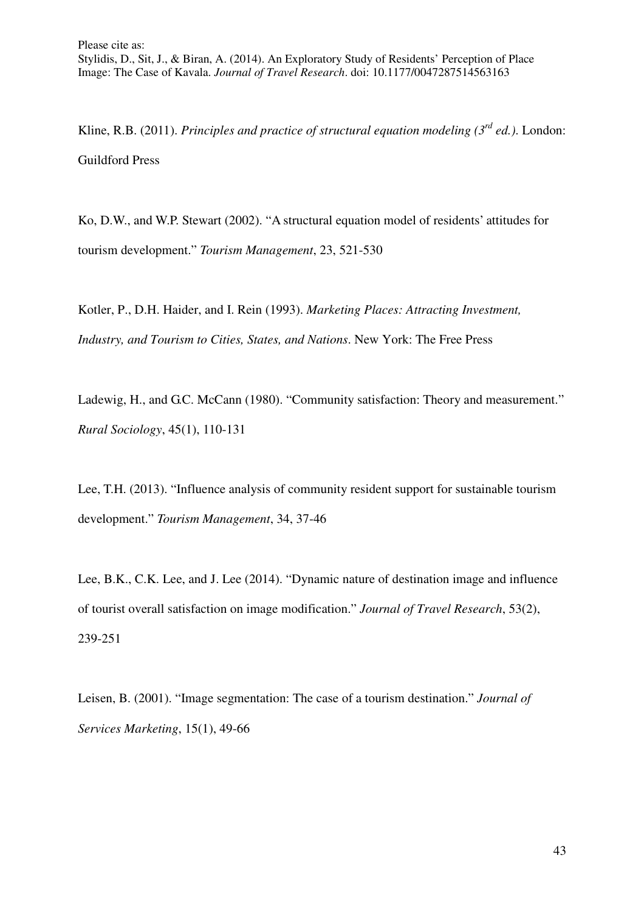Kline, R.B. (2011). *Principles and practice of structural equation modeling (3rd ed.)*. London: Guildford Press

Ko, D.W., and W.P. Stewart (2002). "A structural equation model of residents' attitudes for tourism development." *Tourism Management*, 23, 521-530

Kotler, P., D.H. Haider, and I. Rein (1993). *Marketing Places: Attracting Investment, Industry, and Tourism to Cities, States, and Nations*. New York: The Free Press

Ladewig, H., and G.C. McCann (1980). "Community satisfaction: Theory and measurement." *Rural Sociology*, 45(1), 110-131

Lee, T.H. (2013). "Influence analysis of community resident support for sustainable tourism development." *Tourism Management*, 34, 37-46

Lee, B.K., C.K. Lee, and J. Lee (2014). "Dynamic nature of destination image and influence of tourist overall satisfaction on image modification." *Journal of Travel Research*, 53(2), 239-251

Leisen, B. (2001). "Image segmentation: The case of a tourism destination." *Journal of Services Marketing*, 15(1), 49-66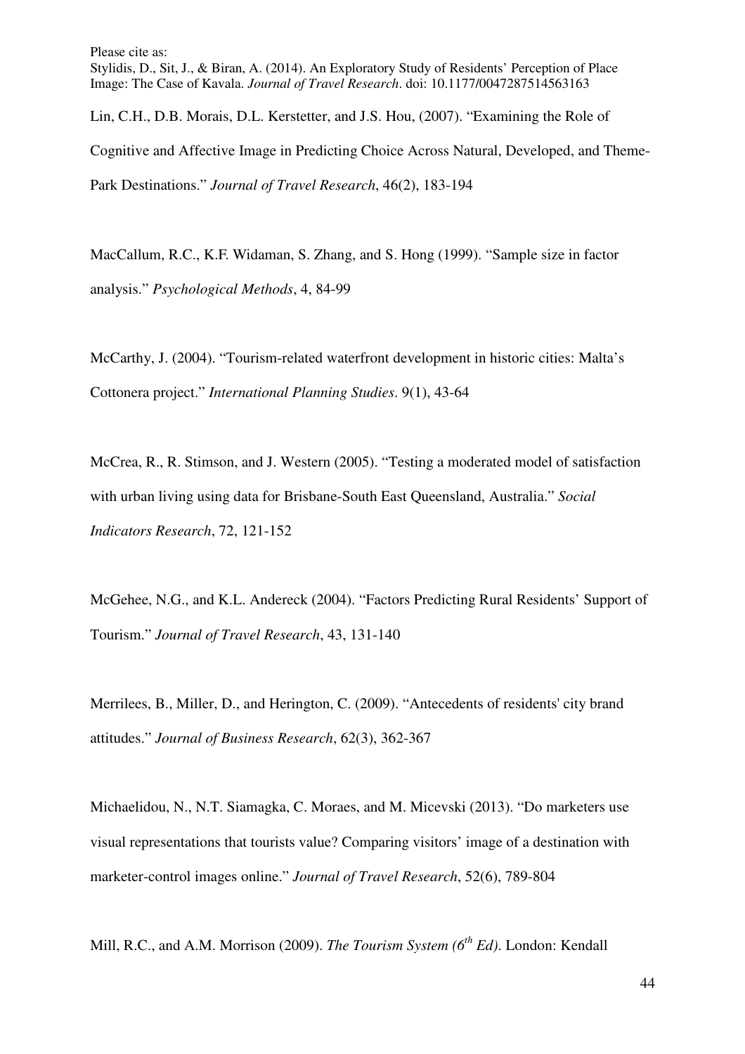Lin, C.H., D.B. Morais, D.L. Kerstetter, and J.S. Hou, (2007). "Examining the Role of Cognitive and Affective Image in Predicting Choice Across Natural, Developed, and Theme-Park Destinations." *Journal of Travel Research*, 46(2), 183-194

MacCallum, R.C., K.F. Widaman, S. Zhang, and S. Hong (1999). "Sample size in factor analysis." *Psychological Methods*, 4, 84-99

McCarthy, J. (2004). "Tourism-related waterfront development in historic cities: Malta's Cottonera project." *International Planning Studies*. 9(1), 43-64

McCrea, R., R. Stimson, and J. Western (2005). "Testing a moderated model of satisfaction with urban living using data for Brisbane-South East Queensland, Australia." *Social Indicators Research*, 72, 121-152

McGehee, N.G., and K.L. Andereck (2004). "Factors Predicting Rural Residents' Support of Tourism." *Journal of Travel Research*, 43, 131-140

Merrilees, B., Miller, D., and Herington, C. (2009). "Antecedents of residents' city brand attitudes." *Journal of Business Research*, 62(3), 362-367

Michaelidou, N., N.T. Siamagka, C. Moraes, and M. Micevski (2013). "Do marketers use visual representations that tourists value? Comparing visitors' image of a destination with marketer-control images online." *Journal of Travel Research*, 52(6), 789-804

Mill, R.C., and A.M. Morrison (2009). *The Tourism System (6th Ed)*. London: Kendall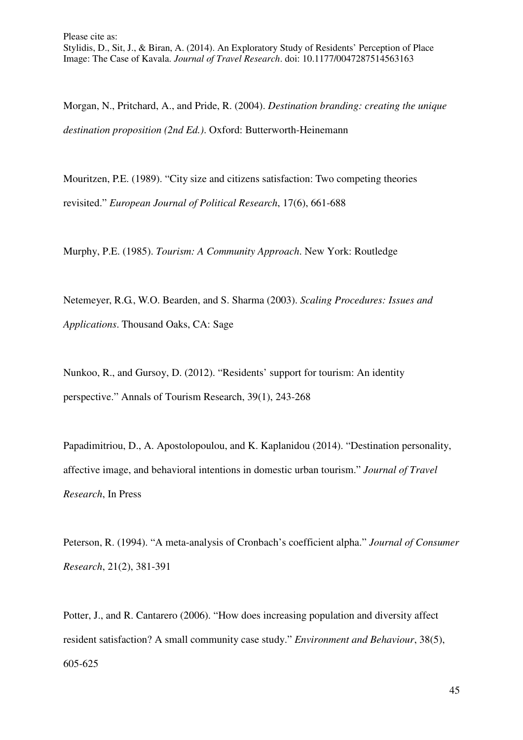Morgan, N., Pritchard, A., and Pride, R. (2004). *Destination branding: creating the unique destination proposition (2nd Ed.)*. Oxford: Butterworth-Heinemann

Mouritzen, P.E. (1989). "City size and citizens satisfaction: Two competing theories revisited." *European Journal of Political Research*, 17(6), 661-688

Murphy, P.E. (1985). *Tourism: A Community Approach*. New York: Routledge

Netemeyer, R.G., W.O. Bearden, and S. Sharma (2003). *Scaling Procedures: Issues and Applications*. Thousand Oaks, CA: Sage

Nunkoo, R., and Gursoy, D. (2012). "Residents' support for tourism: An identity perspective." Annals of Tourism Research, 39(1), 243-268

Papadimitriou, D., A. Apostolopoulou, and K. Kaplanidou (2014). "Destination personality, affective image, and behavioral intentions in domestic urban tourism." *Journal of Travel Research*, In Press

Peterson, R. (1994). "A meta-analysis of Cronbach's coefficient alpha." *Journal of Consumer Research*, 21(2), 381-391

Potter, J., and R. Cantarero (2006). "How does increasing population and diversity affect resident satisfaction? A small community case study." *Environment and Behaviour*, 38(5), 605-625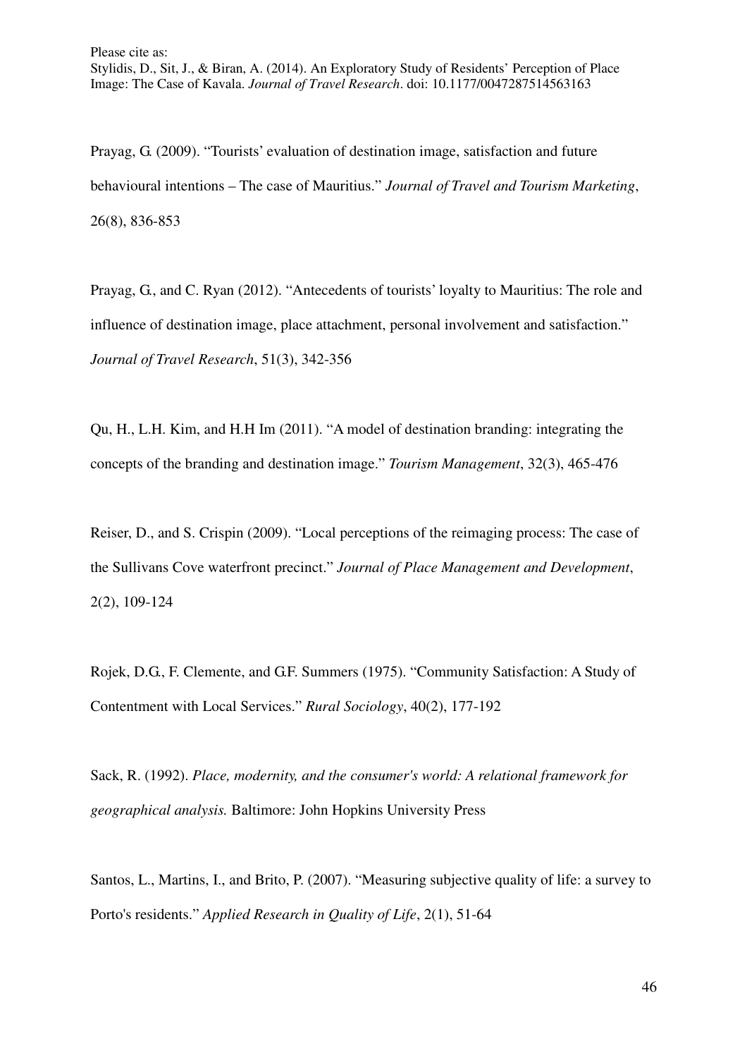Prayag, G. (2009). "Tourists' evaluation of destination image, satisfaction and future behavioural intentions – The case of Mauritius." *Journal of Travel and Tourism Marketing*, 26(8), 836-853

Prayag, G., and C. Ryan (2012). "Antecedents of tourists' loyalty to Mauritius: The role and influence of destination image, place attachment, personal involvement and satisfaction." *Journal of Travel Research*, 51(3), 342-356

Qu, H., L.H. Kim, and H.H Im (2011). "A model of destination branding: integrating the concepts of the branding and destination image." *Tourism Management*, 32(3), 465-476

Reiser, D., and S. Crispin (2009). "Local perceptions of the reimaging process: The case of the Sullivans Cove waterfront precinct." *Journal of Place Management and Development*, 2(2), 109-124

Rojek, D.G., F. Clemente, and G.F. Summers (1975). "Community Satisfaction: A Study of Contentment with Local Services." *Rural Sociology*, 40(2), 177-192

Sack, R. (1992). *Place, modernity, and the consumer's world: A relational framework for geographical analysis.* Baltimore: John Hopkins University Press

Santos, L., Martins, I., and Brito, P. (2007). "Measuring subjective quality of life: a survey to Porto's residents." *Applied Research in Quality of Life*, 2(1), 51-64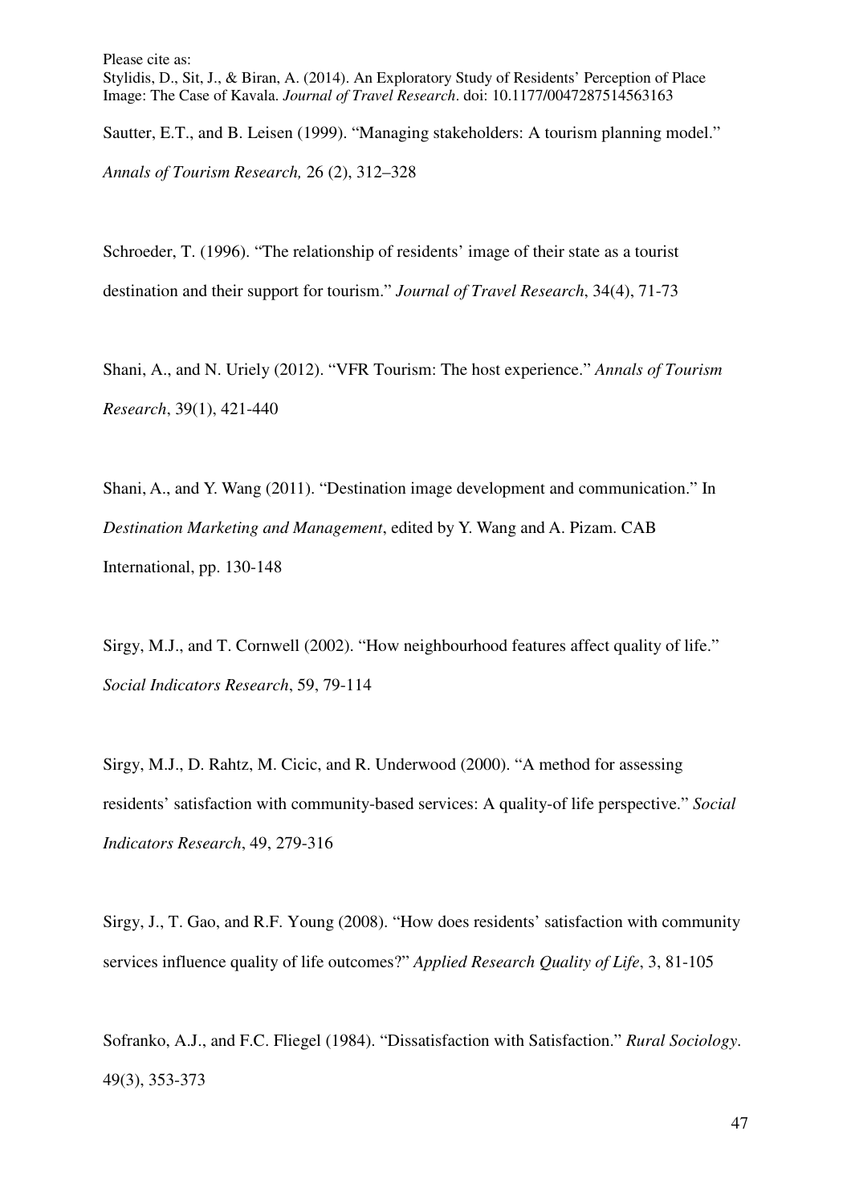Sautter, E.T., and B. Leisen (1999). "Managing stakeholders: A tourism planning model." *Annals of Tourism Research,* 26 (2), 312–328

Schroeder, T. (1996). "The relationship of residents' image of their state as a tourist destination and their support for tourism." *Journal of Travel Research*, 34(4), 71-73

Shani, A., and N. Uriely (2012). "VFR Tourism: The host experience." *Annals of Tourism Research*, 39(1), 421-440

Shani, A., and Y. Wang (2011). "Destination image development and communication." In *Destination Marketing and Management*, edited by Y. Wang and A. Pizam. CAB International, pp. 130-148

Sirgy, M.J., and T. Cornwell (2002). "How neighbourhood features affect quality of life." *Social Indicators Research*, 59, 79-114

Sirgy, M.J., D. Rahtz, M. Cicic, and R. Underwood (2000). "A method for assessing residents' satisfaction with community-based services: A quality-of life perspective." *Social Indicators Research*, 49, 279-316

Sirgy, J., T. Gao, and R.F. Young (2008). "How does residents' satisfaction with community services influence quality of life outcomes?" *Applied Research Quality of Life*, 3, 81-105

Sofranko, A.J., and F.C. Fliegel (1984). "Dissatisfaction with Satisfaction." *Rural Sociology*. 49(3), 353-373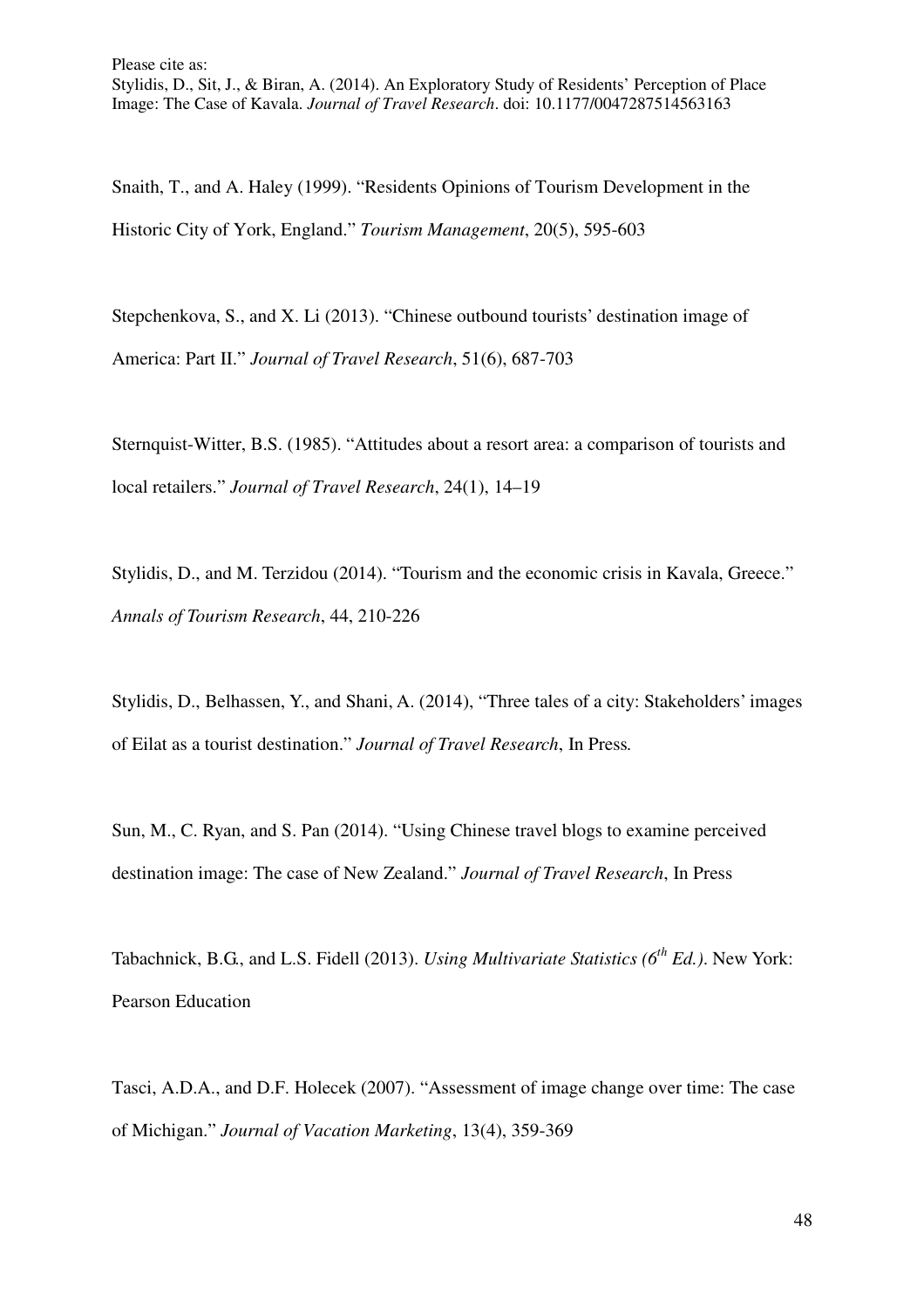Snaith, T., and A. Haley (1999). "Residents Opinions of Tourism Development in the Historic City of York, England." *Tourism Management*, 20(5), 595-603

Stepchenkova, S., and X. Li (2013). "Chinese outbound tourists' destination image of America: Part II." *Journal of Travel Research*, 51(6), 687-703

Sternquist-Witter, B.S. (1985). "Attitudes about a resort area: a comparison of tourists and local retailers." *Journal of Travel Research*, 24(1), 14–19

Stylidis, D., and M. Terzidou (2014). "Tourism and the economic crisis in Kavala, Greece." *Annals of Tourism Research*, 44, 210-226

Stylidis, D., Belhassen, Y., and Shani, A. (2014), "Three tales of a city: Stakeholders' images of Eilat as a tourist destination." *Journal of Travel Research*, In Press*.*

Sun, M., C. Ryan, and S. Pan (2014). "Using Chinese travel blogs to examine perceived destination image: The case of New Zealand." *Journal of Travel Research*, In Press

Tabachnick, B.G., and L.S. Fidell (2013). *Using Multivariate Statistics (6th Ed.)*. New York: Pearson Education

Tasci, A.D.A., and D.F. Holecek (2007). "Assessment of image change over time: The case of Michigan." *Journal of Vacation Marketing*, 13(4), 359-369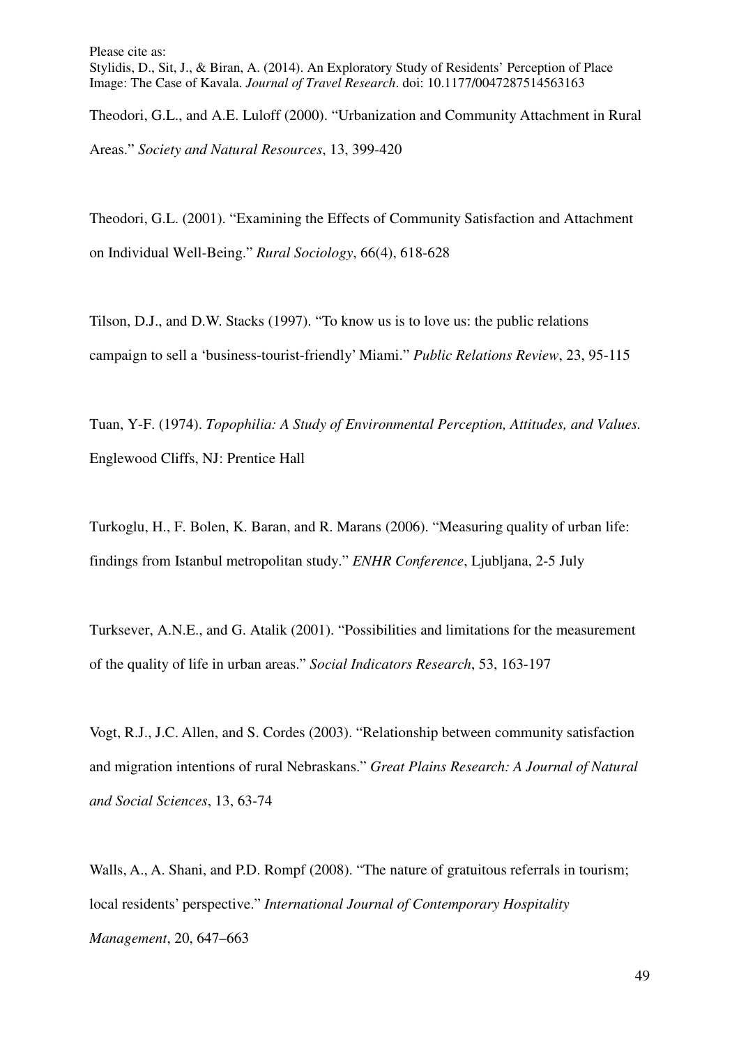Theodori, G.L., and A.E. Luloff (2000). "Urbanization and Community Attachment in Rural Areas." *Society and Natural Resources*, 13, 399-420

Theodori, G.L. (2001). "Examining the Effects of Community Satisfaction and Attachment on Individual Well-Being." *Rural Sociology*, 66(4), 618-628

Tilson, D.J., and D.W. Stacks (1997). "To know us is to love us: the public relations campaign to sell a 'business-tourist-friendly' Miami." *Public Relations Review*, 23, 95-115

Tuan, Y-F. (1974). *Topophilia: A Study of Environmental Perception, Attitudes, and Values.* Englewood Cliffs, NJ: Prentice Hall

Turkoglu, H., F. Bolen, K. Baran, and R. Marans (2006). "Measuring quality of urban life: findings from Istanbul metropolitan study." *ENHR Conference*, Ljubljana, 2-5 July

Turksever, A.N.E., and G. Atalik (2001). "Possibilities and limitations for the measurement of the quality of life in urban areas." *Social Indicators Research*, 53, 163-197

Vogt, R.J., J.C. Allen, and S. Cordes (2003). "Relationship between community satisfaction and migration intentions of rural Nebraskans." *Great Plains Research: A Journal of Natural and Social Sciences*, 13, 63-74

Walls, A., A. Shani, and P.D. Rompf (2008). "The nature of gratuitous referrals in tourism; local residents' perspective." *International Journal of Contemporary Hospitality Management*, 20, 647–663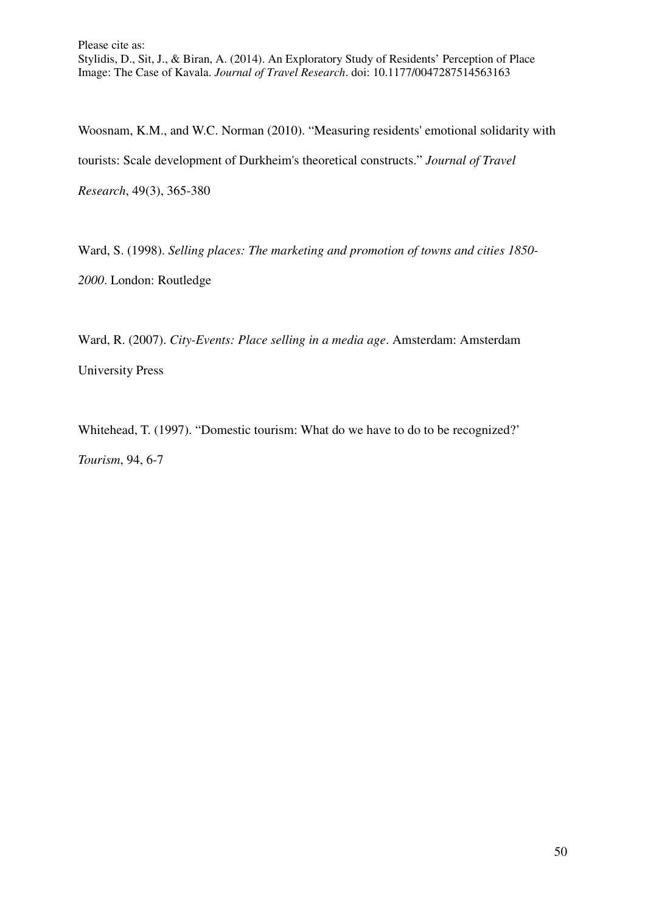Woosnam, K.M., and W.C. Norman (2010). “Measuring residents' emotional solidarity with tourists: Scale development of Durkheim's theoretical constructs.” *Journal of Travel Research*, 49(3), 365-380

Ward, S. (1998). *Selling places: The marketing and promotion of towns and cities 1850-2000*. London: Routledge

Ward, R. (2007). *City-Events: Place selling in a media age*. Amsterdam: Amsterdam University Press

Whitehead, T. (1997). “Domestic tourism: What do we have to do to be recognized?’ *Tourism*, 94, 6-7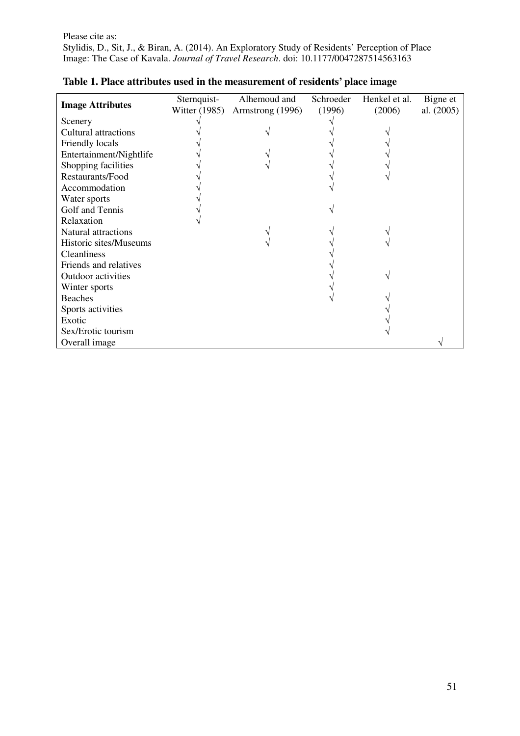Please cite as:
Stylidis, D., Sit, J., & Biran, A. (2014). An Exploratory Study of Residents' Perception of Place Image: The Case of Kavala. *Journal of Travel Research*. doi: 10.1177/0047287514563163

**Table 1. Place attributes used in the measurement of residents' place image**

| Image Attributes | Sternquist-Witter (1985) | Alhemoud and Armstrong (1996) | Schroeder (1996) | Henkel et al. (2006) | Bigne et al. (2005) |
|---|---|---|---|---|---|
| Scenery | √ | | √ | | |
| Cultural attractions | √ | √ | √ | √ | |
| Friendly locals | √ | | √ | √ | |
| Entertainment/Nightlife | √ | √ | √ | √ | |
| Shopping facilities | √ | √ | √ | √ | |
| Restaurants/Food | √ | | √ | √ | |
| Accommodation | √ | | √ | | |
| Water sports | √ | | | | |
| Golf and Tennis | √ | | √ | | |
| Relaxation | √ | | | | |
| Natural attractions | | √ | √ | √ | |
| Historic sites/Museums | | √ | √ | √ | |
| Cleanliness | | | √ | | |
| Friends and relatives | | | √ | | |
| Outdoor activities | | | √ | √ | |
| Winter sports | | | √ | | |
| Beaches | | | √ | √ | |
| Sports activities | | | | √ | |
| Exotic | | | | √ | |
| Sex/Erotic tourism | | | | √ | |
| Overall image | | | | | √ |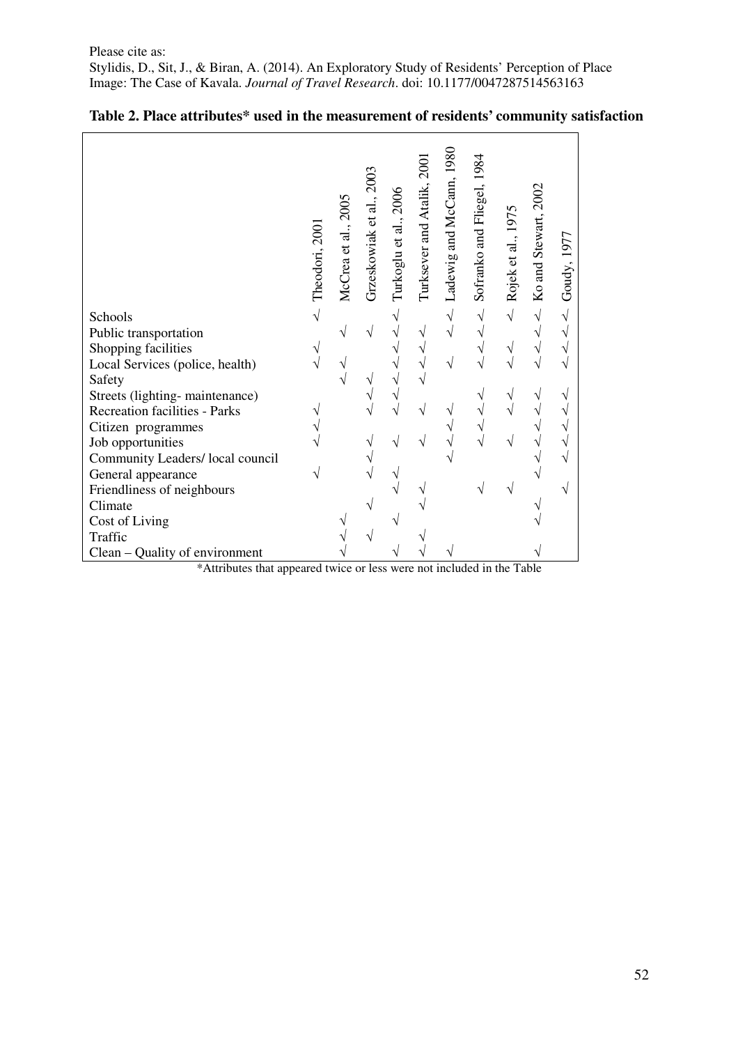Please cite as:
Stylidis, D., Sit, J., & Biran, A. (2014). An Exploratory Study of Residents' Perception of Place Image: The Case of Kavala. *Journal of Travel Research*. doi: 10.1177/0047287514563163

**Table 2. Place attributes* used in the measurement of residents' community satisfaction**

| | Theodori, 2001 | McCrea et al., 2005 | Grzeskowiak et al., 2003 | Turkoglu et al., 2006 | Turksever and Atalik, 2001 | Ladewig and McCann, 1980 | Sofranko and Fliegel, 1984 | Rojek et al., 1975 | Ko and Stewart, 2002 | Goudy, 1977 |
|---|---|---|---|---|---|---|---|---|---|---|
| Schools | √ | | | √ | | √ | √ | √ | √ | √ |
| Public transportation | | √ | √ | √ | √ | √ | √ | | √ | √ |
| Shopping facilities | √ | | | √ | √ | | √ | √ | √ | √ |
| Local Services (police, health) | √ | √ | | √ | √ | √ | √ | √ | √ | √ |
| Safety | | √ | √ | √ | √ | | | | | |
| Streets (lighting- maintenance) | | | √ | √ | | | √ | √ | √ | √ |
| Recreation facilities - Parks | √ | | √ | √ | √ | √ | √ | √ | √ | √ |
| Citizen programmes | √ | | | | | √ | √ | | √ | √ |
| Job opportunities | √ | | √ | √ | √ | √ | √ | √ | √ | √ |
| Community Leaders/ local council | | | √ | | | √ | | | √ | √ |
| General appearance | √ | | √ | √ | | | | | √ | |
| Friendliness of neighbours | | | | √ | √ | | √ | √ | | √ |
| Climate | | | √ | | √ | | | | √ | |
| Cost of Living | | √ | | √ | | | | | √ | |
| Traffic | | √ | √ | | √ | | | | | |
| Clean – Quality of environment | | √ | | √ | √ | √ | | | √ | |

*Attributes that appeared twice or less were not included in the Table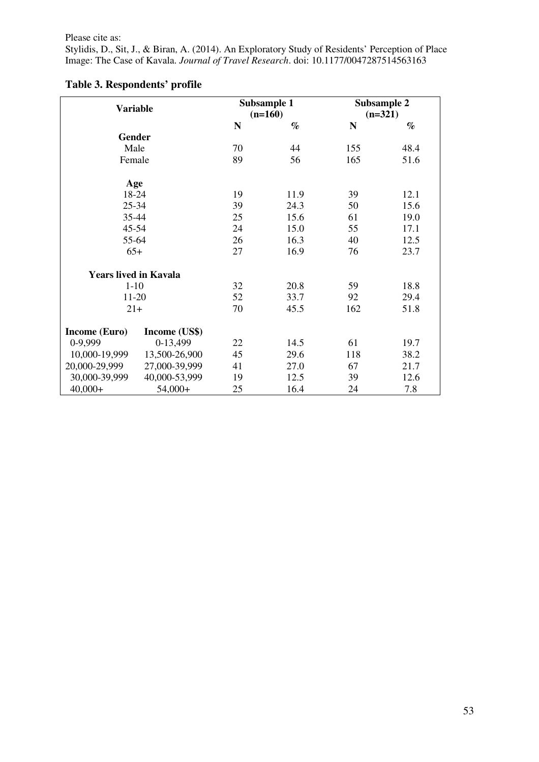Please cite as:
Stylidis, D., Sit, J., & Biran, A. (2014). An Exploratory Study of Residents' Perception of Place Image: The Case of Kavala. *Journal of Travel Research*. doi: 10.1177/0047287514563163

**Table 3. Respondents' profile**

| Variable | | Subsample 1 (n=160) | | Subsample 2 (n=321) | |
|---|---|---|---|---|---|
| | | N | % | N | % |
| **Gender** | | | | | |
| Male | | 70 | 44 | 155 | 48.4 |
| Female | | 89 | 56 | 165 | 51.6 |
| **Age** | | | | | |
| 18-24 | | 19 | 11.9 | 39 | 12.1 |
| 25-34 | | 39 | 24.3 | 50 | 15.6 |
| 35-44 | | 25 | 15.6 | 61 | 19.0 |
| 45-54 | | 24 | 15.0 | 55 | 17.1 |
| 55-64 | | 26 | 16.3 | 40 | 12.5 |
| 65+ | | 27 | 16.9 | 76 | 23.7 |
| **Years lived in Kavala** | | | | | |
| 1-10 | | 32 | 20.8 | 59 | 18.8 |
| 11-20 | | 52 | 33.7 | 92 | 29.4 |
| 21+ | | 70 | 45.5 | 162 | 51.8 |
| **Income (Euro)** | **Income (US$)** | | | | |
| 0-9,999 | 0-13,499 | 22 | 14.5 | 61 | 19.7 |
| 10,000-19,999 | 13,500-26,900 | 45 | 29.6 | 118 | 38.2 |
| 20,000-29,999 | 27,000-39,999 | 41 | 27.0 | 67 | 21.7 |
| 30,000-39,999 | 40,000-53,999 | 19 | 12.5 | 39 | 12.6 |
| 40,000+ | 54,000+ | 25 | 16.4 | 24 | 7.8 |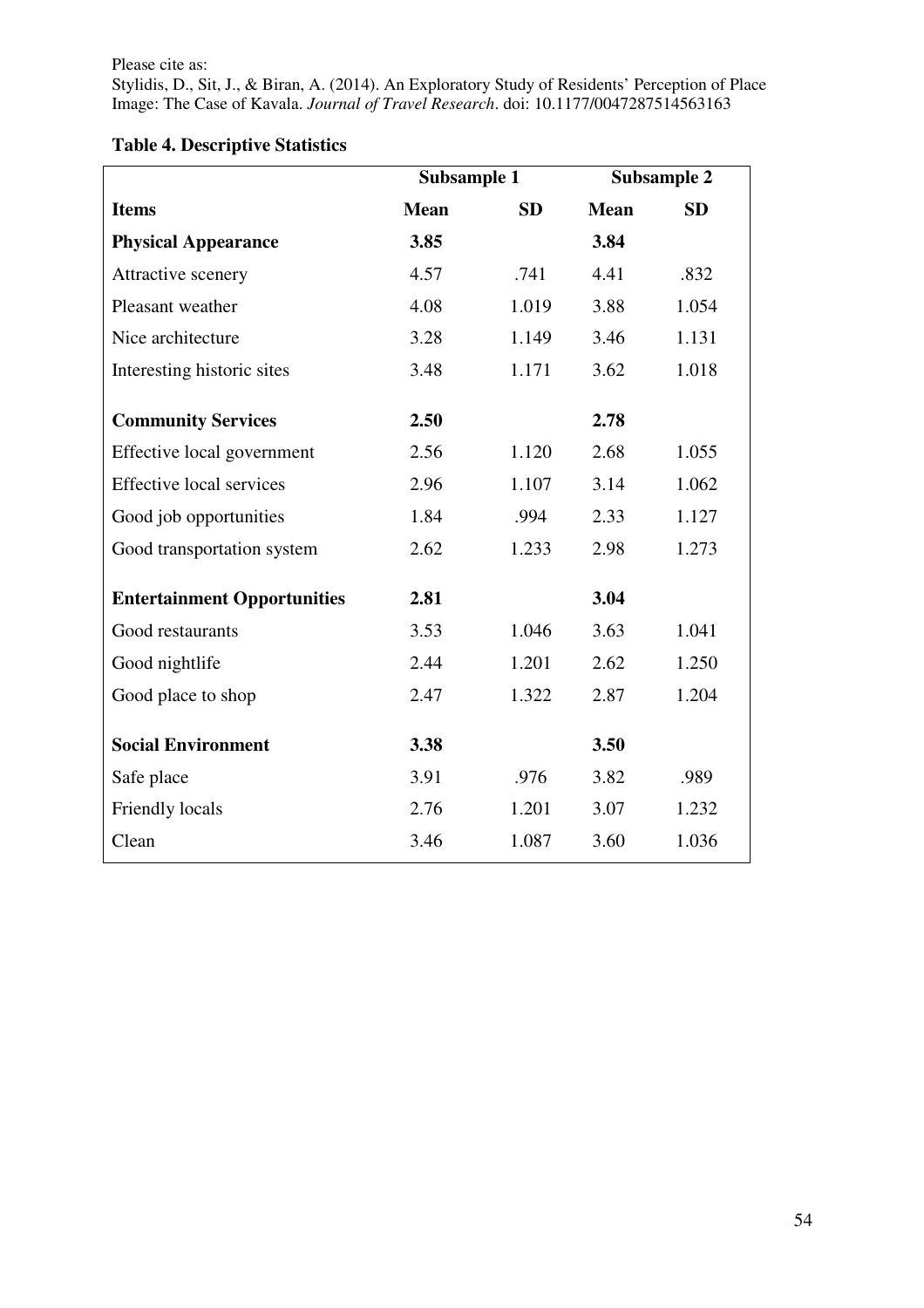Please cite as:
Stylidis, D., Sit, J., & Biran, A. (2014). An Exploratory Study of Residents' Perception of Place Image: The Case of Kavala. *Journal of Travel Research*. doi: 10.1177/0047287514563163

**Table 4. Descriptive Statistics**

| | Subsample 1 | | Subsample 2 | |
|---|---|---|---|---|
| **Items** | **Mean** | **SD** | **Mean** | **SD** |
| **Physical Appearance** | **3.85** | | **3.84** | |
| Attractive scenery | 4.57 | .741 | 4.41 | .832 |
| Pleasant weather | 4.08 | 1.019 | 3.88 | 1.054 |
| Nice architecture | 3.28 | 1.149 | 3.46 | 1.131 |
| Interesting historic sites | 3.48 | 1.171 | 3.62 | 1.018 |
| **Community Services** | **2.50** | | **2.78** | |
| Effective local government | 2.56 | 1.120 | 2.68 | 1.055 |
| Effective local services | 2.96 | 1.107 | 3.14 | 1.062 |
| Good job opportunities | 1.84 | .994 | 2.33 | 1.127 |
| Good transportation system | 2.62 | 1.233 | 2.98 | 1.273 |
| **Entertainment Opportunities** | **2.81** | | **3.04** | |
| Good restaurants | 3.53 | 1.046 | 3.63 | 1.041 |
| Good nightlife | 2.44 | 1.201 | 2.62 | 1.250 |
| Good place to shop | 2.47 | 1.322 | 2.87 | 1.204 |
| **Social Environment** | **3.38** | | **3.50** | |
| Safe place | 3.91 | .976 | 3.82 | .989 |
| Friendly locals | 2.76 | 1.201 | 3.07 | 1.232 |
| Clean | 3.46 | 1.087 | 3.60 | 1.036 |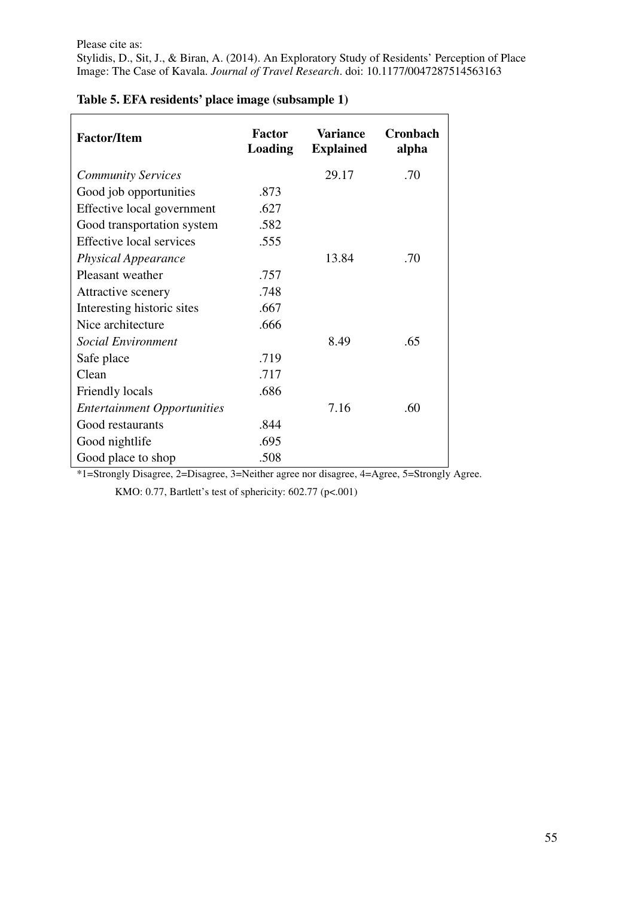Please cite as:
Stylidis, D., Sit, J., & Biran, A. (2014). An Exploratory Study of Residents' Perception of Place Image: The Case of Kavala. *Journal of Travel Research*. doi: 10.1177/0047287514563163

**Table 5. EFA residents' place image (subsample 1)**

| Factor/Item | Factor Loading | Variance Explained | Cronbach alpha |
|---|---|---|---|
| *Community Services* | | 29.17 | .70 |
| Good job opportunities | .873 | | |
| Effective local government | .627 | | |
| Good transportation system | .582 | | |
| Effective local services | .555 | | |
| *Physical Appearance* | | 13.84 | .70 |
| Pleasant weather | .757 | | |
| Attractive scenery | .748 | | |
| Interesting historic sites | .667 | | |
| Nice architecture | .666 | | |
| *Social Environment* | | 8.49 | .65 |
| Safe place | .719 | | |
| Clean | .717 | | |
| Friendly locals | .686 | | |
| *Entertainment Opportunities* | | 7.16 | .60 |
| Good restaurants | .844 | | |
| Good nightlife | .695 | | |
| Good place to shop | .508 | | |

*1=Strongly Disagree, 2=Disagree, 3=Neither agree nor disagree, 4=Agree, 5=Strongly Agree.

KMO: 0.77, Bartlett's test of sphericity: 602.77 ($p<.001$)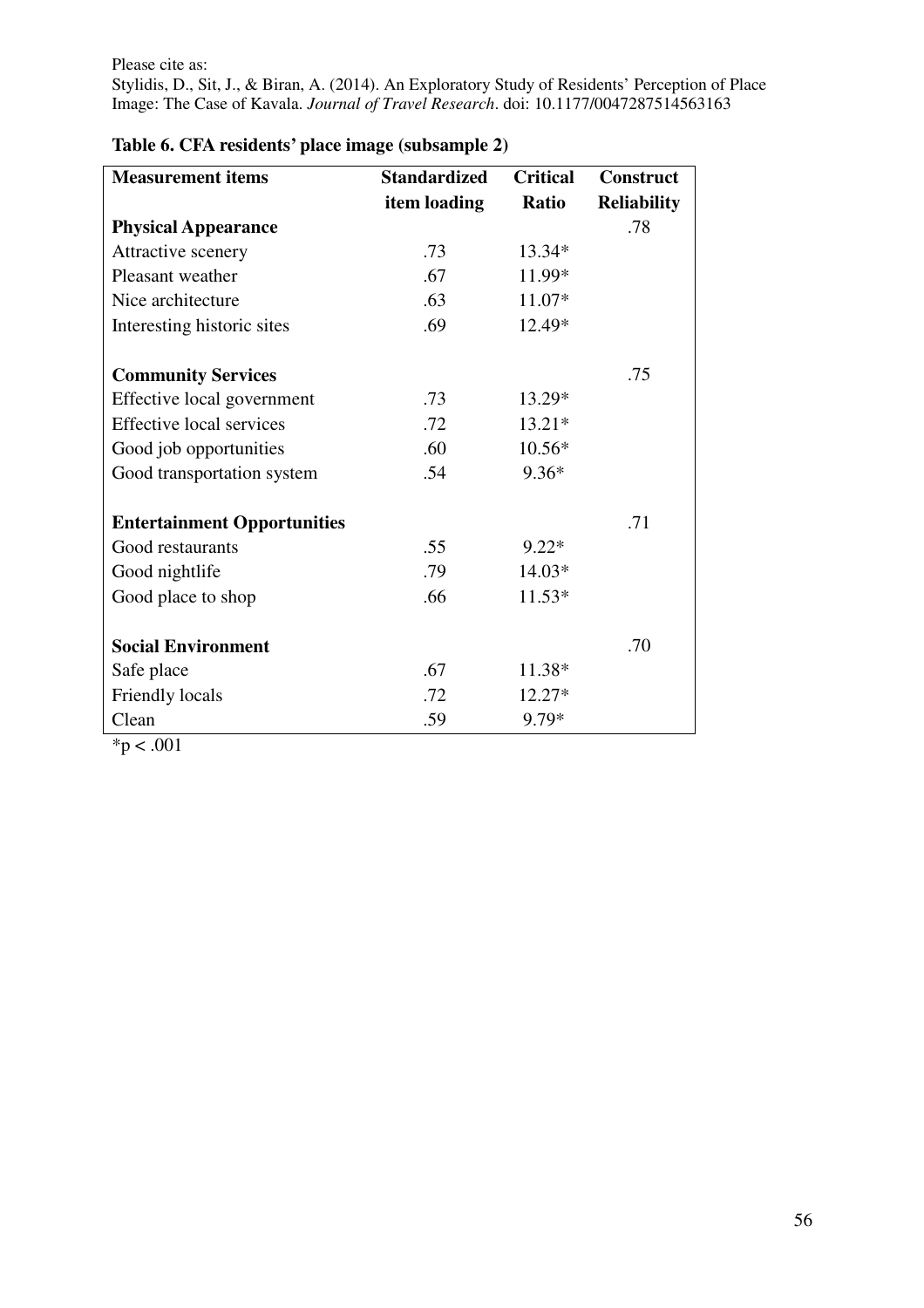Please cite as:
Stylidis, D., Sit, J., & Biran, A. (2014). An Exploratory Study of Residents' Perception of Place Image: The Case of Kavala. *Journal of Travel Research*. doi: 10.1177/0047287514563163

**Table 6. CFA residents' place image (subsample 2)**

| Measurement items | Standardized item loading | Critical Ratio | Construct Reliability |
|---|---|---|---|
| **Physical Appearance** | | | .78 |
| Attractive scenery | .73 | 13.34* | |
| Pleasant weather | .67 | 11.99* | |
| Nice architecture | .63 | 11.07* | |
| Interesting historic sites | .69 | 12.49* | |
| **Community Services** | | | .75 |
| Effective local government | .73 | 13.29* | |
| Effective local services | .72 | 13.21* | |
| Good job opportunities | .60 | 10.56* | |
| Good transportation system | .54 | 9.36* | |
| **Entertainment Opportunities** | | | .71 |
| Good restaurants | .55 | 9.22* | |
| Good nightlife | .79 | 14.03* | |
| Good place to shop | .66 | 11.53* | |
| **Social Environment** | | | .70 |
| Safe place | .67 | 11.38* | |
| Friendly locals | .72 | 12.27* | |
| Clean | .59 | 9.79* | |

*$p < .001$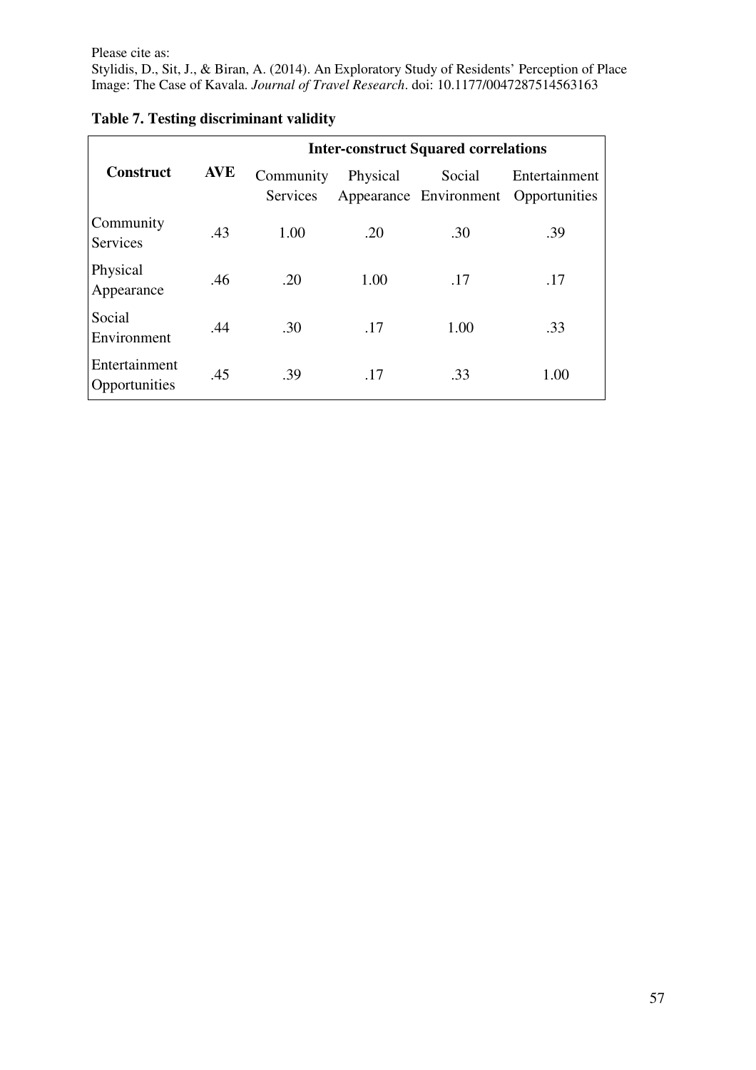Please cite as:
Stylidis, D., Sit, J., & Biran, A. (2014). An Exploratory Study of Residents' Perception of Place Image: The Case of Kavala. *Journal of Travel Research*. doi: 10.1177/0047287514563163

**Table 7. Testing discriminant validity**

| | | Inter-construct Squared correlations | | | |
|---|---|---|---|---|---|
| **Construct** | **AVE** | Community Services | Physical Appearance | Social Environment | Entertainment Opportunities |
| Community Services | .43 | 1.00 | .20 | .30 | .39 |
| Physical Appearance | .46 | .20 | 1.00 | .17 | .17 |
| Social Environment | .44 | .30 | .17 | 1.00 | .33 |
| Entertainment Opportunities | .45 | .39 | .17 | .33 | 1.00 |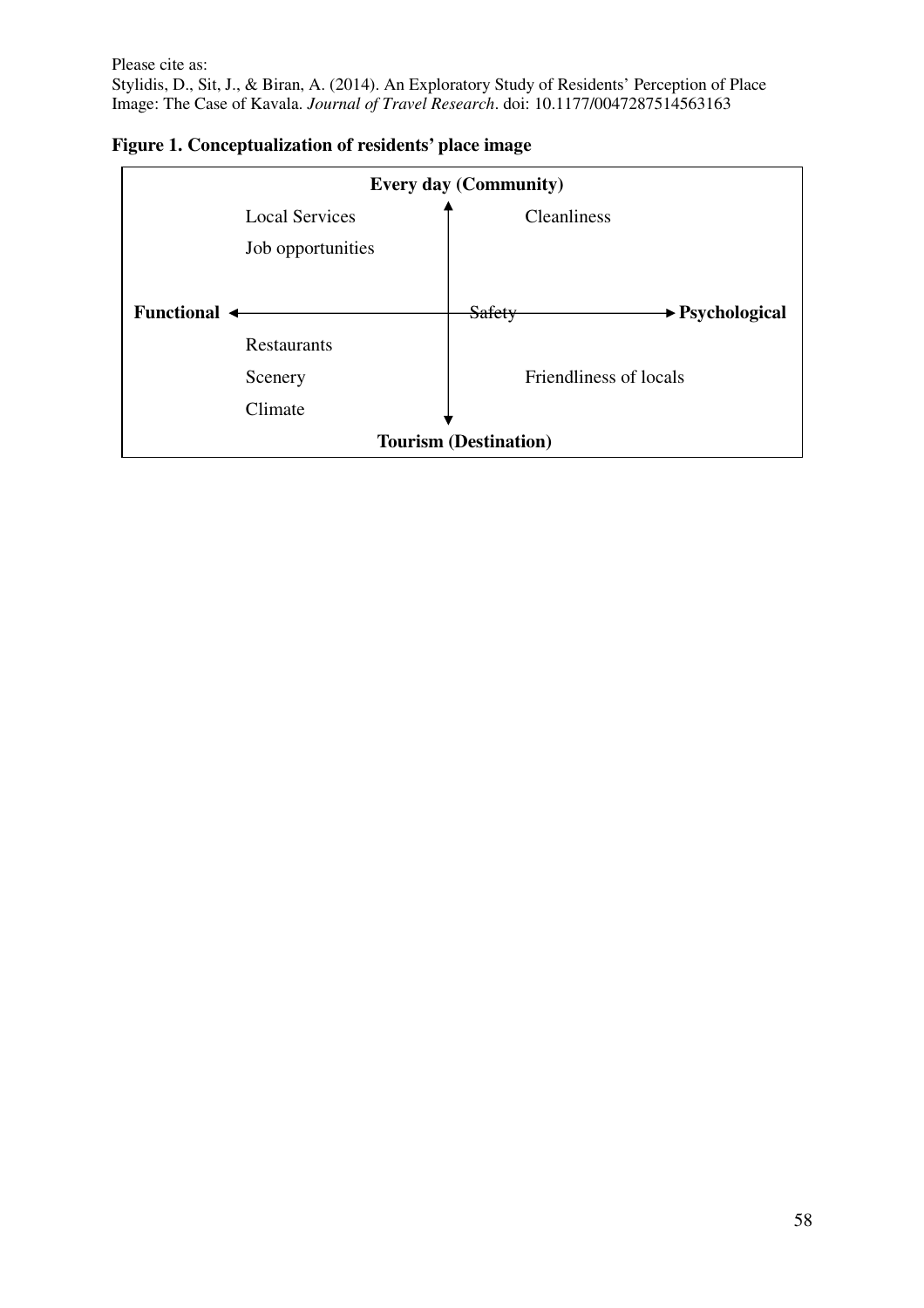Please cite as:
Stylidis, D., Sit, J., & Biran, A. (2014). An Exploratory Study of Residents' Perception of Place Image: The Case of Kavala. *Journal of Travel Research*. doi: 10.1177/0047287514563163

**Figure 1. Conceptualization of residents' place image**

Every day (Community)

Local Services

Job opportunities

Cleanliness

Functional

Safety

Psychological

Restaurants

Scenery

Climate

Friendliness of locals

Tourism (Destination)